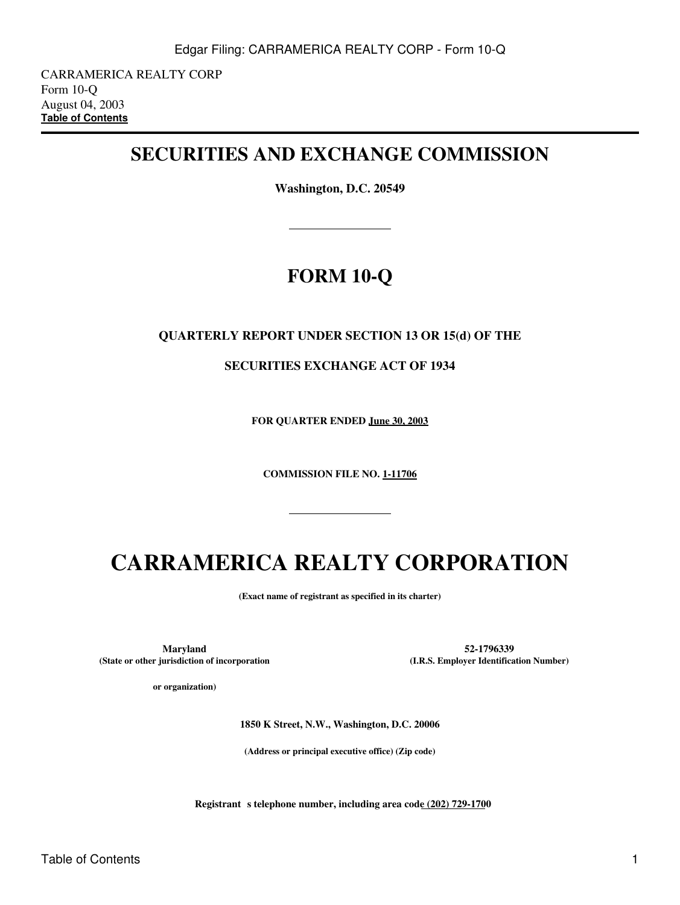CARRAMERICA REALTY CORP
Form 10-Q
August 04, 2003
**Table of Contents**

---

# SECURITIES AND EXCHANGE COMMISSION

**Washington, D.C. 20549**

---

# FORM 10-Q

**QUARTERLY REPORT UNDER SECTION 13 OR 15(d) OF THE**

**SECURITIES EXCHANGE ACT OF 1934**

**FOR QUARTER ENDED June 30, 2003**

**COMMISSION FILE NO. 1-11706**

---

# CARRAMERICA REALTY CORPORATION

**(Exact name of registrant as specified in its charter)**

| **Maryland** | **52-1796339** |
|---|---|
| **(State or other jurisdiction of incorporation or organization)** | **(I.R.S. Employer Identification Number)** |

**1850 K Street, N.W., Washington, D.C. 20006**

**(Address or principal executive office) (Zip code)**

**Registrant s telephone number, including area code (202) 729-1700**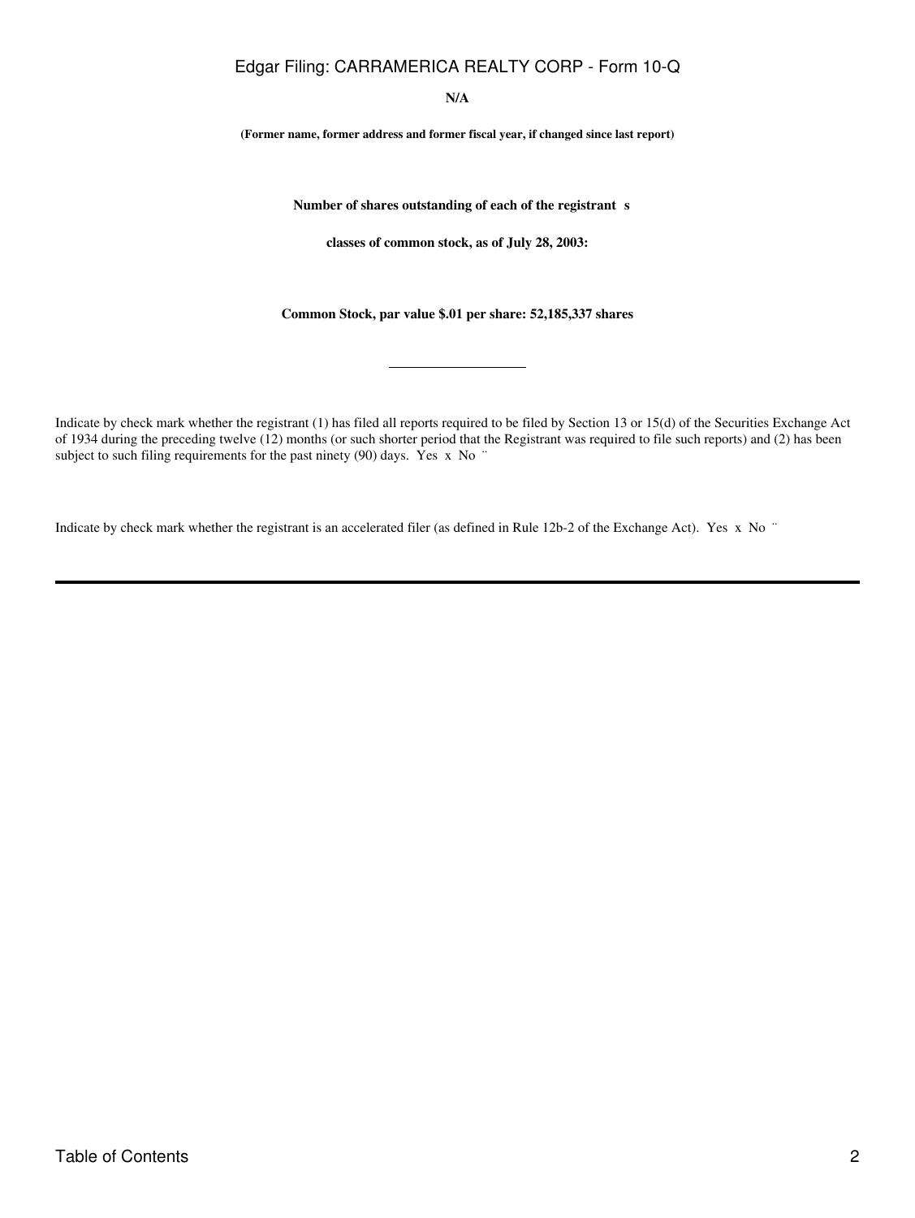**N/A**

**(Former name, former address and former fiscal year, if changed since last report)**

**Number of shares outstanding of each of the registrant s**

**classes of common stock, as of July 28, 2003:**

**Common Stock, par value $.01 per share: 52,185,337 shares**

---

Indicate by check mark whether the registrant (1) has filed all reports required to be filed by Section 13 or 15(d) of the Securities Exchange Act of 1934 during the preceding twelve (12) months (or such shorter period that the Registrant was required to file such reports) and (2) has been subject to such filing requirements for the past ninety (90) days. Yes x No ¨

Indicate by check mark whether the registrant is an accelerated filer (as defined in Rule 12b-2 of the Exchange Act). Yes x No ¨

---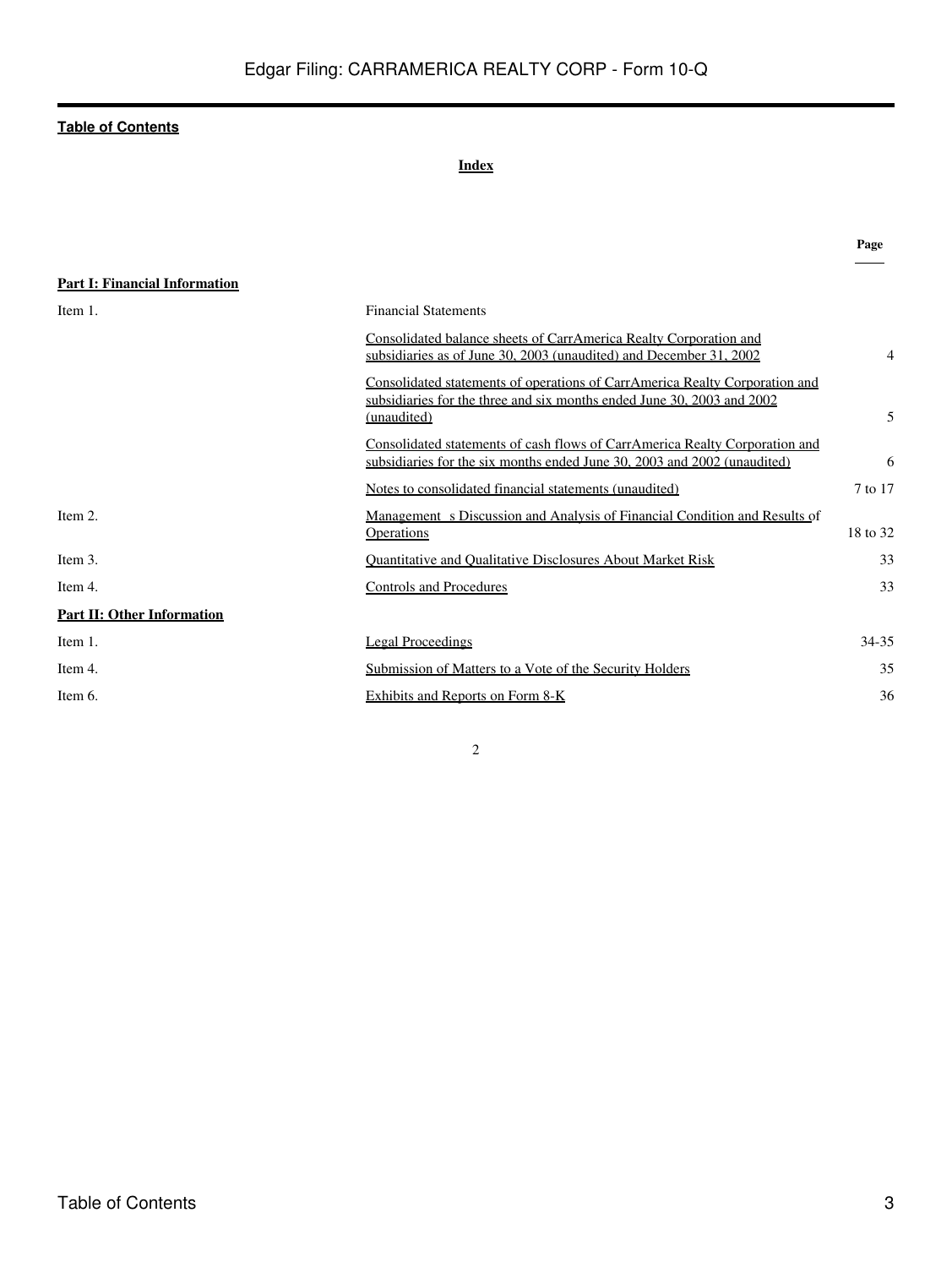**Table of Contents**

**Index**

| | | Page |
|---|---|---|
| **Part I: Financial Information** | | |
| Item 1. | Financial Statements | |
| | Consolidated balance sheets of CarrAmerica Realty Corporation and subsidiaries as of June 30, 2003 (unaudited) and December 31, 2002 | 4 |
| | Consolidated statements of operations of CarrAmerica Realty Corporation and subsidiaries for the three and six months ended June 30, 2003 and 2002 (unaudited) | 5 |
| | Consolidated statements of cash flows of CarrAmerica Realty Corporation and subsidiaries for the six months ended June 30, 2003 and 2002 (unaudited) | 6 |
| | Notes to consolidated financial statements (unaudited) | 7 to 17 |
| Item 2. | Management s Discussion and Analysis of Financial Condition and Results of Operations | 18 to 32 |
| Item 3. | Quantitative and Qualitative Disclosures About Market Risk | 33 |
| Item 4. | Controls and Procedures | 33 |
| **Part II: Other Information** | | |
| Item 1. | Legal Proceedings | 34-35 |
| Item 4. | Submission of Matters to a Vote of the Security Holders | 35 |
| Item 6. | Exhibits and Reports on Form 8-K | 36 |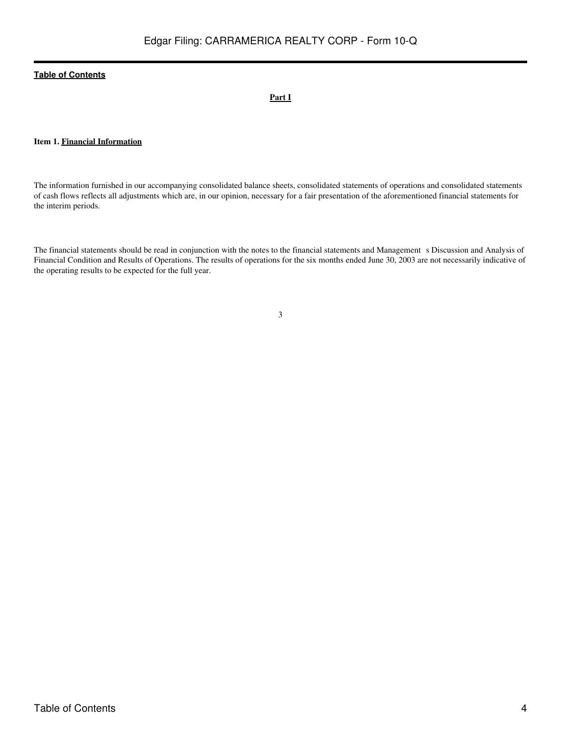[Table of Contents](#)

## Part I

**Item 1. Financial Information**

The information furnished in our accompanying consolidated balance sheets, consolidated statements of operations and consolidated statements of cash flows reflects all adjustments which are, in our opinion, necessary for a fair presentation of the aforementioned financial statements for the interim periods.

The financial statements should be read in conjunction with the notes to the financial statements and Management s Discussion and Analysis of Financial Condition and Results of Operations. The results of operations for the six months ended June 30, 2003 are not necessarily indicative of the operating results to be expected for the full year.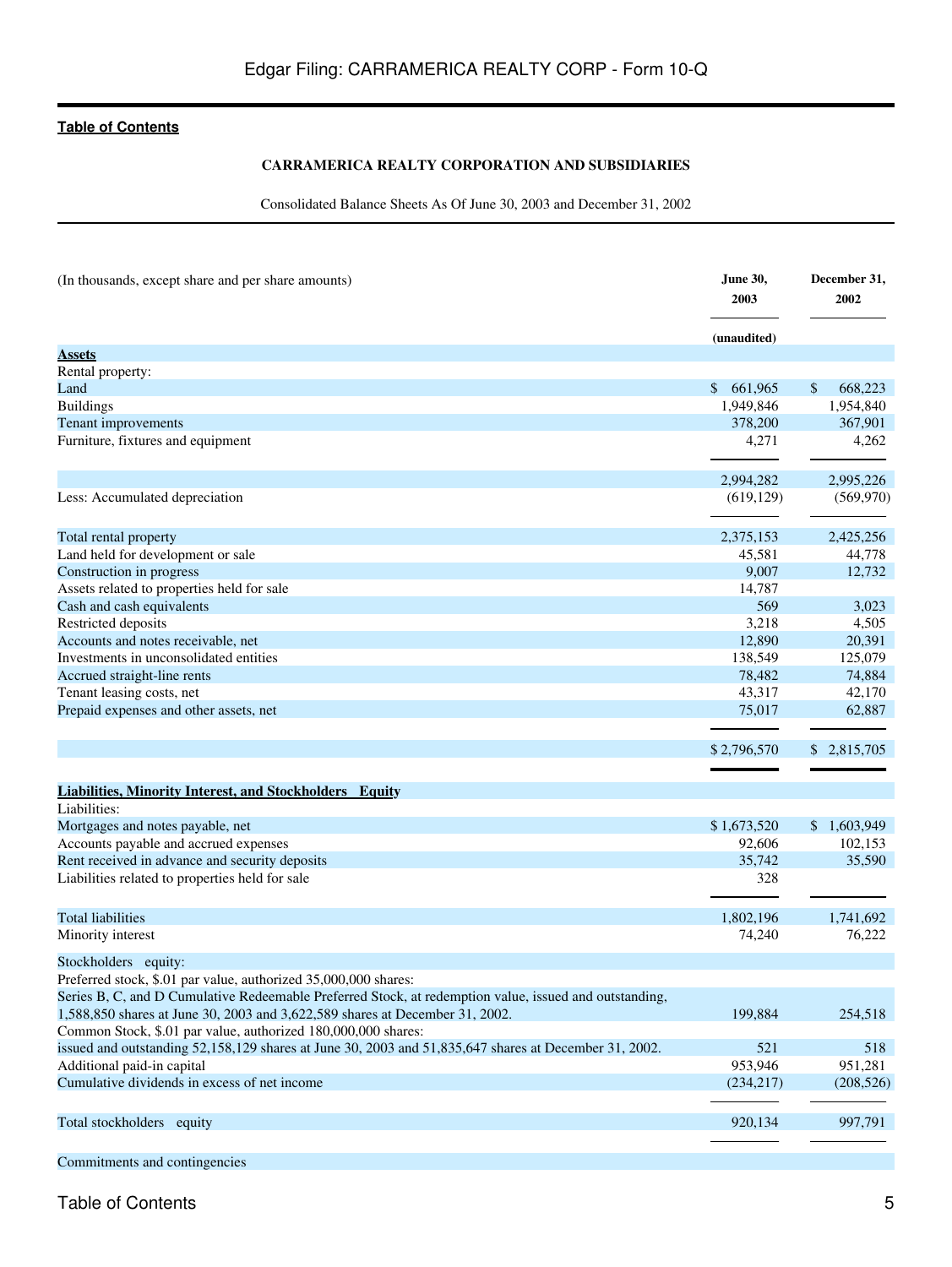**CARRAMERICA REALTY CORPORATION AND SUBSIDIARIES**

Consolidated Balance Sheets As Of June 30, 2003 and December 31, 2002

| (In thousands, except share and per share amounts) | June 30, 2003 (unaudited) | December 31, 2002 |
|---|---|---|
| **Assets** | | |
| Rental property: | | |
| Land | $ 661,965 | $ 668,223 |
| Buildings | 1,949,846 | 1,954,840 |
| Tenant improvements | 378,200 | 367,901 |
| Furniture, fixtures and equipment | 4,271 | 4,262 |
| | 2,994,282 | 2,995,226 |
| Less: Accumulated depreciation | (619,129) | (569,970) |
| Total rental property | 2,375,153 | 2,425,256 |
| Land held for development or sale | 45,581 | 44,778 |
| Construction in progress | 9,007 | 12,732 |
| Assets related to properties held for sale | 14,787 | |
| Cash and cash equivalents | 569 | 3,023 |
| Restricted deposits | 3,218 | 4,505 |
| Accounts and notes receivable, net | 12,890 | 20,391 |
| Investments in unconsolidated entities | 138,549 | 125,079 |
| Accrued straight-line rents | 78,482 | 74,884 |
| Tenant leasing costs, net | 43,317 | 42,170 |
| Prepaid expenses and other assets, net | 75,017 | 62,887 |
| | $ 2,796,570 | $ 2,815,705 |
| **Liabilities, Minority Interest, and Stockholders Equity** | | |
| Liabilities: | | |
| Mortgages and notes payable, net | $ 1,673,520 | $ 1,603,949 |
| Accounts payable and accrued expenses | 92,606 | 102,153 |
| Rent received in advance and security deposits | 35,742 | 35,590 |
| Liabilities related to properties held for sale | 328 | |
| Total liabilities | 1,802,196 | 1,741,692 |
| Minority interest | 74,240 | 76,222 |
| Stockholders equity: | | |
| Preferred stock, $.01 par value, authorized 35,000,000 shares: | | |
| Series B, C, and D Cumulative Redeemable Preferred Stock, at redemption value, issued and outstanding, 1,588,850 shares at June 30, 2003 and 3,622,589 shares at December 31, 2002. | 199,884 | 254,518 |
| Common Stock, $.01 par value, authorized 180,000,000 shares: | | |
| issued and outstanding 52,158,129 shares at June 30, 2003 and 51,835,647 shares at December 31, 2002. | 521 | 518 |
| Additional paid-in capital | 953,946 | 951,281 |
| Cumulative dividends in excess of net income | (234,217) | (208,526) |
| Total stockholders equity | 920,134 | 997,791 |
| Commitments and contingencies | | |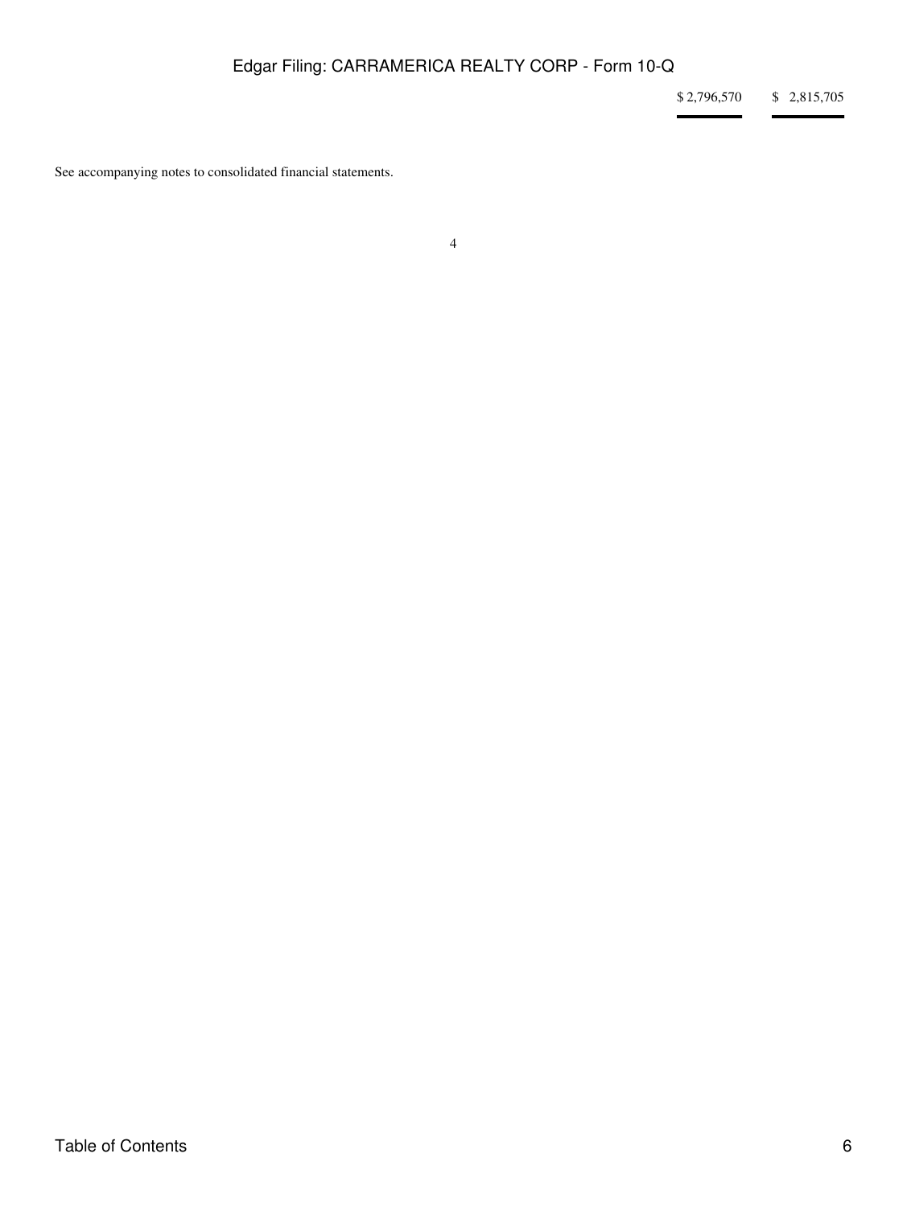| | | |
|---|---|---|
| | $ 2,796,570 | $ 2,815,705 |

See accompanying notes to consolidated financial statements.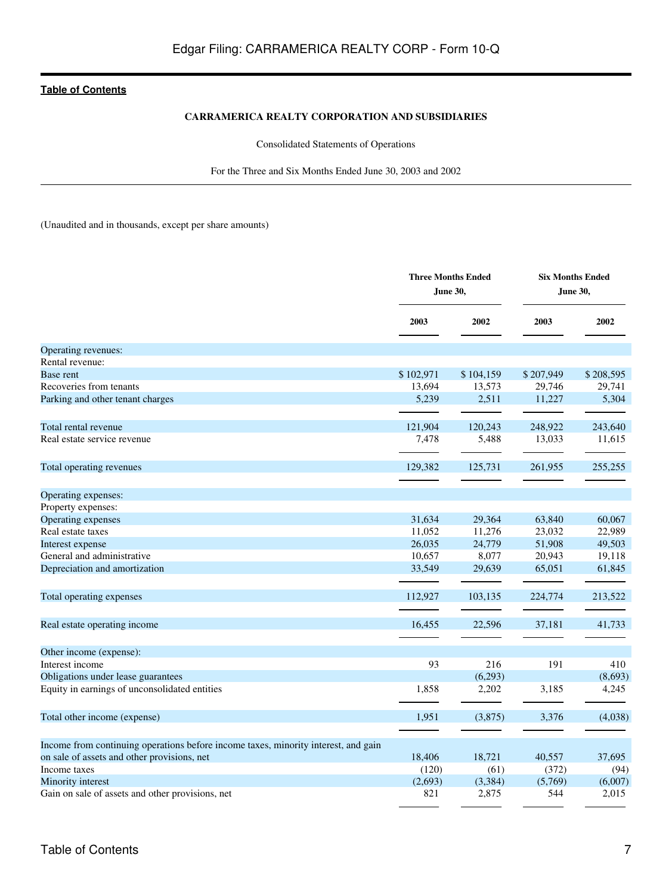**CARRAMERICA REALTY CORPORATION AND SUBSIDIARIES**

Consolidated Statements of Operations

For the Three and Six Months Ended June 30, 2003 and 2002

(Unaudited and in thousands, except per share amounts)

| | Three Months Ended June 30, | | Six Months Ended June 30, | |
|---|---|---|---|---|
| | 2003 | 2002 | 2003 | 2002 |
| Operating revenues: | | | | |
| Rental revenue: | | | | |
| Base rent | $ 102,971 | $ 104,159 | $ 207,949 | $ 208,595 |
| Recoveries from tenants | 13,694 | 13,573 | 29,746 | 29,741 |
| Parking and other tenant charges | 5,239 | 2,511 | 11,227 | 5,304 |
| Total rental revenue | 121,904 | 120,243 | 248,922 | 243,640 |
| Real estate service revenue | 7,478 | 5,488 | 13,033 | 11,615 |
| Total operating revenues | 129,382 | 125,731 | 261,955 | 255,255 |
| Operating expenses: | | | | |
| Property expenses: | | | | |
| Operating expenses | 31,634 | 29,364 | 63,840 | 60,067 |
| Real estate taxes | 11,052 | 11,276 | 23,032 | 22,989 |
| Interest expense | 26,035 | 24,779 | 51,908 | 49,503 |
| General and administrative | 10,657 | 8,077 | 20,943 | 19,118 |
| Depreciation and amortization | 33,549 | 29,639 | 65,051 | 61,845 |
| Total operating expenses | 112,927 | 103,135 | 224,774 | 213,522 |
| Real estate operating income | 16,455 | 22,596 | 37,181 | 41,733 |
| Other income (expense): | | | | |
| Interest income | 93 | 216 | 191 | 410 |
| Obligations under lease guarantees | | (6,293) | | (8,693) |
| Equity in earnings of unconsolidated entities | 1,858 | 2,202 | 3,185 | 4,245 |
| Total other income (expense) | 1,951 | (3,875) | 3,376 | (4,038) |
| Income from continuing operations before income taxes, minority interest, and gain on sale of assets and other provisions, net | 18,406 | 18,721 | 40,557 | 37,695 |
| Income taxes | (120) | (61) | (372) | (94) |
| Minority interest | (2,693) | (3,384) | (5,769) | (6,007) |
| Gain on sale of assets and other provisions, net | 821 | 2,875 | 544 | 2,015 |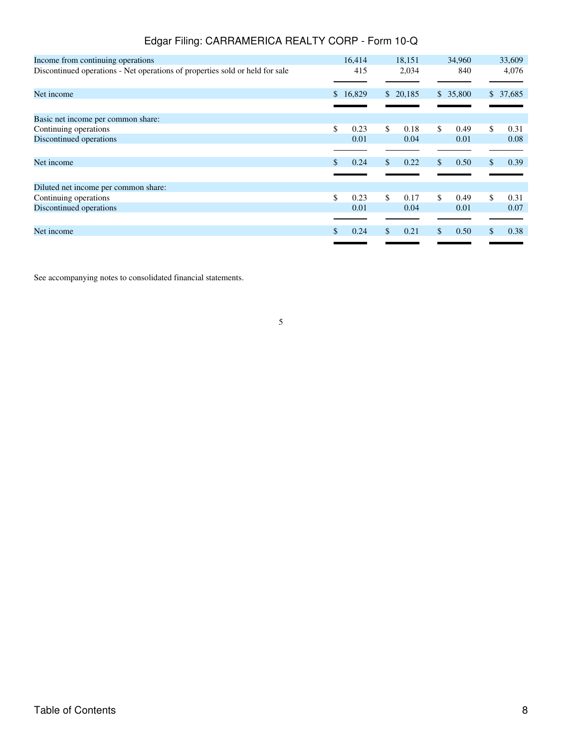| | | | | |
|---|---|---|---|---|
| Income from continuing operations | 16,414 | 18,151 | 34,960 | 33,609 |
| Discontinued operations - Net operations of properties sold or held for sale | 415 | 2,034 | 840 | 4,076 |
| Net income | $ 16,829 | $ 20,185 | $ 35,800 | $ 37,685 |
| Basic net income per common share: | | | | |
| Continuing operations | $ 0.23 | $ 0.18 | $ 0.49 | $ 0.31 |
| Discontinued operations | 0.01 | 0.04 | 0.01 | 0.08 |
| Net income | $ 0.24 | $ 0.22 | $ 0.50 | $ 0.39 |
| Diluted net income per common share: | | | | |
| Continuing operations | $ 0.23 | $ 0.17 | $ 0.49 | $ 0.31 |
| Discontinued operations | 0.01 | 0.04 | 0.01 | 0.07 |
| Net income | $ 0.24 | $ 0.21 | $ 0.50 | $ 0.38 |

See accompanying notes to consolidated financial statements.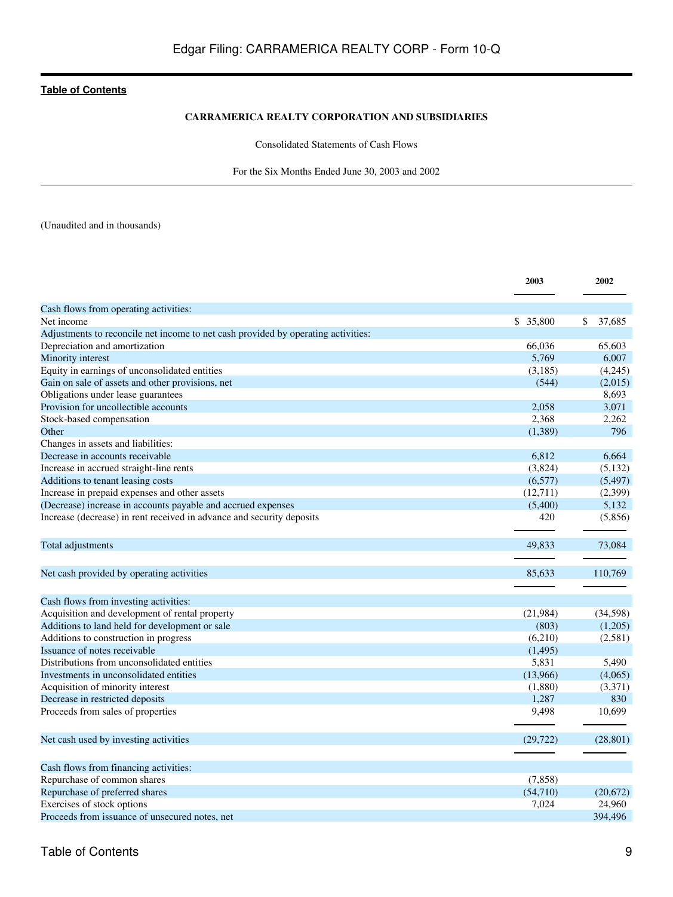**Table of Contents**

**CARRAMERICA REALTY CORPORATION AND SUBSIDIARIES**

Consolidated Statements of Cash Flows

For the Six Months Ended June 30, 2003 and 2002

(Unaudited and in thousands)

| | 2003 | 2002 |
|---|---|---|
| Cash flows from operating activities: | | |
| Net income | $ 35,800 | $ 37,685 |
| Adjustments to reconcile net income to net cash provided by operating activities: | | |
| Depreciation and amortization | 66,036 | 65,603 |
| Minority interest | 5,769 | 6,007 |
| Equity in earnings of unconsolidated entities | (3,185) | (4,245) |
| Gain on sale of assets and other provisions, net | (544) | (2,015) |
| Obligations under lease guarantees | | 8,693 |
| Provision for uncollectible accounts | 2,058 | 3,071 |
| Stock-based compensation | 2,368 | 2,262 |
| Other | (1,389) | 796 |
| Changes in assets and liabilities: | | |
| Decrease in accounts receivable | 6,812 | 6,664 |
| Increase in accrued straight-line rents | (3,824) | (5,132) |
| Additions to tenant leasing costs | (6,577) | (5,497) |
| Increase in prepaid expenses and other assets | (12,711) | (2,399) |
| (Decrease) increase in accounts payable and accrued expenses | (5,400) | 5,132 |
| Increase (decrease) in rent received in advance and security deposits | 420 | (5,856) |
| Total adjustments | 49,833 | 73,084 |
| Net cash provided by operating activities | 85,633 | 110,769 |
| Cash flows from investing activities: | | |
| Acquisition and development of rental property | (21,984) | (34,598) |
| Additions to land held for development or sale | (803) | (1,205) |
| Additions to construction in progress | (6,210) | (2,581) |
| Issuance of notes receivable | (1,495) | |
| Distributions from unconsolidated entities | 5,831 | 5,490 |
| Investments in unconsolidated entities | (13,966) | (4,065) |
| Acquisition of minority interest | (1,880) | (3,371) |
| Decrease in restricted deposits | 1,287 | 830 |
| Proceeds from sales of properties | 9,498 | 10,699 |
| Net cash used by investing activities | (29,722) | (28,801) |
| Cash flows from financing activities: | | |
| Repurchase of common shares | (7,858) | |
| Repurchase of preferred shares | (54,710) | (20,672) |
| Exercises of stock options | 7,024 | 24,960 |
| Proceeds from issuance of unsecured notes, net | | 394,496 |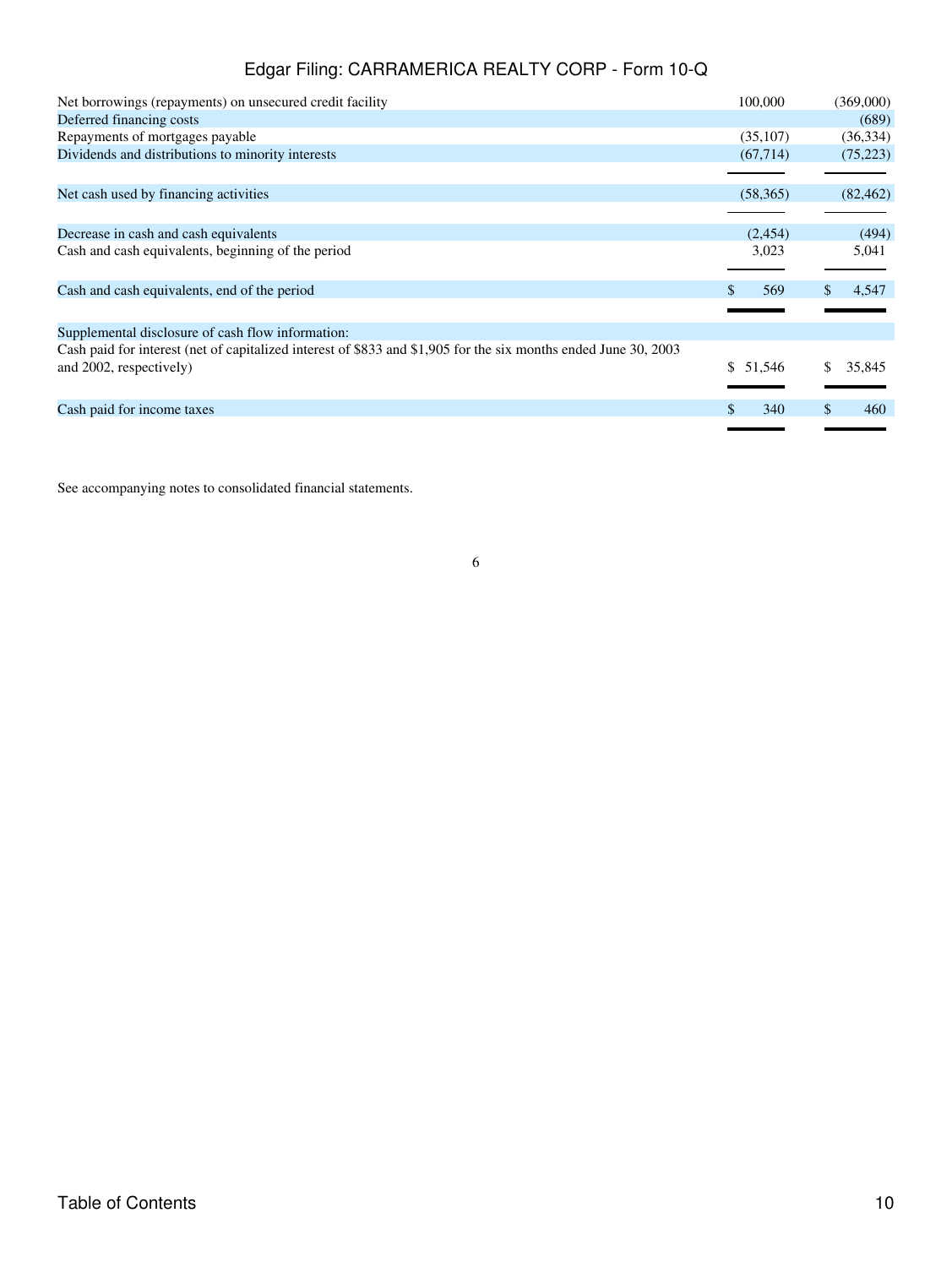| | | |
|---|---|---|
| Net borrowings (repayments) on unsecured credit facility | 100,000 | (369,000) |
| Deferred financing costs | | (689) |
| Repayments of mortgages payable | (35,107) | (36,334) |
| Dividends and distributions to minority interests | (67,714) | (75,223) |
| Net cash used by financing activities | (58,365) | (82,462) |
| Decrease in cash and cash equivalents | (2,454) | (494) |
| Cash and cash equivalents, beginning of the period | 3,023 | 5,041 |
| Cash and cash equivalents, end of the period | $ 569 | $ 4,547 |
| Supplemental disclosure of cash flow information: | | |
| Cash paid for interest (net of capitalized interest of $833 and $1,905 for the six months ended June 30, 2003 and 2002, respectively) | $ 51,546 | $ 35,845 |
| Cash paid for income taxes | $ 340 | $ 460 |

See accompanying notes to consolidated financial statements.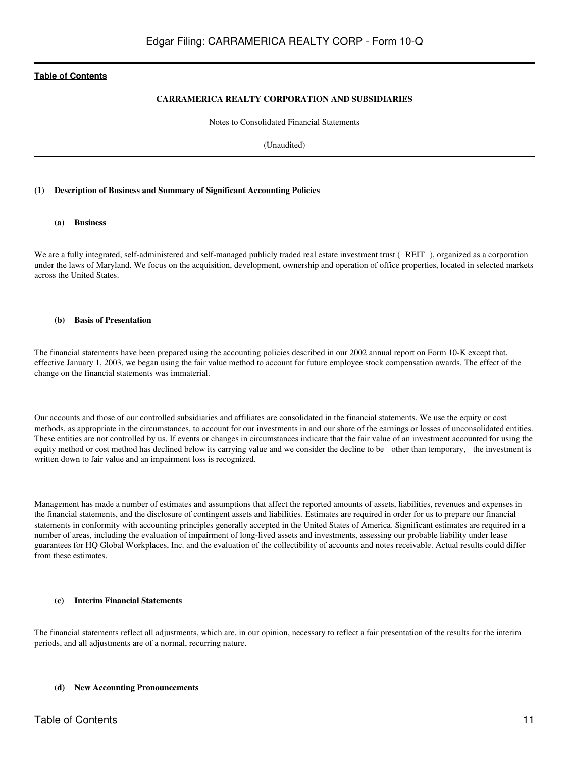**CARRAMERICA REALTY CORPORATION AND SUBSIDIARIES**

Notes to Consolidated Financial Statements

(Unaudited)

---

### (1) Description of Business and Summary of Significant Accounting Policies

#### (a) Business

We are a fully integrated, self-administered and self-managed publicly traded real estate investment trust ( REIT ), organized as a corporation under the laws of Maryland. We focus on the acquisition, development, ownership and operation of office properties, located in selected markets across the United States.

#### (b) Basis of Presentation

The financial statements have been prepared using the accounting policies described in our 2002 annual report on Form 10-K except that, effective January 1, 2003, we began using the fair value method to account for future employee stock compensation awards. The effect of the change on the financial statements was immaterial.

Our accounts and those of our controlled subsidiaries and affiliates are consolidated in the financial statements. We use the equity or cost methods, as appropriate in the circumstances, to account for our investments in and our share of the earnings or losses of unconsolidated entities. These entities are not controlled by us. If events or changes in circumstances indicate that the fair value of an investment accounted for using the equity method or cost method has declined below its carrying value and we consider the decline to be other than temporary, the investment is written down to fair value and an impairment loss is recognized.

Management has made a number of estimates and assumptions that affect the reported amounts of assets, liabilities, revenues and expenses in the financial statements, and the disclosure of contingent assets and liabilities. Estimates are required in order for us to prepare our financial statements in conformity with accounting principles generally accepted in the United States of America. Significant estimates are required in a number of areas, including the evaluation of impairment of long-lived assets and investments, assessing our probable liability under lease guarantees for HQ Global Workplaces, Inc. and the evaluation of the collectibility of accounts and notes receivable. Actual results could differ from these estimates.

#### (c) Interim Financial Statements

The financial statements reflect all adjustments, which are, in our opinion, necessary to reflect a fair presentation of the results for the interim periods, and all adjustments are of a normal, recurring nature.

#### (d) New Accounting Pronouncements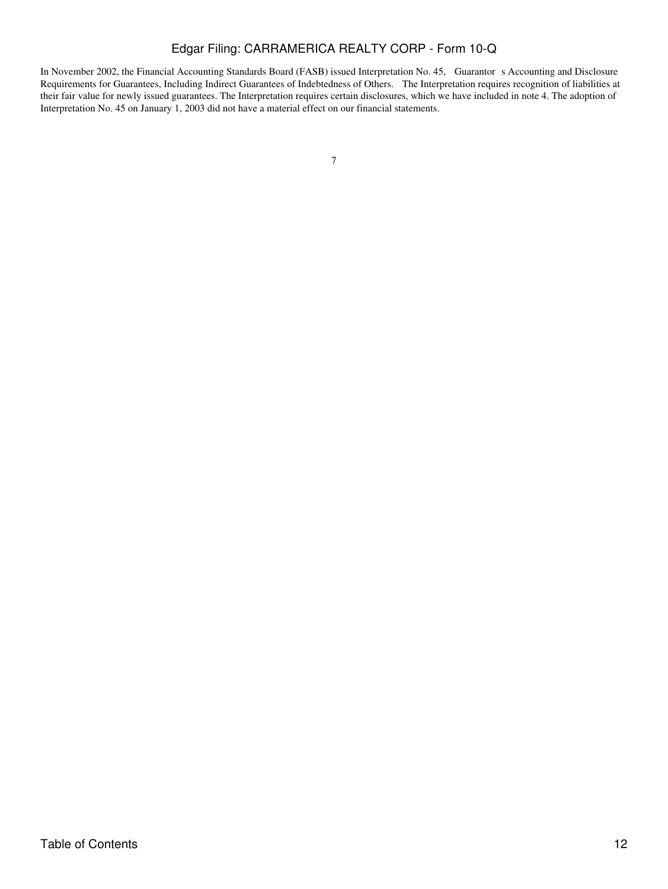In November 2002, the Financial Accounting Standards Board (FASB) issued Interpretation No. 45, Guarantor s Accounting and Disclosure Requirements for Guarantees, Including Indirect Guarantees of Indebtedness of Others. The Interpretation requires recognition of liabilities at their fair value for newly issued guarantees. The Interpretation requires certain disclosures, which we have included in note 4. The adoption of Interpretation No. 45 on January 1, 2003 did not have a material effect on our financial statements.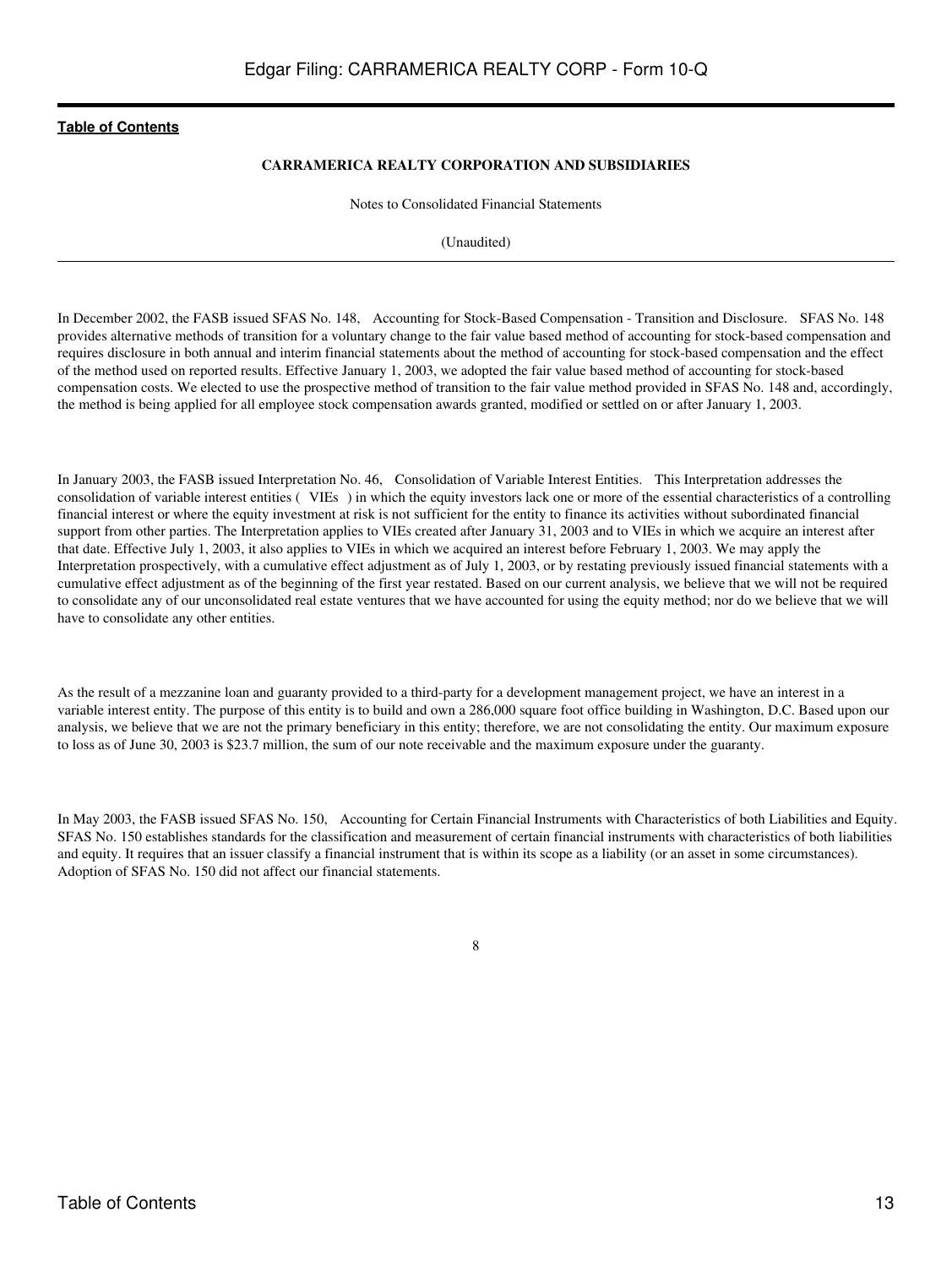**CARRAMERICA REALTY CORPORATION AND SUBSIDIARIES**

Notes to Consolidated Financial Statements

(Unaudited)

---

In December 2002, the FASB issued SFAS No. 148, Accounting for Stock-Based Compensation - Transition and Disclosure. SFAS No. 148 provides alternative methods of transition for a voluntary change to the fair value based method of accounting for stock-based compensation and requires disclosure in both annual and interim financial statements about the method of accounting for stock-based compensation and the effect of the method used on reported results. Effective January 1, 2003, we adopted the fair value based method of accounting for stock-based compensation costs. We elected to use the prospective method of transition to the fair value method provided in SFAS No. 148 and, accordingly, the method is being applied for all employee stock compensation awards granted, modified or settled on or after January 1, 2003.

In January 2003, the FASB issued Interpretation No. 46, Consolidation of Variable Interest Entities. This Interpretation addresses the consolidation of variable interest entities ( VIEs ) in which the equity investors lack one or more of the essential characteristics of a controlling financial interest or where the equity investment at risk is not sufficient for the entity to finance its activities without subordinated financial support from other parties. The Interpretation applies to VIEs created after January 31, 2003 and to VIEs in which we acquire an interest after that date. Effective July 1, 2003, it also applies to VIEs in which we acquired an interest before February 1, 2003. We may apply the Interpretation prospectively, with a cumulative effect adjustment as of July 1, 2003, or by restating previously issued financial statements with a cumulative effect adjustment as of the beginning of the first year restated. Based on our current analysis, we believe that we will not be required to consolidate any of our unconsolidated real estate ventures that we have accounted for using the equity method; nor do we believe that we will have to consolidate any other entities.

As the result of a mezzanine loan and guaranty provided to a third-party for a development management project, we have an interest in a variable interest entity. The purpose of this entity is to build and own a 286,000 square foot office building in Washington, D.C. Based upon our analysis, we believe that we are not the primary beneficiary in this entity; therefore, we are not consolidating the entity. Our maximum exposure to loss as of June 30, 2003 is $23.7 million, the sum of our note receivable and the maximum exposure under the guaranty.

In May 2003, the FASB issued SFAS No. 150, Accounting for Certain Financial Instruments with Characteristics of both Liabilities and Equity. SFAS No. 150 establishes standards for the classification and measurement of certain financial instruments with characteristics of both liabilities and equity. It requires that an issuer classify a financial instrument that is within its scope as a liability (or an asset in some circumstances). Adoption of SFAS No. 150 did not affect our financial statements.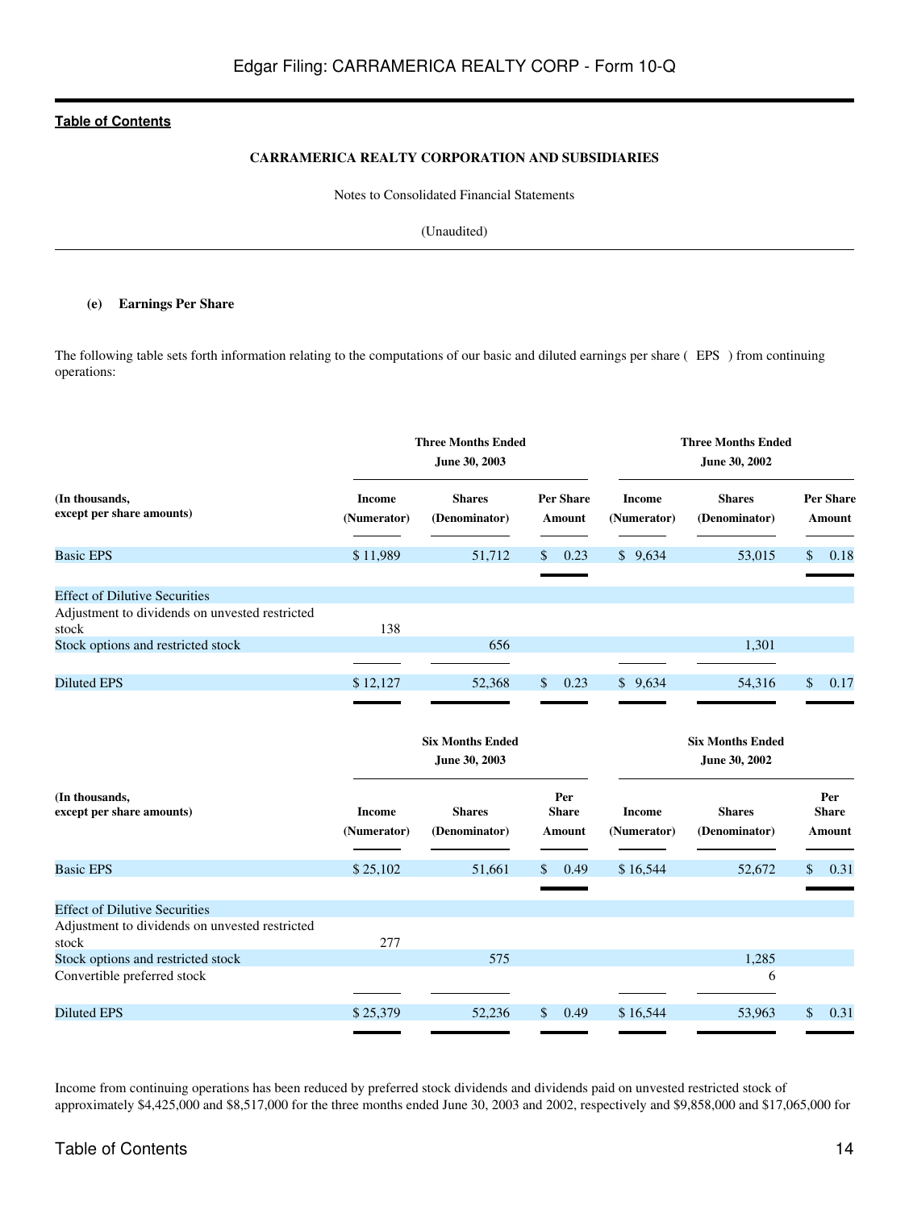**CARRAMERICA REALTY CORPORATION AND SUBSIDIARIES**

Notes to Consolidated Financial Statements

(Unaudited)

**(e) Earnings Per Share**

The following table sets forth information relating to the computations of our basic and diluted earnings per share ( EPS ) from continuing operations:

| (In thousands, except per share amounts) | Three Months Ended June 30, 2003 | | | Three Months Ended June 30, 2002 | | |
|---|---|---|---|---|---|---|
| | Income (Numerator) | Shares (Denominator) | Per Share Amount | Income (Numerator) | Shares (Denominator) | Per Share Amount |
| Basic EPS | $ 11,989 | 51,712 | $ 0.23 | $ 9,634 | 53,015 | $ 0.18 |
| Effect of Dilutive Securities | | | | | | |
| Adjustment to dividends on unvested restricted stock | 138 | | | | | |
| Stock options and restricted stock | | 656 | | | 1,301 | |
| Diluted EPS | $ 12,127 | 52,368 | $ 0.23 | $ 9,634 | 54,316 | $ 0.17 |

| (In thousands, except per share amounts) | Six Months Ended June 30, 2003 | | | Six Months Ended June 30, 2002 | | |
|---|---|---|---|---|---|---|
| | Income (Numerator) | Shares (Denominator) | Per Share Amount | Income (Numerator) | Shares (Denominator) | Per Share Amount |
| Basic EPS | $ 25,102 | 51,661 | $ 0.49 | $ 16,544 | 52,672 | $ 0.31 |
| Effect of Dilutive Securities | | | | | | |
| Adjustment to dividends on unvested restricted stock | 277 | | | | | |
| Stock options and restricted stock | | 575 | | | 1,285 | |
| Convertible preferred stock | | | | | 6 | |
| Diluted EPS | $ 25,379 | 52,236 | $ 0.49 | $ 16,544 | 53,963 | $ 0.31 |

Income from continuing operations has been reduced by preferred stock dividends and dividends paid on unvested restricted stock of approximately $4,425,000 and $8,517,000 for the three months ended June 30, 2003 and 2002, respectively and $9,858,000 and $17,065,000 for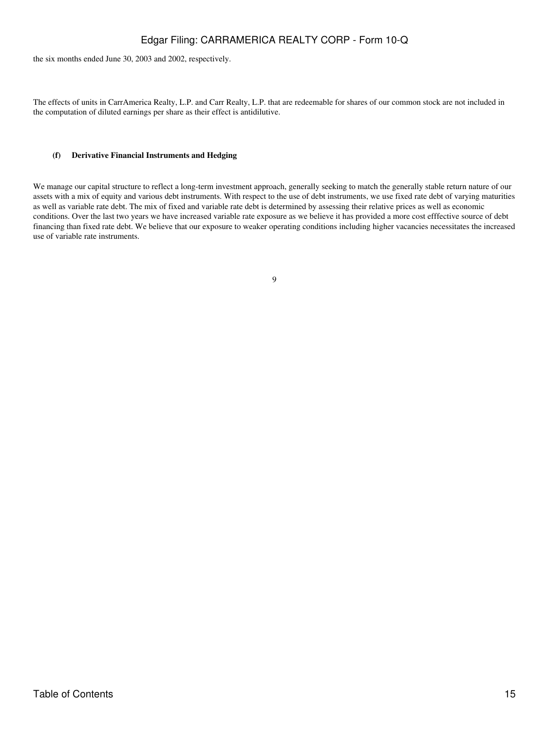the six months ended June 30, 2003 and 2002, respectively.

The effects of units in CarrAmerica Realty, L.P. and Carr Realty, L.P. that are redeemable for shares of our common stock are not included in the computation of diluted earnings per share as their effect is antidilutive.

**(f) Derivative Financial Instruments and Hedging**

We manage our capital structure to reflect a long-term investment approach, generally seeking to match the generally stable return nature of our assets with a mix of equity and various debt instruments. With respect to the use of debt instruments, we use fixed rate debt of varying maturities as well as variable rate debt. The mix of fixed and variable rate debt is determined by assessing their relative prices as well as economic conditions. Over the last two years we have increased variable rate exposure as we believe it has provided a more cost efffective source of debt financing than fixed rate debt. We believe that our exposure to weaker operating conditions including higher vacancies necessitates the increased use of variable rate instruments.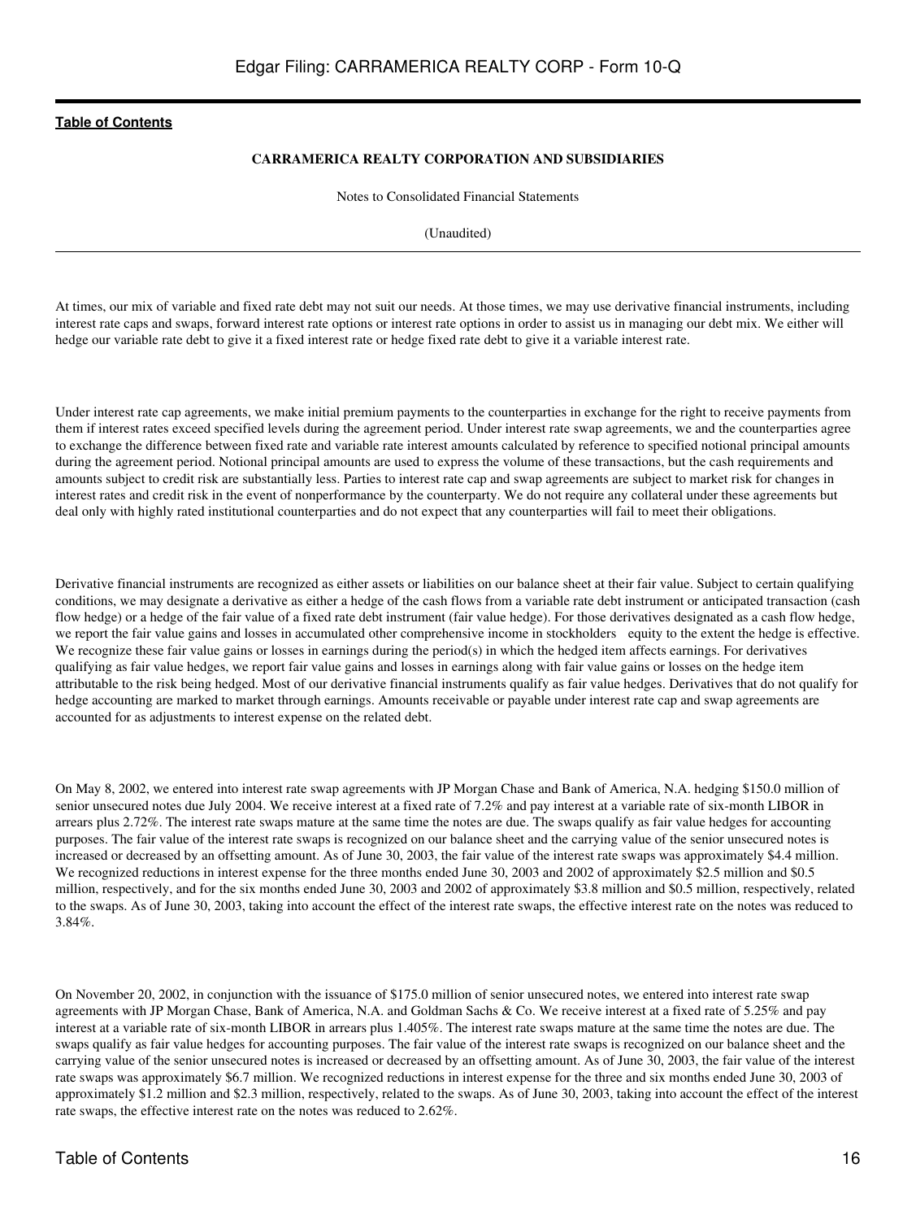**CARRAMERICA REALTY CORPORATION AND SUBSIDIARIES**

Notes to Consolidated Financial Statements

(Unaudited)

At times, our mix of variable and fixed rate debt may not suit our needs. At those times, we may use derivative financial instruments, including interest rate caps and swaps, forward interest rate options or interest rate options in order to assist us in managing our debt mix. We either will hedge our variable rate debt to give it a fixed interest rate or hedge fixed rate debt to give it a variable interest rate.

Under interest rate cap agreements, we make initial premium payments to the counterparties in exchange for the right to receive payments from them if interest rates exceed specified levels during the agreement period. Under interest rate swap agreements, we and the counterparties agree to exchange the difference between fixed rate and variable rate interest amounts calculated by reference to specified notional principal amounts during the agreement period. Notional principal amounts are used to express the volume of these transactions, but the cash requirements and amounts subject to credit risk are substantially less. Parties to interest rate cap and swap agreements are subject to market risk for changes in interest rates and credit risk in the event of nonperformance by the counterparty. We do not require any collateral under these agreements but deal only with highly rated institutional counterparties and do not expect that any counterparties will fail to meet their obligations.

Derivative financial instruments are recognized as either assets or liabilities on our balance sheet at their fair value. Subject to certain qualifying conditions, we may designate a derivative as either a hedge of the cash flows from a variable rate debt instrument or anticipated transaction (cash flow hedge) or a hedge of the fair value of a fixed rate debt instrument (fair value hedge). For those derivatives designated as a cash flow hedge, we report the fair value gains and losses in accumulated other comprehensive income in stockholders equity to the extent the hedge is effective. We recognize these fair value gains or losses in earnings during the period(s) in which the hedged item affects earnings. For derivatives qualifying as fair value hedges, we report fair value gains and losses in earnings along with fair value gains or losses on the hedge item attributable to the risk being hedged. Most of our derivative financial instruments qualify as fair value hedges. Derivatives that do not qualify for hedge accounting are marked to market through earnings. Amounts receivable or payable under interest rate cap and swap agreements are accounted for as adjustments to interest expense on the related debt.

On May 8, 2002, we entered into interest rate swap agreements with JP Morgan Chase and Bank of America, N.A. hedging $150.0 million of senior unsecured notes due July 2004. We receive interest at a fixed rate of 7.2% and pay interest at a variable rate of six-month LIBOR in arrears plus 2.72%. The interest rate swaps mature at the same time the notes are due. The swaps qualify as fair value hedges for accounting purposes. The fair value of the interest rate swaps is recognized on our balance sheet and the carrying value of the senior unsecured notes is increased or decreased by an offsetting amount. As of June 30, 2003, the fair value of the interest rate swaps was approximately $4.4 million. We recognized reductions in interest expense for the three months ended June 30, 2003 and 2002 of approximately $2.5 million and $0.5 million, respectively, and for the six months ended June 30, 2003 and 2002 of approximately $3.8 million and $0.5 million, respectively, related to the swaps. As of June 30, 2003, taking into account the effect of the interest rate swaps, the effective interest rate on the notes was reduced to 3.84%.

On November 20, 2002, in conjunction with the issuance of $175.0 million of senior unsecured notes, we entered into interest rate swap agreements with JP Morgan Chase, Bank of America, N.A. and Goldman Sachs & Co. We receive interest at a fixed rate of 5.25% and pay interest at a variable rate of six-month LIBOR in arrears plus 1.405%. The interest rate swaps mature at the same time the notes are due. The swaps qualify as fair value hedges for accounting purposes. The fair value of the interest rate swaps is recognized on our balance sheet and the carrying value of the senior unsecured notes is increased or decreased by an offsetting amount. As of June 30, 2003, the fair value of the interest rate swaps was approximately $6.7 million. We recognized reductions in interest expense for the three and six months ended June 30, 2003 of approximately $1.2 million and $2.3 million, respectively, related to the swaps. As of June 30, 2003, taking into account the effect of the interest rate swaps, the effective interest rate on the notes was reduced to 2.62%.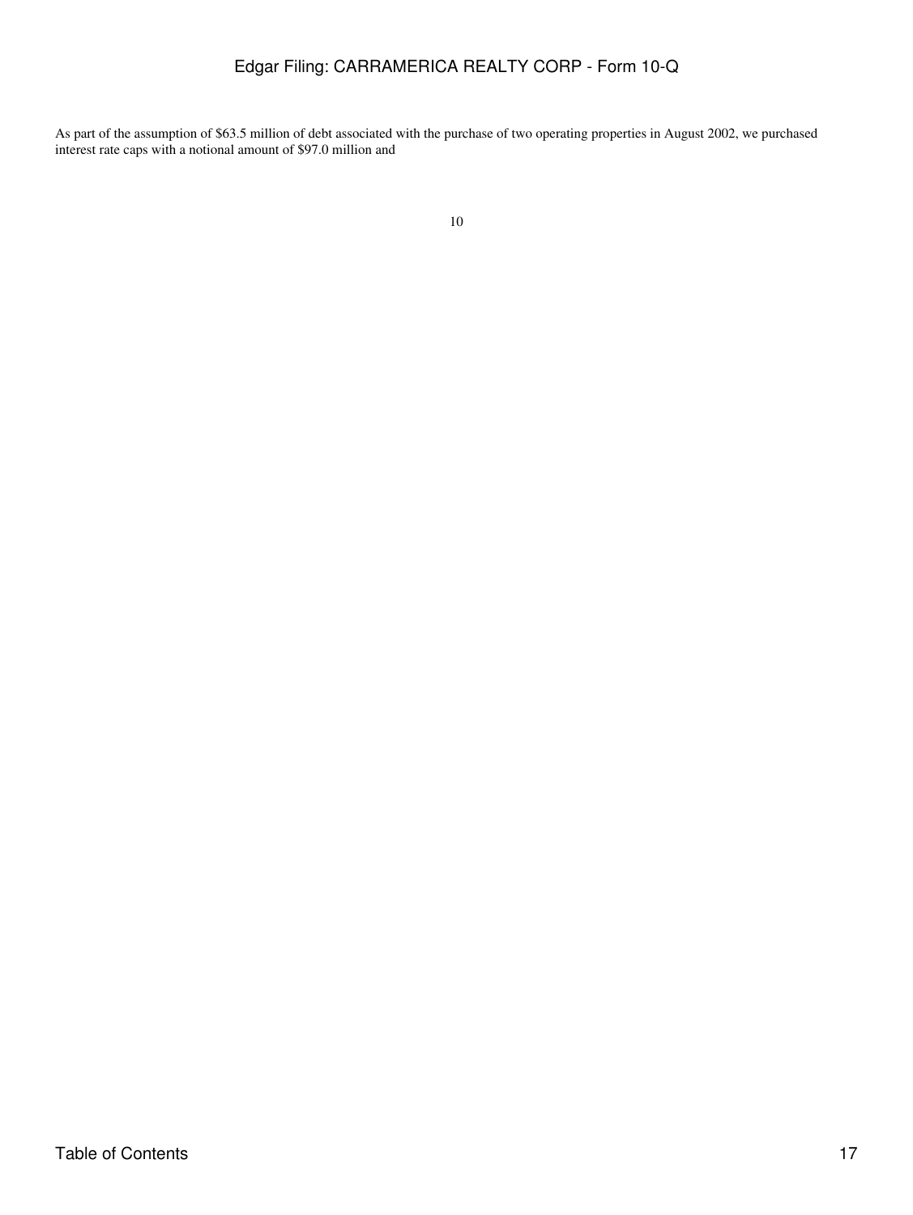As part of the assumption of $63.5 million of debt associated with the purchase of two operating properties in August 2002, we purchased interest rate caps with a notional amount of $97.0 million and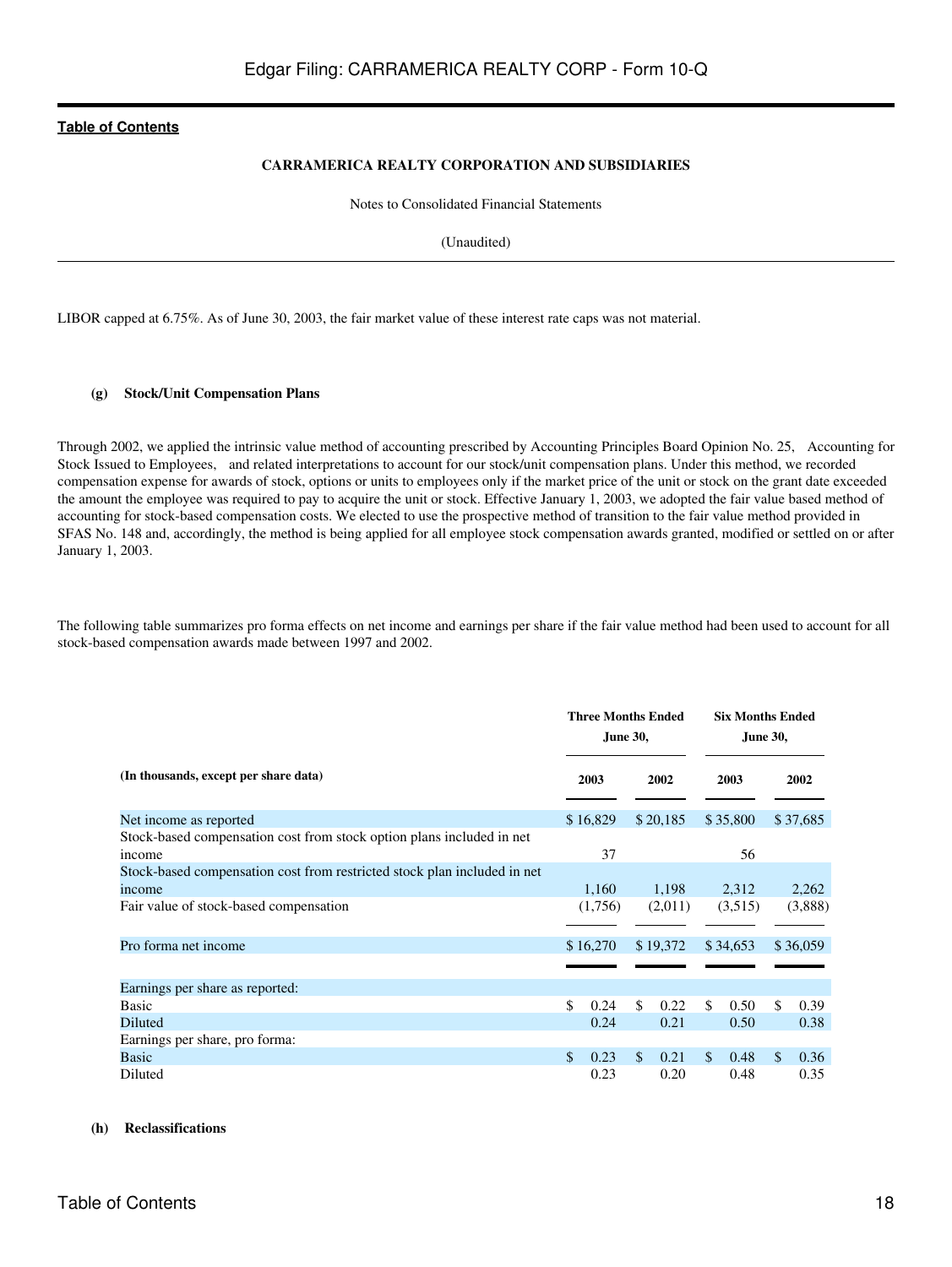LIBOR capped at 6.75%. As of June 30, 2003, the fair market value of these interest rate caps was not material.

#### (g) Stock/Unit Compensation Plans

Through 2002, we applied the intrinsic value method of accounting prescribed by Accounting Principles Board Opinion No. 25, Accounting for Stock Issued to Employees, and related interpretations to account for our stock/unit compensation plans. Under this method, we recorded compensation expense for awards of stock, options or units to employees only if the market price of the unit or stock on the grant date exceeded the amount the employee was required to pay to acquire the unit or stock. Effective January 1, 2003, we adopted the fair value based method of accounting for stock-based compensation costs. We elected to use the prospective method of transition to the fair value method provided in SFAS No. 148 and, accordingly, the method is being applied for all employee stock compensation awards granted, modified or settled on or after January 1, 2003.

The following table summarizes pro forma effects on net income and earnings per share if the fair value method had been used to account for all stock-based compensation awards made between 1997 and 2002.

| (In thousands, except per share data) | Three Months Ended June 30, 2003 | Three Months Ended June 30, 2002 | Six Months Ended June 30, 2003 | Six Months Ended June 30, 2002 |
|---|---|---|---|---|
| Net income as reported | $ 16,829 | $ 20,185 | $ 35,800 | $ 37,685 |
| Stock-based compensation cost from stock option plans included in net income | 37 | | 56 | |
| Stock-based compensation cost from restricted stock plan included in net income | 1,160 | 1,198 | 2,312 | 2,262 |
| Fair value of stock-based compensation | (1,756) | (2,011) | (3,515) | (3,888) |
| Pro forma net income | $ 16,270 | $ 19,372 | $ 34,653 | $ 36,059 |
| Earnings per share as reported: | | | | |
| Basic | $ 0.24 | $ 0.22 | $ 0.50 | $ 0.39 |
| Diluted | 0.24 | 0.21 | 0.50 | 0.38 |
| Earnings per share, pro forma: | | | | |
| Basic | $ 0.23 | $ 0.21 | $ 0.48 | $ 0.36 |
| Diluted | 0.23 | 0.20 | 0.48 | 0.35 |

#### (h) Reclassifications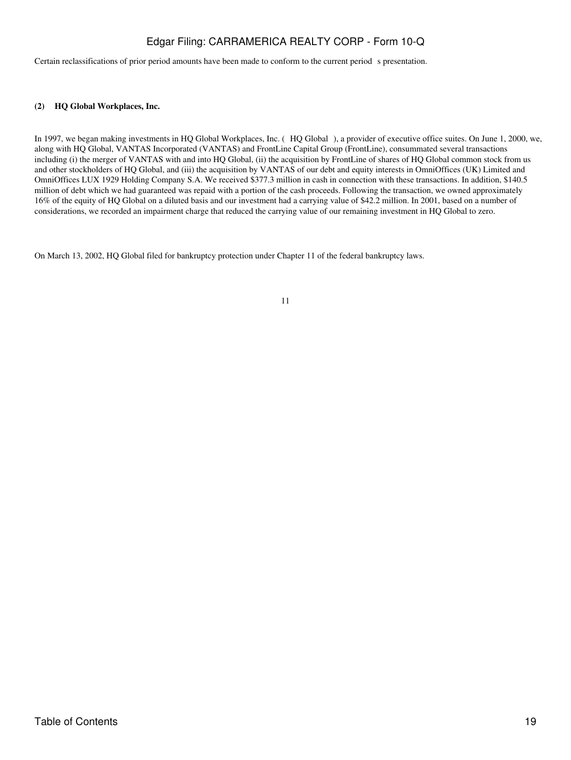Certain reclassifications of prior period amounts have been made to conform to the current period s presentation.

**(2) HQ Global Workplaces, Inc.**

In 1997, we began making investments in HQ Global Workplaces, Inc. ( HQ Global ), a provider of executive office suites. On June 1, 2000, we, along with HQ Global, VANTAS Incorporated (VANTAS) and FrontLine Capital Group (FrontLine), consummated several transactions including (i) the merger of VANTAS with and into HQ Global, (ii) the acquisition by FrontLine of shares of HQ Global common stock from us and other stockholders of HQ Global, and (iii) the acquisition by VANTAS of our debt and equity interests in OmniOffices (UK) Limited and OmniOffices LUX 1929 Holding Company S.A. We received $377.3 million in cash in connection with these transactions. In addition, $140.5 million of debt which we had guaranteed was repaid with a portion of the cash proceeds. Following the transaction, we owned approximately 16% of the equity of HQ Global on a diluted basis and our investment had a carrying value of $42.2 million. In 2001, based on a number of considerations, we recorded an impairment charge that reduced the carrying value of our remaining investment in HQ Global to zero.

On March 13, 2002, HQ Global filed for bankruptcy protection under Chapter 11 of the federal bankruptcy laws.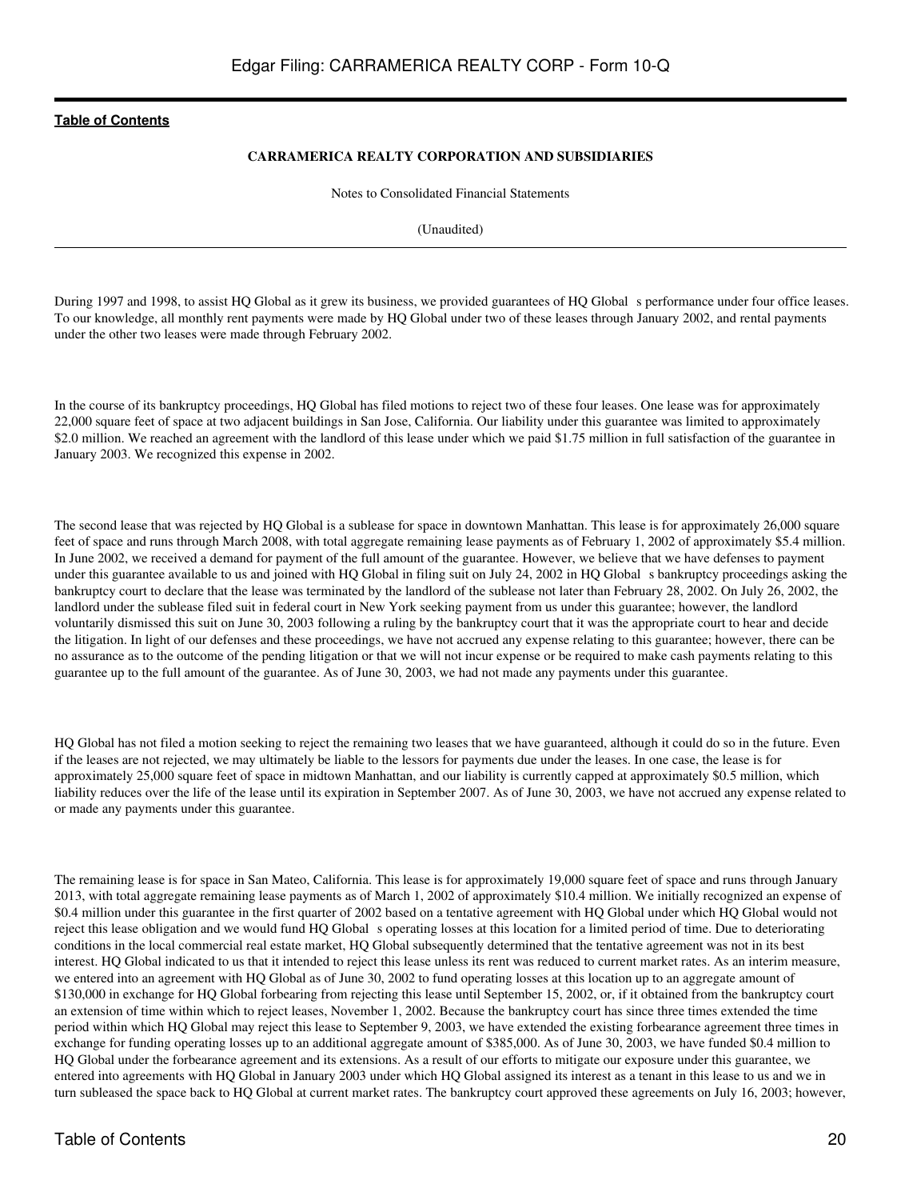**CARRAMERICA REALTY CORPORATION AND SUBSIDIARIES**

Notes to Consolidated Financial Statements

(Unaudited)

During 1997 and 1998, to assist HQ Global as it grew its business, we provided guarantees of HQ Global s performance under four office leases. To our knowledge, all monthly rent payments were made by HQ Global under two of these leases through January 2002, and rental payments under the other two leases were made through February 2002.

In the course of its bankruptcy proceedings, HQ Global has filed motions to reject two of these four leases. One lease was for approximately 22,000 square feet of space at two adjacent buildings in San Jose, California. Our liability under this guarantee was limited to approximately $2.0 million. We reached an agreement with the landlord of this lease under which we paid $1.75 million in full satisfaction of the guarantee in January 2003. We recognized this expense in 2002.

The second lease that was rejected by HQ Global is a sublease for space in downtown Manhattan. This lease is for approximately 26,000 square feet of space and runs through March 2008, with total aggregate remaining lease payments as of February 1, 2002 of approximately $5.4 million. In June 2002, we received a demand for payment of the full amount of the guarantee. However, we believe that we have defenses to payment under this guarantee available to us and joined with HQ Global in filing suit on July 24, 2002 in HQ Global s bankruptcy proceedings asking the bankruptcy court to declare that the lease was terminated by the landlord of the sublease not later than February 28, 2002. On July 26, 2002, the landlord under the sublease filed suit in federal court in New York seeking payment from us under this guarantee; however, the landlord voluntarily dismissed this suit on June 30, 2003 following a ruling by the bankruptcy court that it was the appropriate court to hear and decide the litigation. In light of our defenses and these proceedings, we have not accrued any expense relating to this guarantee; however, there can be no assurance as to the outcome of the pending litigation or that we will not incur expense or be required to make cash payments relating to this guarantee up to the full amount of the guarantee. As of June 30, 2003, we had not made any payments under this guarantee.

HQ Global has not filed a motion seeking to reject the remaining two leases that we have guaranteed, although it could do so in the future. Even if the leases are not rejected, we may ultimately be liable to the lessors for payments due under the leases. In one case, the lease is for approximately 25,000 square feet of space in midtown Manhattan, and our liability is currently capped at approximately $0.5 million, which liability reduces over the life of the lease until its expiration in September 2007. As of June 30, 2003, we have not accrued any expense related to or made any payments under this guarantee.

The remaining lease is for space in San Mateo, California. This lease is for approximately 19,000 square feet of space and runs through January 2013, with total aggregate remaining lease payments as of March 1, 2002 of approximately $10.4 million. We initially recognized an expense of $0.4 million under this guarantee in the first quarter of 2002 based on a tentative agreement with HQ Global under which HQ Global would not reject this lease obligation and we would fund HQ Global s operating losses at this location for a limited period of time. Due to deteriorating conditions in the local commercial real estate market, HQ Global subsequently determined that the tentative agreement was not in its best interest. HQ Global indicated to us that it intended to reject this lease unless its rent was reduced to current market rates. As an interim measure, we entered into an agreement with HQ Global as of June 30, 2002 to fund operating losses at this location up to an aggregate amount of $130,000 in exchange for HQ Global forbearing from rejecting this lease until September 15, 2002, or, if it obtained from the bankruptcy court an extension of time within which to reject leases, November 1, 2002. Because the bankruptcy court has since three times extended the time period within which HQ Global may reject this lease to September 9, 2003, we have extended the existing forbearance agreement three times in exchange for funding operating losses up to an additional aggregate amount of $385,000. As of June 30, 2003, we have funded $0.4 million to HQ Global under the forbearance agreement and its extensions. As a result of our efforts to mitigate our exposure under this guarantee, we entered into agreements with HQ Global in January 2003 under which HQ Global assigned its interest as a tenant in this lease to us and we in turn subleased the space back to HQ Global at current market rates. The bankruptcy court approved these agreements on July 16, 2003; however,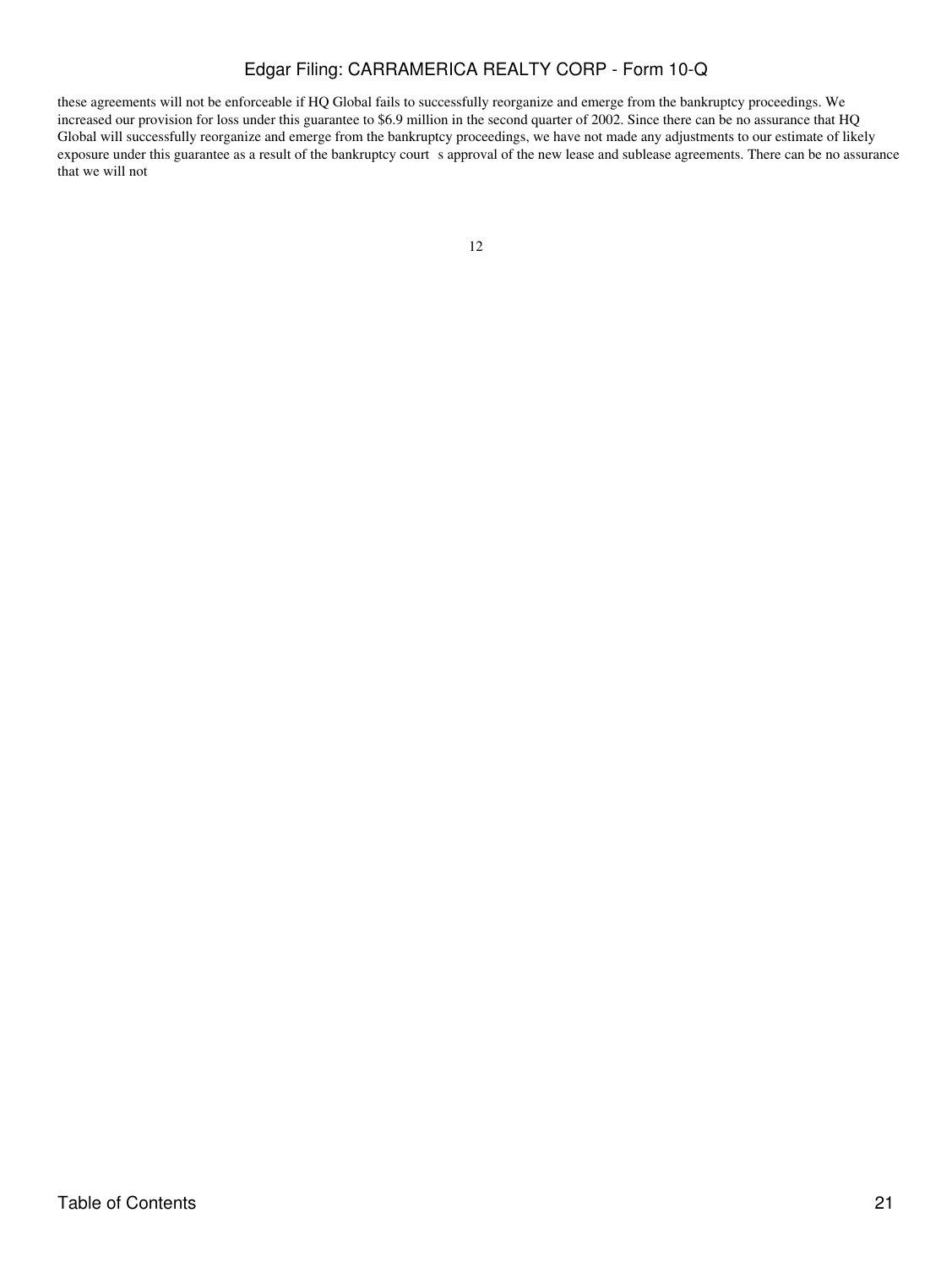these agreements will not be enforceable if HQ Global fails to successfully reorganize and emerge from the bankruptcy proceedings. We increased our provision for loss under this guarantee to $6.9 million in the second quarter of 2002. Since there can be no assurance that HQ Global will successfully reorganize and emerge from the bankruptcy proceedings, we have not made any adjustments to our estimate of likely exposure under this guarantee as a result of the bankruptcy court s approval of the new lease and sublease agreements. There can be no assurance that we will not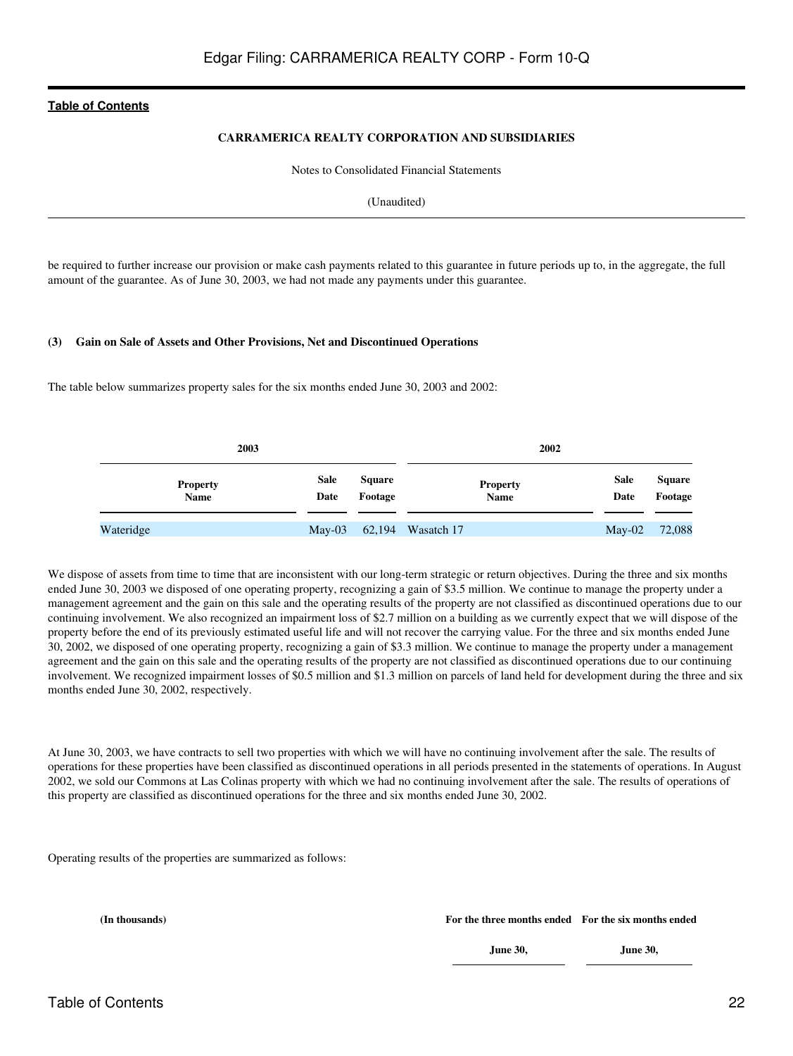be required to further increase our provision or make cash payments related to this guarantee in future periods up to, in the aggregate, the full amount of the guarantee. As of June 30, 2003, we had not made any payments under this guarantee.

**(3) Gain on Sale of Assets and Other Provisions, Net and Discontinued Operations**

The table below summarizes property sales for the six months ended June 30, 2003 and 2002:

| 2003 | | | 2002 | | |
|---|---|---|---|---|---|
| **Property Name** | **Sale Date** | **Square Footage** | **Property Name** | **Sale Date** | **Square Footage** |
| Wateridge | May-03 | 62,194 | Wasatch 17 | May-02 | 72,088 |

We dispose of assets from time to time that are inconsistent with our long-term strategic or return objectives. During the three and six months ended June 30, 2003 we disposed of one operating property, recognizing a gain of $3.5 million. We continue to manage the property under a management agreement and the gain on this sale and the operating results of the property are not classified as discontinued operations due to our continuing involvement. We also recognized an impairment loss of $2.7 million on a building as we currently expect that we will dispose of the property before the end of its previously estimated useful life and will not recover the carrying value. For the three and six months ended June 30, 2002, we disposed of one operating property, recognizing a gain of $3.3 million. We continue to manage the property under a management agreement and the gain on this sale and the operating results of the property are not classified as discontinued operations due to our continuing involvement. We recognized impairment losses of $0.5 million and $1.3 million on parcels of land held for development during the three and six months ended June 30, 2002, respectively.

At June 30, 2003, we have contracts to sell two properties with which we will have no continuing involvement after the sale. The results of operations for these properties have been classified as discontinued operations in all periods presented in the statements of operations. In August 2002, we sold our Commons at Las Colinas property with which we had no continuing involvement after the sale. The results of operations of this property are classified as discontinued operations for the three and six months ended June 30, 2002.

Operating results of the properties are summarized as follows:

| (In thousands) | For the three months ended June 30, | For the six months ended June 30, |
|---|---|---|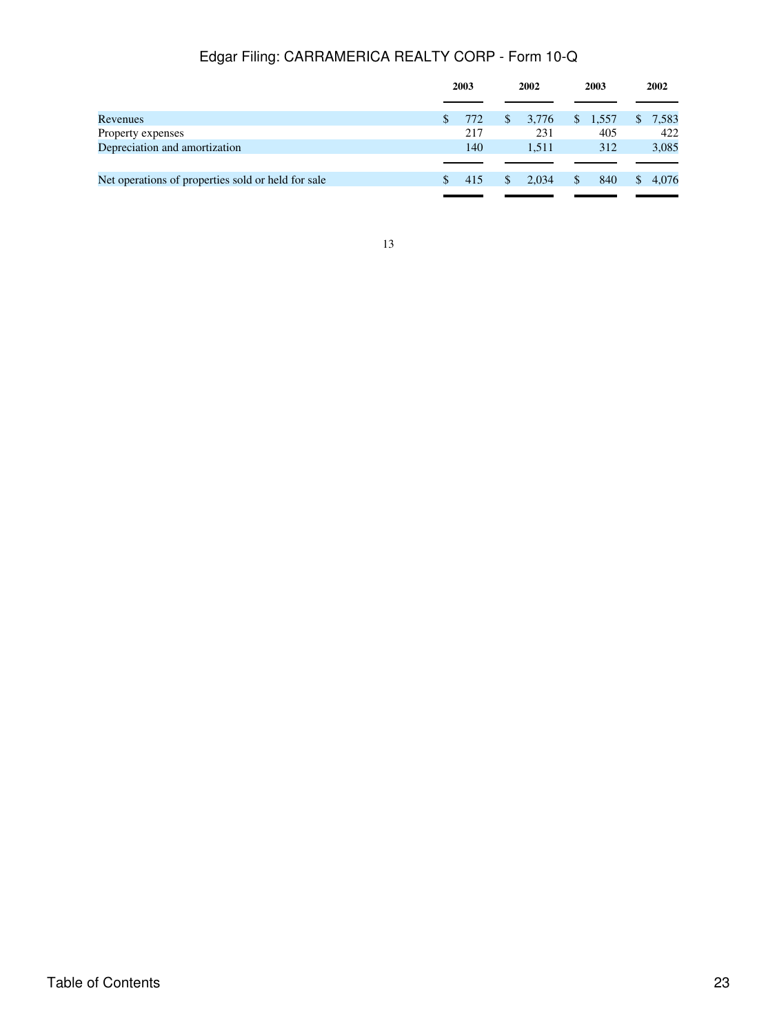| | 2003 | 2002 | 2003 | 2002 |
|---|---|---|---|---|
| Revenues | $ 772 | $ 3,776 | $ 1,557 | $ 7,583 |
| Property expenses | 217 | 231 | 405 | 422 |
| Depreciation and amortization | 140 | 1,511 | 312 | 3,085 |
| Net operations of properties sold or held for sale | $ 415 | $ 2,034 | $ 840 | $ 4,076 |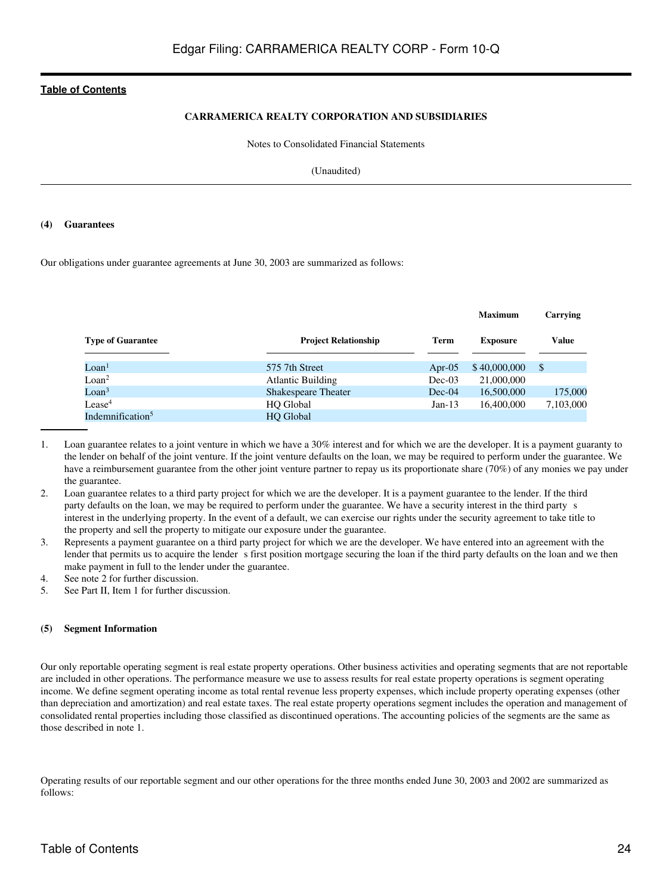**CARRAMERICA REALTY CORPORATION AND SUBSIDIARIES**

Notes to Consolidated Financial Statements

(Unaudited)

**(4) Guarantees**

Our obligations under guarantee agreements at June 30, 2003 are summarized as follows:

| Type of Guarantee | Project Relationship | Term | Maximum Exposure | Carrying Value |
|---|---|---|---|---|
| Loan[1] | 575 7th Street | Apr-05 | $ 40,000,000 | $ |
| Loan[2] | Atlantic Building | Dec-03 | 21,000,000 | |
| Loan[3] | Shakespeare Theater | Dec-04 | 16,500,000 | 175,000 |
| Lease[4] | HQ Global | Jan-13 | 16,400,000 | 7,103,000 |
| Indemnification[5] | HQ Global | | | |

1. Loan guarantee relates to a joint venture in which we have a 30% interest and for which we are the developer. It is a payment guaranty to the lender on behalf of the joint venture. If the joint venture defaults on the loan, we may be required to perform under the guarantee. We have a reimbursement guarantee from the other joint venture partner to repay us its proportionate share (70%) of any monies we pay under the guarantee.
2. Loan guarantee relates to a third party project for which we are the developer. It is a payment guarantee to the lender. If the third party defaults on the loan, we may be required to perform under the guarantee. We have a security interest in the third party s interest in the underlying property. In the event of a default, we can exercise our rights under the security agreement to take title to the property and sell the property to mitigate our exposure under the guarantee.
3. Represents a payment guarantee on a third party project for which we are the developer. We have entered into an agreement with the lender that permits us to acquire the lender s first position mortgage securing the loan if the third party defaults on the loan and we then make payment in full to the lender under the guarantee.
4. See note 2 for further discussion.
5. See Part II, Item 1 for further discussion.

**(5) Segment Information**

Our only reportable operating segment is real estate property operations. Other business activities and operating segments that are not reportable are included in other operations. The performance measure we use to assess results for real estate property operations is segment operating income. We define segment operating income as total rental revenue less property expenses, which include property operating expenses (other than depreciation and amortization) and real estate taxes. The real estate property operations segment includes the operation and management of consolidated rental properties including those classified as discontinued operations. The accounting policies of the segments are the same as those described in note 1.

Operating results of our reportable segment and our other operations for the three months ended June 30, 2003 and 2002 are summarized as follows: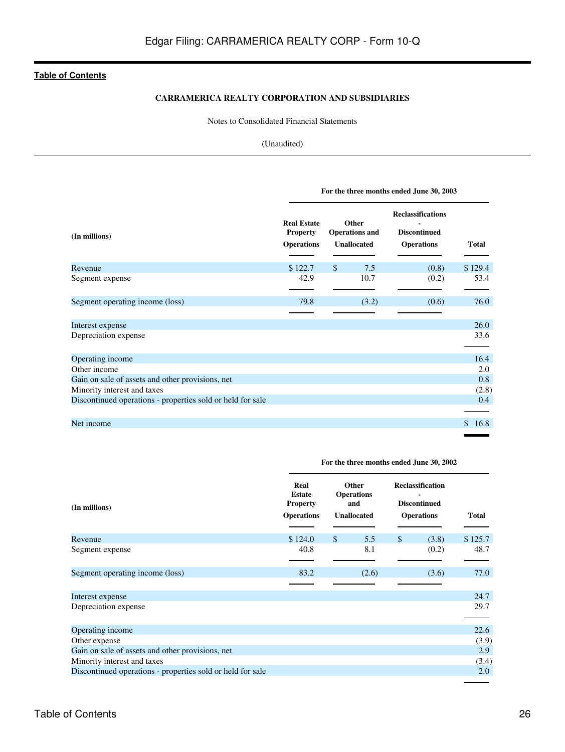Table of Contents

**CARRAMERICA REALTY CORPORATION AND SUBSIDIARIES**

Notes to Consolidated Financial Statements

(Unaudited)

| (In millions) | For the three months ended June 30, 2003 | | | |
|---|---|---|---|---|
| | Real Estate Property Operations | Other Operations and Unallocated | Reclassifications - Discontinued Operations | Total |
| Revenue | $ 122.7 | $ 7.5 | (0.8) | $ 129.4 |
| Segment expense | 42.9 | 10.7 | (0.2) | 53.4 |
| Segment operating income (loss) | 79.8 | (3.2) | (0.6) | 76.0 |
| Interest expense | | | | 26.0 |
| Depreciation expense | | | | 33.6 |
| Operating income | | | | 16.4 |
| Other income | | | | 2.0 |
| Gain on sale of assets and other provisions, net | | | | 0.8 |
| Minority interest and taxes | | | | (2.8) |
| Discontinued operations - properties sold or held for sale | | | | 0.4 |
| Net income | | | | $ 16.8 |

| (In millions) | For the three months ended June 30, 2002 | | | |
|---|---|---|---|---|
| | Real Estate Property Operations | Other Operations and Unallocated | Reclassification - Discontinued Operations | Total |
| Revenue | $ 124.0 | $ 5.5 | $ (3.8) | $ 125.7 |
| Segment expense | 40.8 | 8.1 | (0.2) | 48.7 |
| Segment operating income (loss) | 83.2 | (2.6) | (3.6) | 77.0 |
| Interest expense | | | | 24.7 |
| Depreciation expense | | | | 29.7 |
| Operating income | | | | 22.6 |
| Other expense | | | | (3.9) |
| Gain on sale of assets and other provisions, net | | | | 2.9 |
| Minority interest and taxes | | | | (3.4) |
| Discontinued operations - properties sold or held for sale | | | | 2.0 |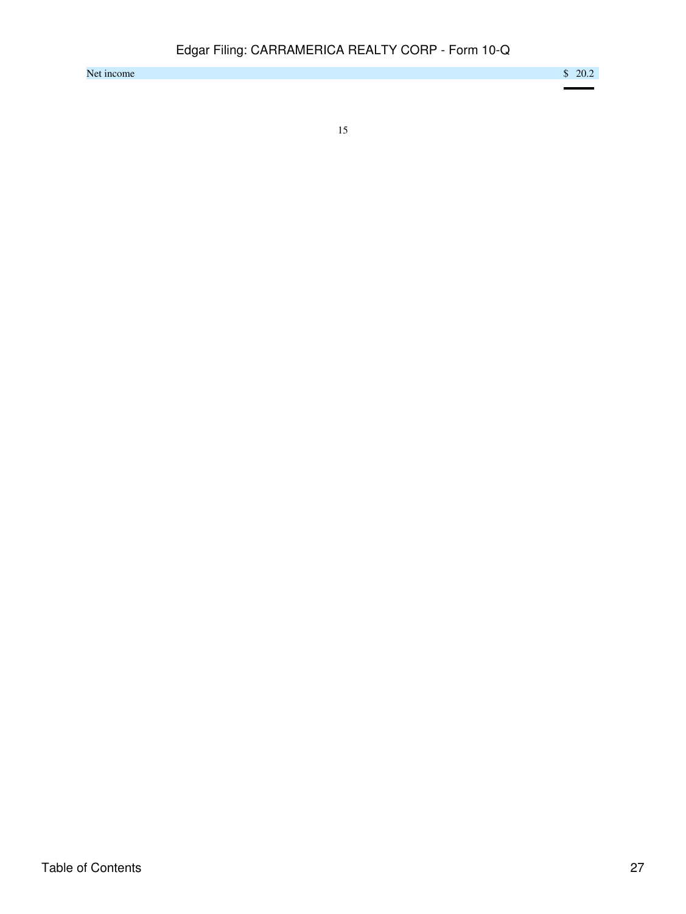| | |
|---|---|
| Net income | $ 20.2 |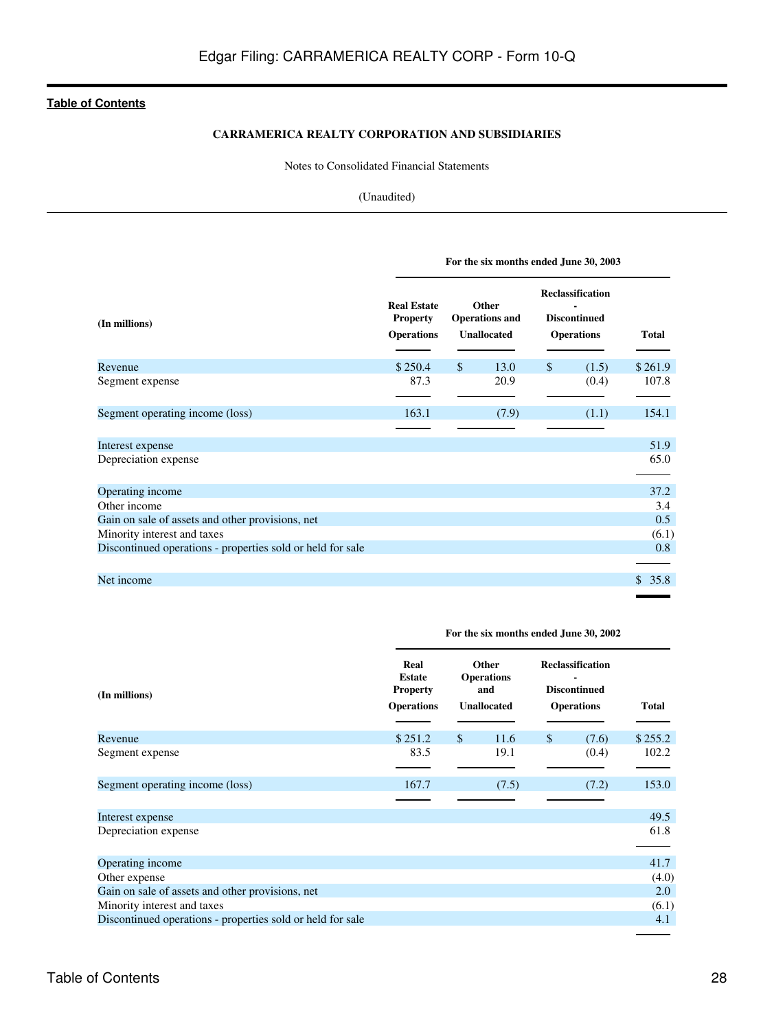**CARRAMERICA REALTY CORPORATION AND SUBSIDIARIES**

Notes to Consolidated Financial Statements

(Unaudited)

| (In millions) | For the six months ended June 30, 2003 | | | |
|---|---|---|---|---|
| | Real Estate Property Operations | Other Operations and Unallocated | Reclassification - Discontinued Operations | Total |
| Revenue | $ 250.4 | $ 13.0 | $ (1.5) | $ 261.9 |
| Segment expense | 87.3 | 20.9 | (0.4) | 107.8 |
| Segment operating income (loss) | 163.1 | (7.9) | (1.1) | 154.1 |
| Interest expense | | | | 51.9 |
| Depreciation expense | | | | 65.0 |
| Operating income | | | | 37.2 |
| Other income | | | | 3.4 |
| Gain on sale of assets and other provisions, net | | | | 0.5 |
| Minority interest and taxes | | | | (6.1) |
| Discontinued operations - properties sold or held for sale | | | | 0.8 |
| Net income | | | | $ 35.8 |

| (In millions) | For the six months ended June 30, 2002 | | | |
|---|---|---|---|---|
| | Real Estate Property Operations | Other Operations and Unallocated | Reclassification - Discontinued Operations | Total |
| Revenue | $ 251.2 | $ 11.6 | $ (7.6) | $ 255.2 |
| Segment expense | 83.5 | 19.1 | (0.4) | 102.2 |
| Segment operating income (loss) | 167.7 | (7.5) | (7.2) | 153.0 |
| Interest expense | | | | 49.5 |
| Depreciation expense | | | | 61.8 |
| Operating income | | | | 41.7 |
| Other expense | | | | (4.0) |
| Gain on sale of assets and other provisions, net | | | | 2.0 |
| Minority interest and taxes | | | | (6.1) |
| Discontinued operations - properties sold or held for sale | | | | 4.1 |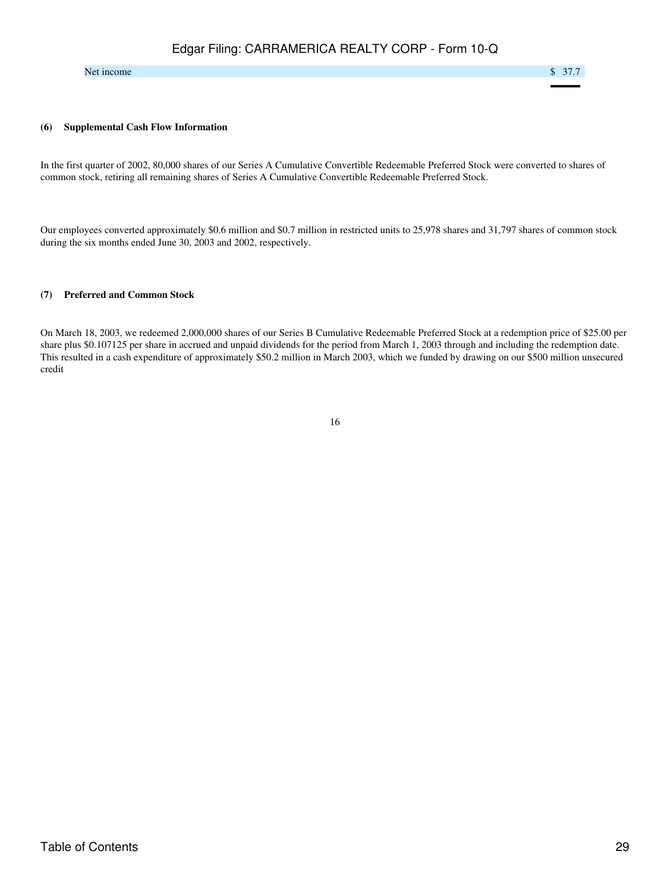| | |
|---|---|
| Net income | $ 37.7 |

**(6) Supplemental Cash Flow Information**

In the first quarter of 2002, 80,000 shares of our Series A Cumulative Convertible Redeemable Preferred Stock were converted to shares of common stock, retiring all remaining shares of Series A Cumulative Convertible Redeemable Preferred Stock.

Our employees converted approximately $0.6 million and $0.7 million in restricted units to 25,978 shares and 31,797 shares of common stock during the six months ended June 30, 2003 and 2002, respectively.

**(7) Preferred and Common Stock**

On March 18, 2003, we redeemed 2,000,000 shares of our Series B Cumulative Redeemable Preferred Stock at a redemption price of $25.00 per share plus $0.107125 per share in accrued and unpaid dividends for the period from March 1, 2003 through and including the redemption date. This resulted in a cash expenditure of approximately $50.2 million in March 2003, which we funded by drawing on our $500 million unsecured credit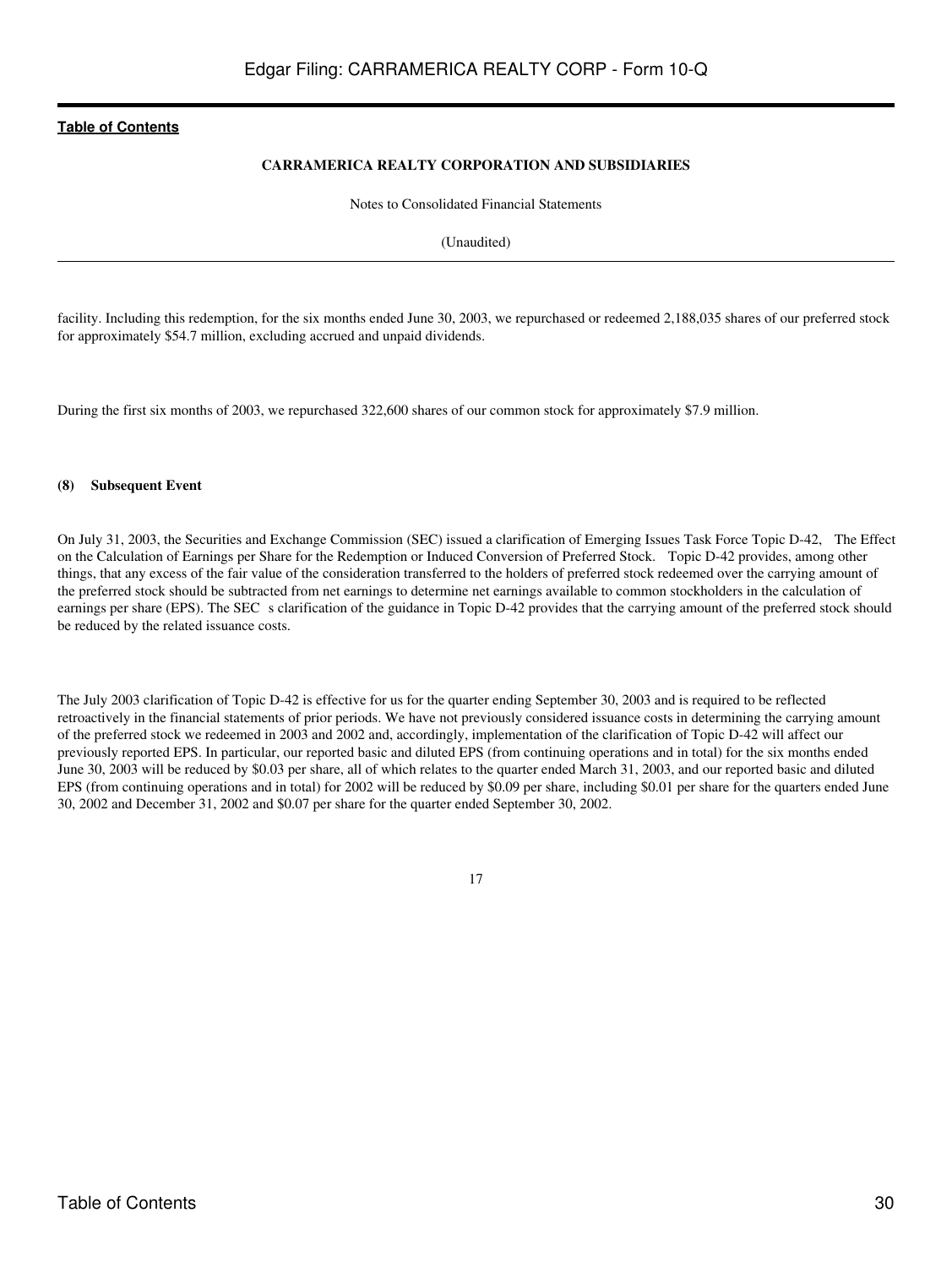facility. Including this redemption, for the six months ended June 30, 2003, we repurchased or redeemed 2,188,035 shares of our preferred stock for approximately \$54.7 million, excluding accrued and unpaid dividends.

During the first six months of 2003, we repurchased 322,600 shares of our common stock for approximately \$7.9 million.

**(8) Subsequent Event**

On July 31, 2003, the Securities and Exchange Commission (SEC) issued a clarification of Emerging Issues Task Force Topic D-42, The Effect on the Calculation of Earnings per Share for the Redemption or Induced Conversion of Preferred Stock. Topic D-42 provides, among other things, that any excess of the fair value of the consideration transferred to the holders of preferred stock redeemed over the carrying amount of the preferred stock should be subtracted from net earnings to determine net earnings available to common stockholders in the calculation of earnings per share (EPS). The SEC s clarification of the guidance in Topic D-42 provides that the carrying amount of the preferred stock should be reduced by the related issuance costs.

The July 2003 clarification of Topic D-42 is effective for us for the quarter ending September 30, 2003 and is required to be reflected retroactively in the financial statements of prior periods. We have not previously considered issuance costs in determining the carrying amount of the preferred stock we redeemed in 2003 and 2002 and, accordingly, implementation of the clarification of Topic D-42 will affect our previously reported EPS. In particular, our reported basic and diluted EPS (from continuing operations and in total) for the six months ended June 30, 2003 will be reduced by \$0.03 per share, all of which relates to the quarter ended March 31, 2003, and our reported basic and diluted EPS (from continuing operations and in total) for 2002 will be reduced by \$0.09 per share, including \$0.01 per share for the quarters ended June 30, 2002 and December 31, 2002 and \$0.07 per share for the quarter ended September 30, 2002.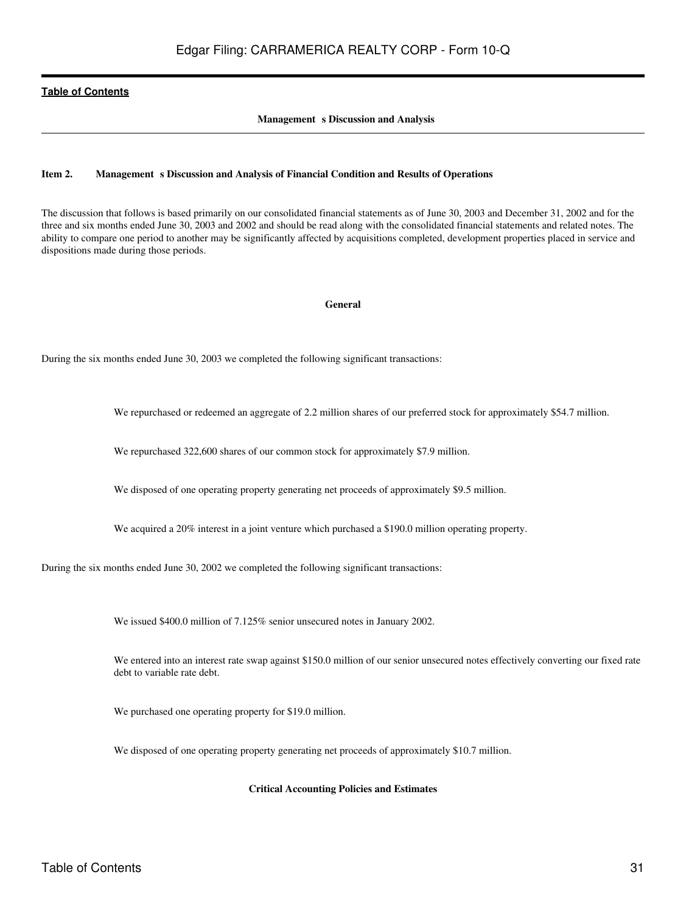**Management s Discussion and Analysis**

## Item 2. Management s Discussion and Analysis of Financial Condition and Results of Operations

The discussion that follows is based primarily on our consolidated financial statements as of June 30, 2003 and December 31, 2002 and for the three and six months ended June 30, 2003 and 2002 and should be read along with the consolidated financial statements and related notes. The ability to compare one period to another may be significantly affected by acquisitions completed, development properties placed in service and dispositions made during those periods.

### General

During the six months ended June 30, 2003 we completed the following significant transactions:

- We repurchased or redeemed an aggregate of 2.2 million shares of our preferred stock for approximately $54.7 million.
- We repurchased 322,600 shares of our common stock for approximately $7.9 million.
- We disposed of one operating property generating net proceeds of approximately $9.5 million.
- We acquired a 20% interest in a joint venture which purchased a $190.0 million operating property.

During the six months ended June 30, 2002 we completed the following significant transactions:

- We issued $400.0 million of 7.125% senior unsecured notes in January 2002.
- We entered into an interest rate swap against $150.0 million of our senior unsecured notes effectively converting our fixed rate debt to variable rate debt.
- We purchased one operating property for $19.0 million.
- We disposed of one operating property generating net proceeds of approximately $10.7 million.

### Critical Accounting Policies and Estimates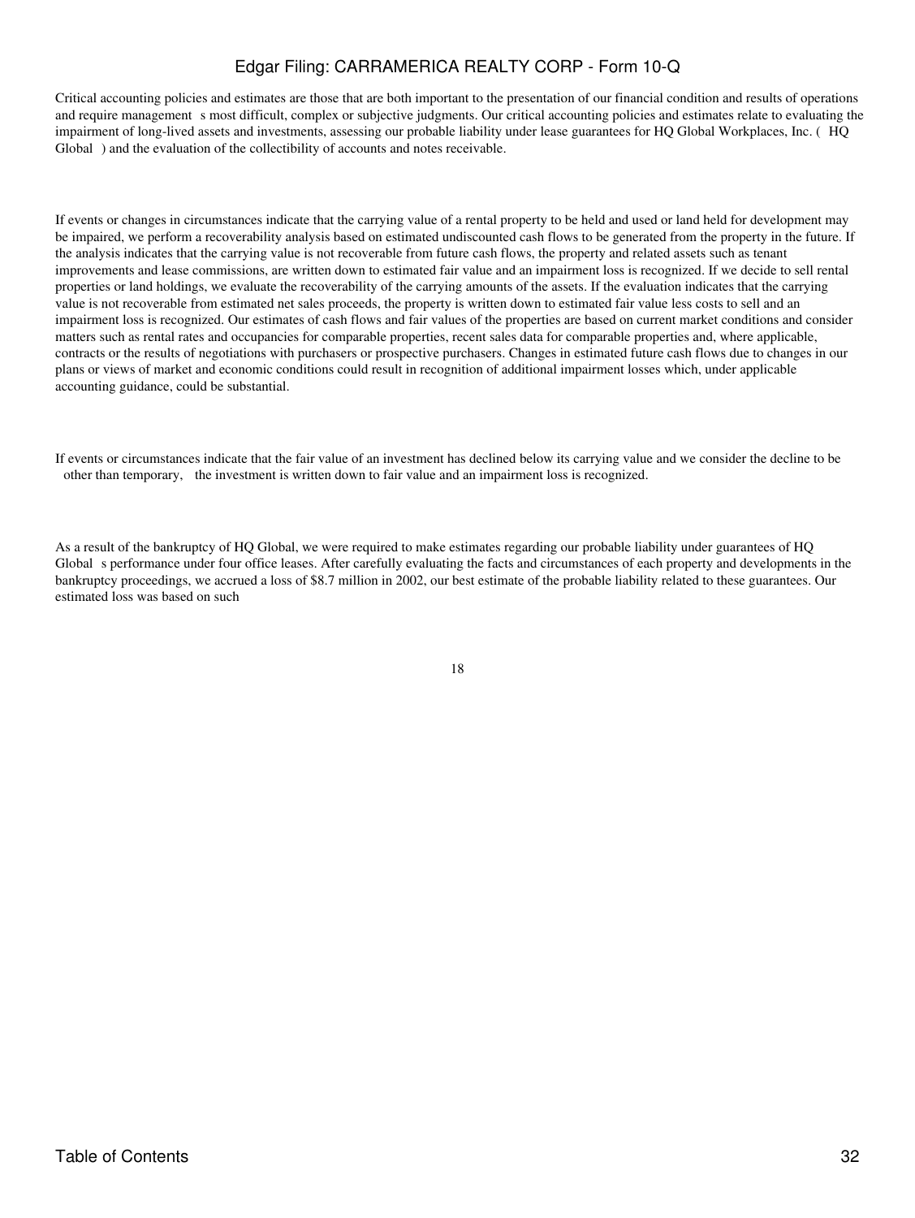Critical accounting policies and estimates are those that are both important to the presentation of our financial condition and results of operations and require management s most difficult, complex or subjective judgments. Our critical accounting policies and estimates relate to evaluating the impairment of long-lived assets and investments, assessing our probable liability under lease guarantees for HQ Global Workplaces, Inc. ( HQ Global ) and the evaluation of the collectibility of accounts and notes receivable.

If events or changes in circumstances indicate that the carrying value of a rental property to be held and used or land held for development may be impaired, we perform a recoverability analysis based on estimated undiscounted cash flows to be generated from the property in the future. If the analysis indicates that the carrying value is not recoverable from future cash flows, the property and related assets such as tenant improvements and lease commissions, are written down to estimated fair value and an impairment loss is recognized. If we decide to sell rental properties or land holdings, we evaluate the recoverability of the carrying amounts of the assets. If the evaluation indicates that the carrying value is not recoverable from estimated net sales proceeds, the property is written down to estimated fair value less costs to sell and an impairment loss is recognized. Our estimates of cash flows and fair values of the properties are based on current market conditions and consider matters such as rental rates and occupancies for comparable properties, recent sales data for comparable properties and, where applicable, contracts or the results of negotiations with purchasers or prospective purchasers. Changes in estimated future cash flows due to changes in our plans or views of market and economic conditions could result in recognition of additional impairment losses which, under applicable accounting guidance, could be substantial.

If events or circumstances indicate that the fair value of an investment has declined below its carrying value and we consider the decline to be other than temporary, the investment is written down to fair value and an impairment loss is recognized.

As a result of the bankruptcy of HQ Global, we were required to make estimates regarding our probable liability under guarantees of HQ Global s performance under four office leases. After carefully evaluating the facts and circumstances of each property and developments in the bankruptcy proceedings, we accrued a loss of $8.7 million in 2002, our best estimate of the probable liability related to these guarantees. Our estimated loss was based on such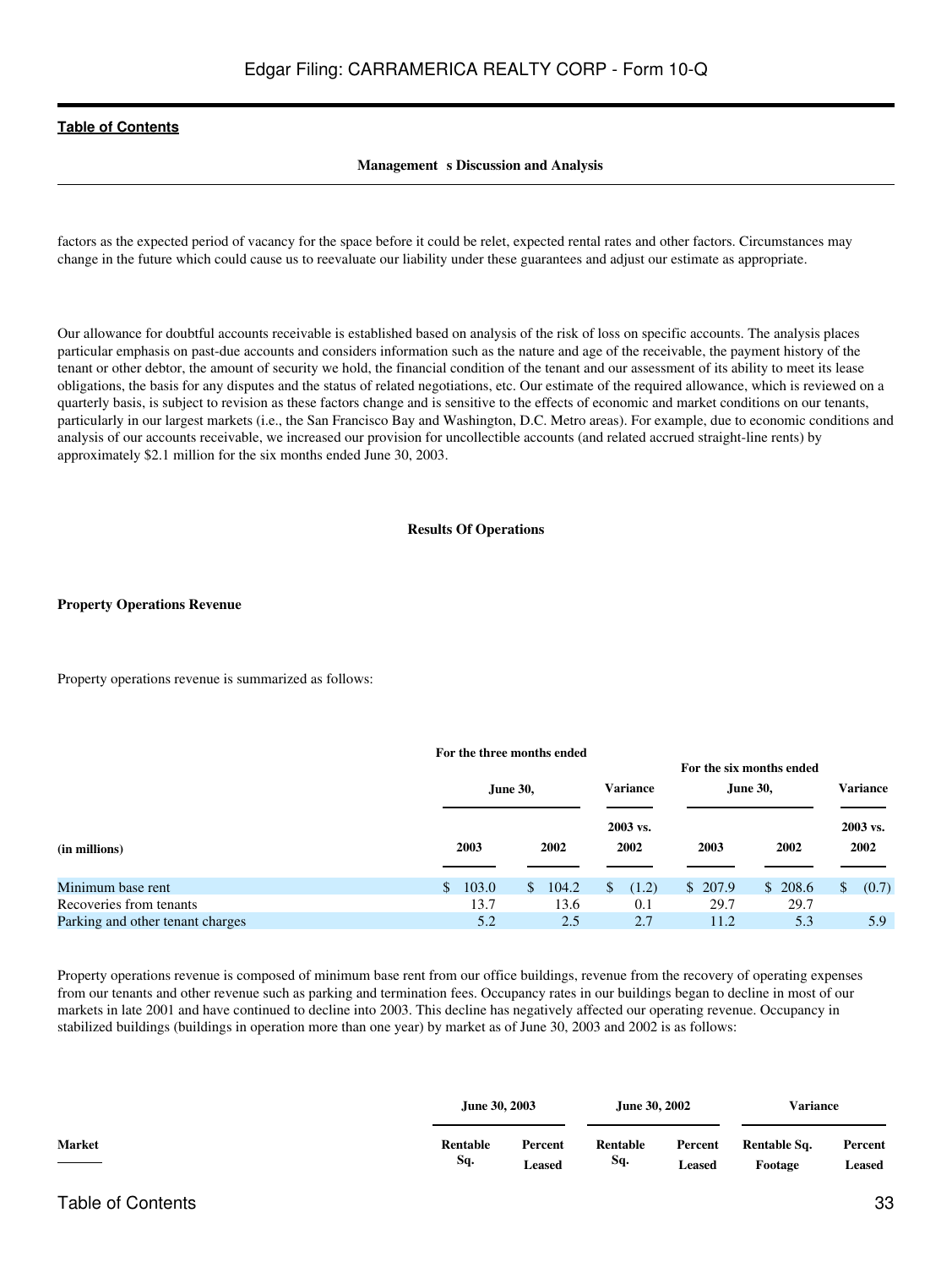factors as the expected period of vacancy for the space before it could be relet, expected rental rates and other factors. Circumstances may change in the future which could cause us to reevaluate our liability under these guarantees and adjust our estimate as appropriate.

Our allowance for doubtful accounts receivable is established based on analysis of the risk of loss on specific accounts. The analysis places particular emphasis on past-due accounts and considers information such as the nature and age of the receivable, the payment history of the tenant or other debtor, the amount of security we hold, the financial condition of the tenant and our assessment of its ability to meet its lease obligations, the basis for any disputes and the status of related negotiations, etc. Our estimate of the required allowance, which is reviewed on a quarterly basis, is subject to revision as these factors change and is sensitive to the effects of economic and market conditions on our tenants, particularly in our largest markets (i.e., the San Francisco Bay and Washington, D.C. Metro areas). For example, due to economic conditions and analysis of our accounts receivable, we increased our provision for uncollectible accounts (and related accrued straight-line rents) by approximately $2.1 million for the six months ended June 30, 2003.

## Results Of Operations

### Property Operations Revenue

Property operations revenue is summarized as follows:

| (in millions) | For the three months ended June 30, 2003 | For the three months ended June 30, 2002 | Variance 2003 vs. 2002 | For the six months ended June 30, 2003 | For the six months ended June 30, 2002 | Variance 2003 vs. 2002 |
|---|---|---|---|---|---|---|
| Minimum base rent | $ 103.0 | $ 104.2 | $ (1.2) | $ 207.9 | $ 208.6 | $ (0.7) |
| Recoveries from tenants | 13.7 | 13.6 | 0.1 | 29.7 | 29.7 | |
| Parking and other tenant charges | 5.2 | 2.5 | 2.7 | 11.2 | 5.3 | 5.9 |

Property operations revenue is composed of minimum base rent from our office buildings, revenue from the recovery of operating expenses from our tenants and other revenue such as parking and termination fees. Occupancy rates in our buildings began to decline in most of our markets in late 2001 and have continued to decline into 2003. This decline has negatively affected our operating revenue. Occupancy in stabilized buildings (buildings in operation more than one year) by market as of June 30, 2003 and 2002 is as follows:

| Market | June 30, 2003 Rentable Sq. | June 30, 2003 Percent Leased | June 30, 2002 Rentable Sq. | June 30, 2002 Percent Leased | Variance Rentable Sq. Footage | Variance Percent Leased |
|---|---|---|---|---|---|---|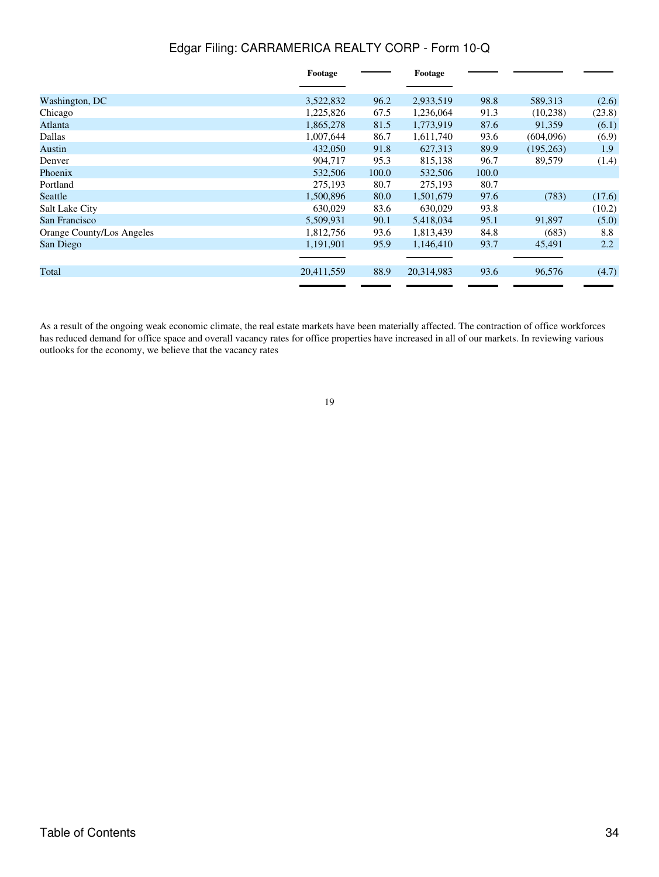| | Footage | | Footage | | | |
|---|---|---|---|---|---|---|
| Washington, DC | 3,522,832 | 96.2 | 2,933,519 | 98.8 | 589,313 | (2.6) |
| Chicago | 1,225,826 | 67.5 | 1,236,064 | 91.3 | (10,238) | (23.8) |
| Atlanta | 1,865,278 | 81.5 | 1,773,919 | 87.6 | 91,359 | (6.1) |
| Dallas | 1,007,644 | 86.7 | 1,611,740 | 93.6 | (604,096) | (6.9) |
| Austin | 432,050 | 91.8 | 627,313 | 89.9 | (195,263) | 1.9 |
| Denver | 904,717 | 95.3 | 815,138 | 96.7 | 89,579 | (1.4) |
| Phoenix | 532,506 | 100.0 | 532,506 | 100.0 | | |
| Portland | 275,193 | 80.7 | 275,193 | 80.7 | | |
| Seattle | 1,500,896 | 80.0 | 1,501,679 | 97.6 | (783) | (17.6) |
| Salt Lake City | 630,029 | 83.6 | 630,029 | 93.8 | | (10.2) |
| San Francisco | 5,509,931 | 90.1 | 5,418,034 | 95.1 | 91,897 | (5.0) |
| Orange County/Los Angeles | 1,812,756 | 93.6 | 1,813,439 | 84.8 | (683) | 8.8 |
| San Diego | 1,191,901 | 95.9 | 1,146,410 | 93.7 | 45,491 | 2.2 |
| Total | 20,411,559 | 88.9 | 20,314,983 | 93.6 | 96,576 | (4.7) |

As a result of the ongoing weak economic climate, the real estate markets have been materially affected. The contraction of office workforces has reduced demand for office space and overall vacancy rates for office properties have increased in all of our markets. In reviewing various outlooks for the economy, we believe that the vacancy rates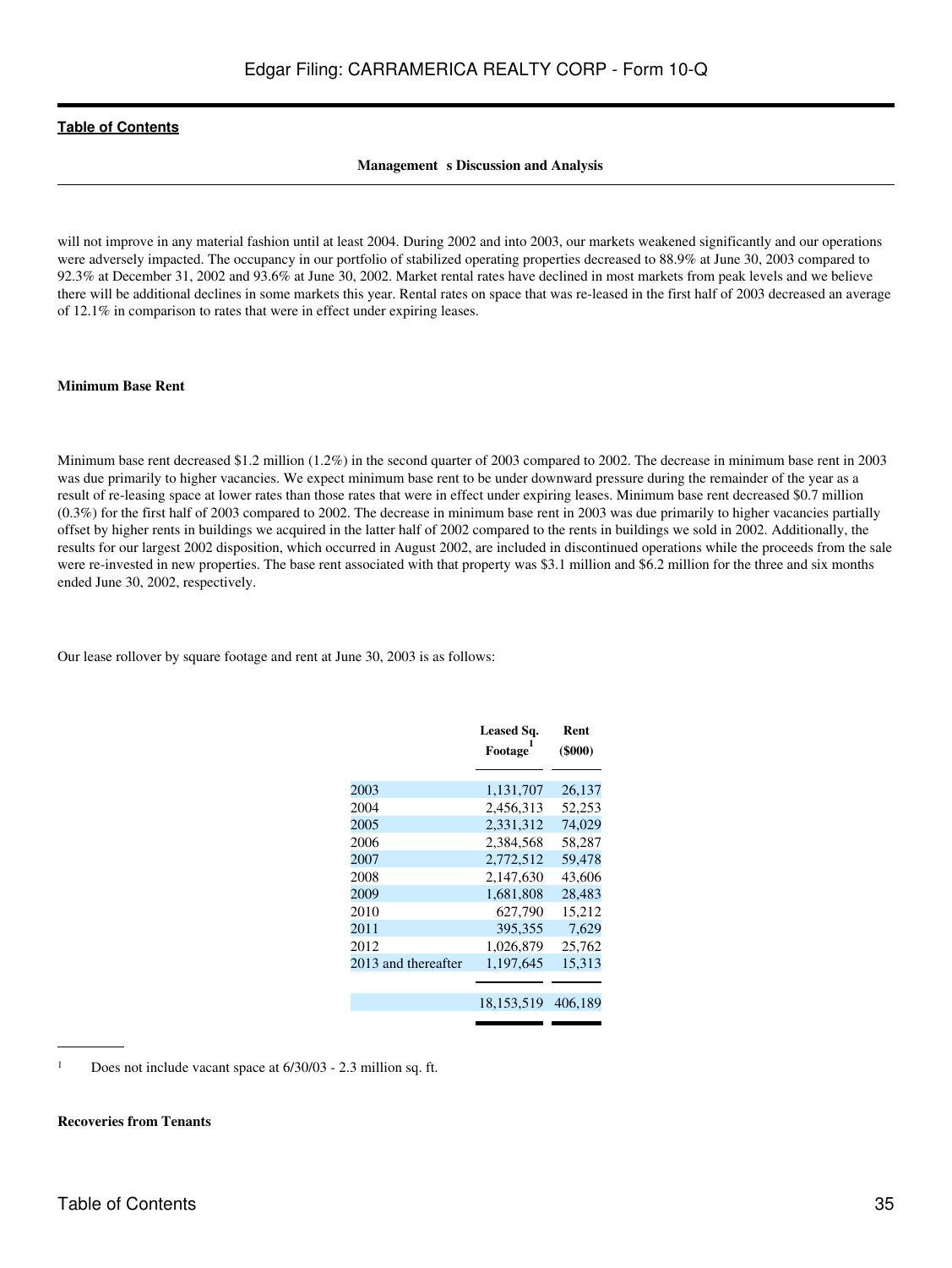will not improve in any material fashion until at least 2004. During 2002 and into 2003, our markets weakened significantly and our operations were adversely impacted. The occupancy in our portfolio of stabilized operating properties decreased to 88.9% at June 30, 2003 compared to 92.3% at December 31, 2002 and 93.6% at June 30, 2002. Market rental rates have declined in most markets from peak levels and we believe there will be additional declines in some markets this year. Rental rates on space that was re-leased in the first half of 2003 decreased an average of 12.1% in comparison to rates that were in effect under expiring leases.

**Minimum Base Rent**

Minimum base rent decreased $1.2 million (1.2%) in the second quarter of 2003 compared to 2002. The decrease in minimum base rent in 2003 was due primarily to higher vacancies. We expect minimum base rent to be under downward pressure during the remainder of the year as a result of re-leasing space at lower rates than those rates that were in effect under expiring leases. Minimum base rent decreased $0.7 million (0.3%) for the first half of 2003 compared to 2002. The decrease in minimum base rent in 2003 was due primarily to higher vacancies partially offset by higher rents in buildings we acquired in the latter half of 2002 compared to the rents in buildings we sold in 2002. Additionally, the results for our largest 2002 disposition, which occurred in August 2002, are included in discontinued operations while the proceeds from the sale were re-invested in new properties. The base rent associated with that property was $3.1 million and $6.2 million for the three and six months ended June 30, 2002, respectively.

Our lease rollover by square footage and rent at June 30, 2003 is as follows:

| | Leased Sq. Footage[1] | Rent ($000) |
|---|---|---|
| 2003 | 1,131,707 | 26,137 |
| 2004 | 2,456,313 | 52,253 |
| 2005 | 2,331,312 | 74,029 |
| 2006 | 2,384,568 | 58,287 |
| 2007 | 2,772,512 | 59,478 |
| 2008 | 2,147,630 | 43,606 |
| 2009 | 1,681,808 | 28,483 |
| 2010 | 627,790 | 15,212 |
| 2011 | 395,355 | 7,629 |
| 2012 | 1,026,879 | 25,762 |
| 2013 and thereafter | 1,197,645 | 15,313 |
| | 18,153,519 | 406,189 |

[1] Does not include vacant space at 6/30/03 - 2.3 million sq. ft.

**Recoveries from Tenants**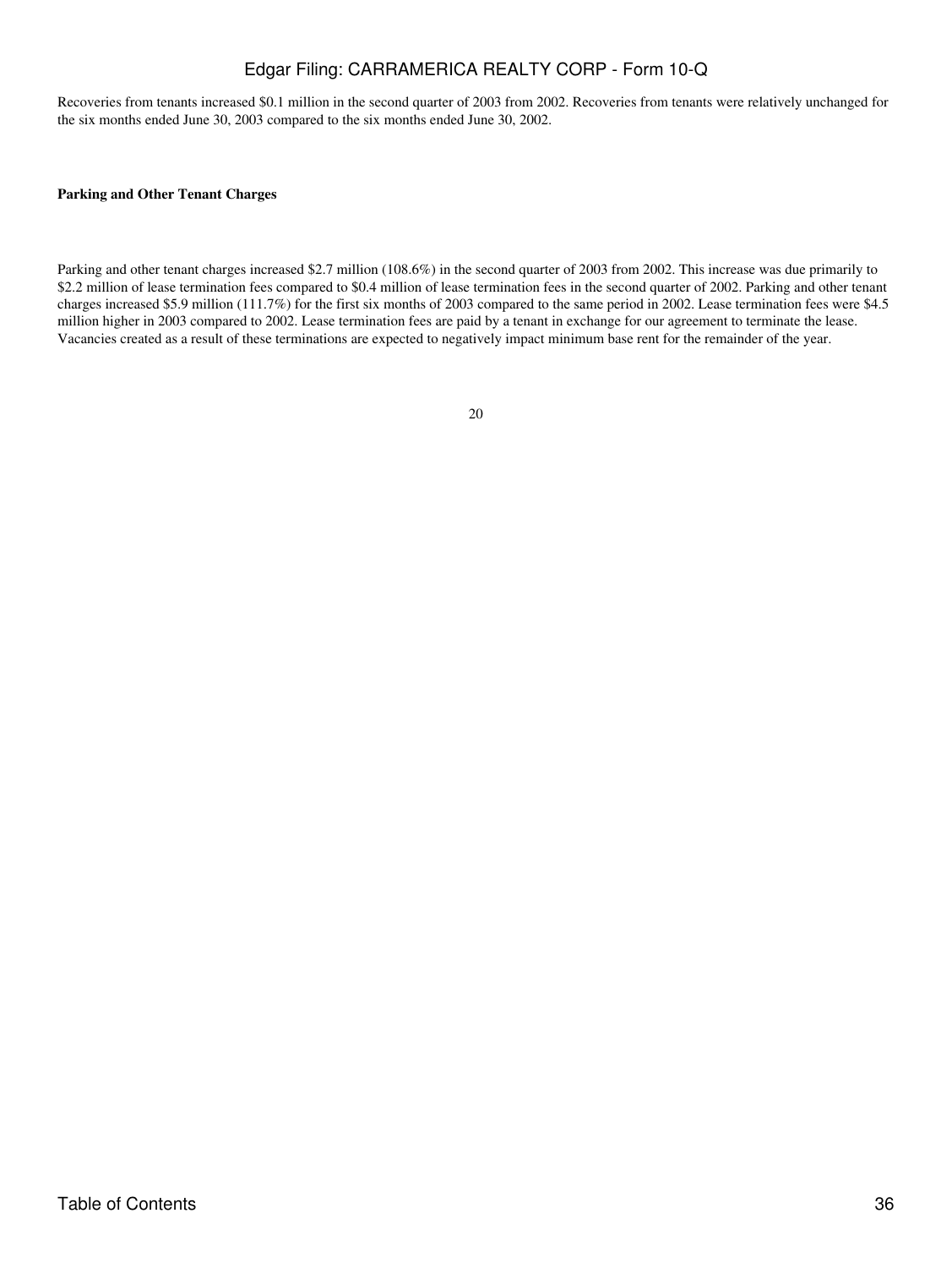Recoveries from tenants increased $0.1 million in the second quarter of 2003 from 2002. Recoveries from tenants were relatively unchanged for the six months ended June 30, 2003 compared to the six months ended June 30, 2002.

**Parking and Other Tenant Charges**

Parking and other tenant charges increased $2.7 million (108.6%) in the second quarter of 2003 from 2002. This increase was due primarily to $2.2 million of lease termination fees compared to $0.4 million of lease termination fees in the second quarter of 2002. Parking and other tenant charges increased $5.9 million (111.7%) for the first six months of 2003 compared to the same period in 2002. Lease termination fees were $4.5 million higher in 2003 compared to 2002. Lease termination fees are paid by a tenant in exchange for our agreement to terminate the lease. Vacancies created as a result of these terminations are expected to negatively impact minimum base rent for the remainder of the year.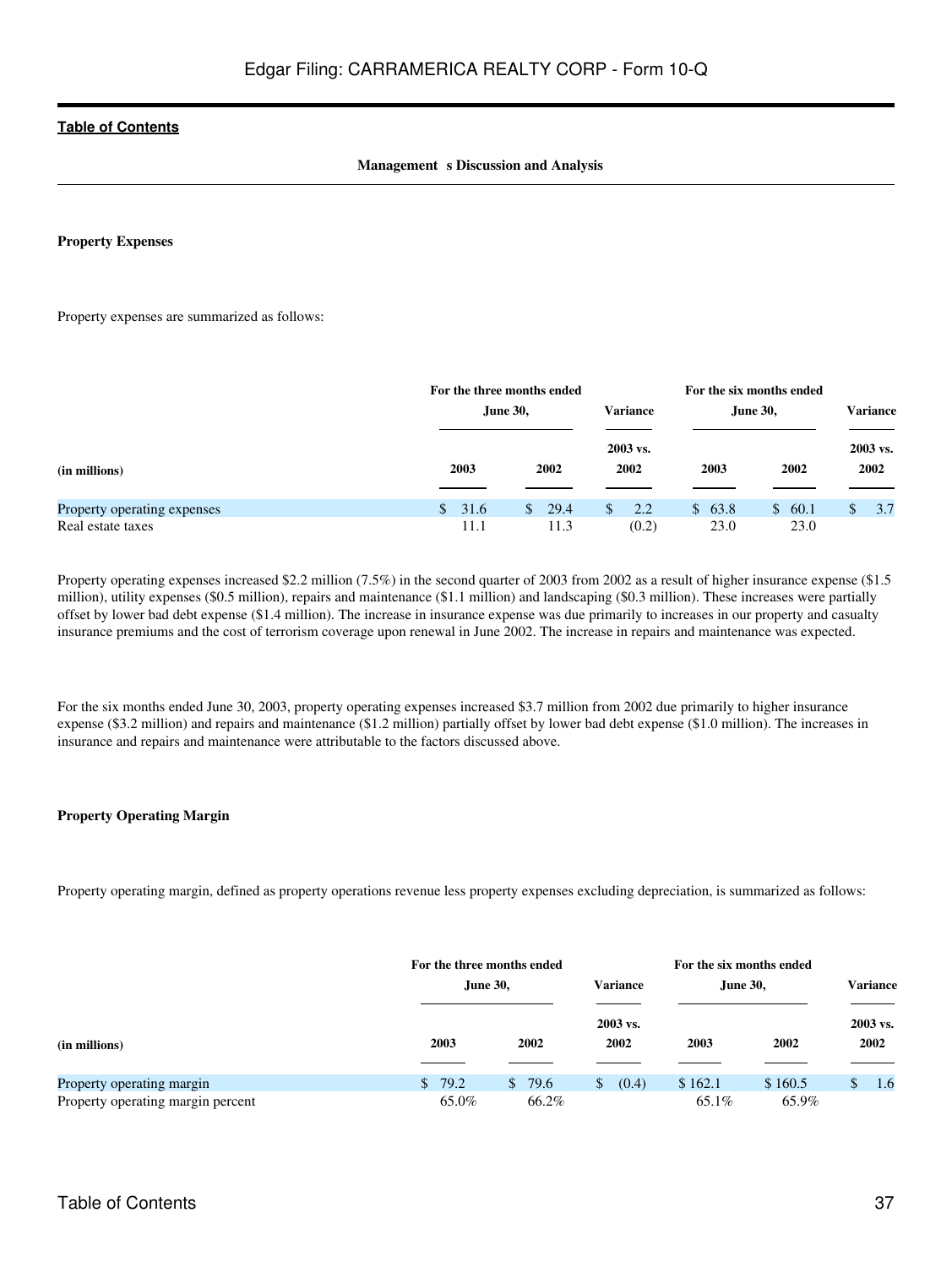**Management s Discussion and Analysis**

**Property Expenses**

Property expenses are summarized as follows:

| (in millions) | For the three months ended June 30, 2003 | For the three months ended June 30, 2002 | Variance 2003 vs. 2002 | For the six months ended June 30, 2003 | For the six months ended June 30, 2002 | Variance 2003 vs. 2002 |
|---|---|---|---|---|---|---|
| Property operating expenses | $ 31.6 | $ 29.4 | $ 2.2 | $ 63.8 | $ 60.1 | $ 3.7 |
| Real estate taxes | 11.1 | 11.3 | (0.2) | 23.0 | 23.0 | |

Property operating expenses increased $2.2 million (7.5%) in the second quarter of 2003 from 2002 as a result of higher insurance expense ($1.5 million), utility expenses ($0.5 million), repairs and maintenance ($1.1 million) and landscaping ($0.3 million). These increases were partially offset by lower bad debt expense ($1.4 million). The increase in insurance expense was due primarily to increases in our property and casualty insurance premiums and the cost of terrorism coverage upon renewal in June 2002. The increase in repairs and maintenance was expected.

For the six months ended June 30, 2003, property operating expenses increased $3.7 million from 2002 due primarily to higher insurance expense ($3.2 million) and repairs and maintenance ($1.2 million) partially offset by lower bad debt expense ($1.0 million). The increases in insurance and repairs and maintenance were attributable to the factors discussed above.

**Property Operating Margin**

Property operating margin, defined as property operations revenue less property expenses excluding depreciation, is summarized as follows:

| (in millions) | For the three months ended June 30, 2003 | For the three months ended June 30, 2002 | Variance 2003 vs. 2002 | For the six months ended June 30, 2003 | For the six months ended June 30, 2002 | Variance 2003 vs. 2002 |
|---|---|---|---|---|---|---|
| Property operating margin | $ 79.2 | $ 79.6 | $ (0.4) | $ 162.1 | $ 160.5 | $ 1.6 |
| Property operating margin percent | 65.0% | 66.2% | | 65.1% | 65.9% | |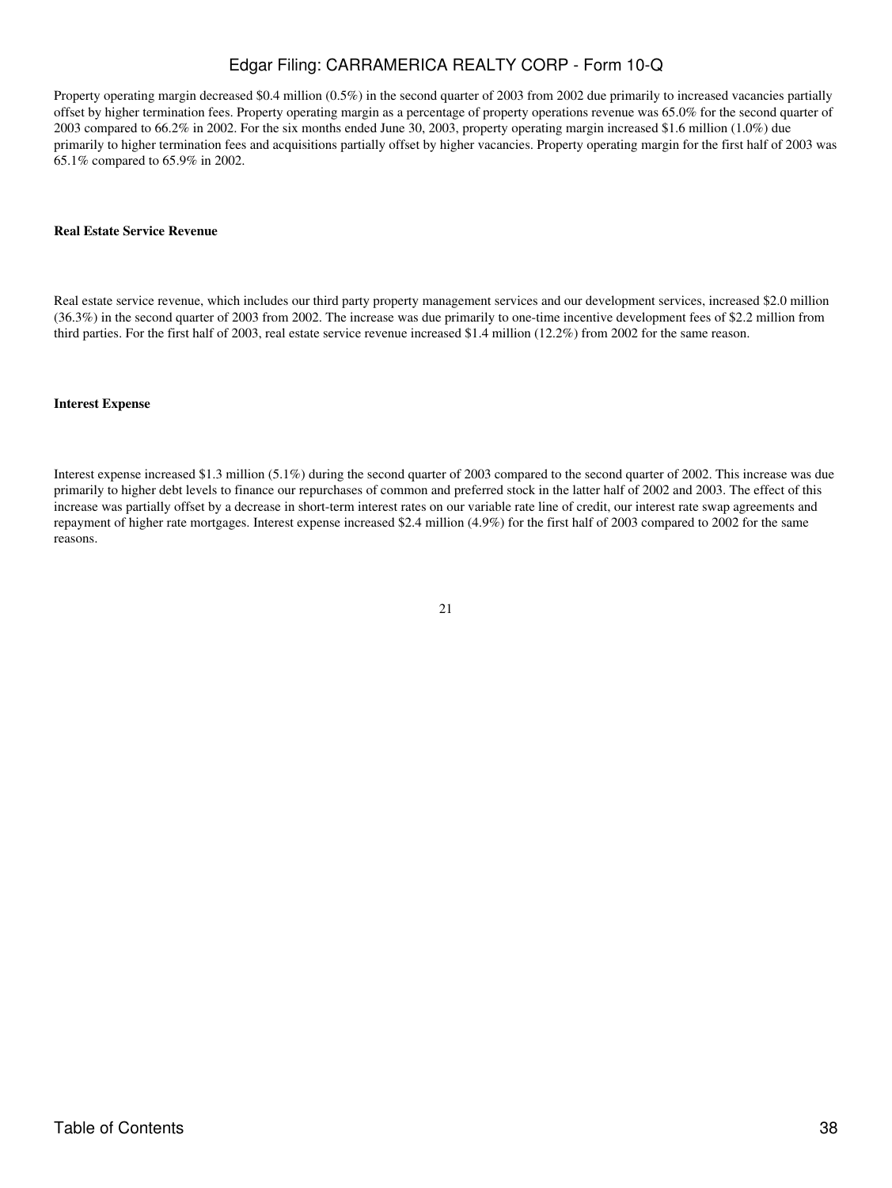Property operating margin decreased $0.4 million (0.5%) in the second quarter of 2003 from 2002 due primarily to increased vacancies partially offset by higher termination fees. Property operating margin as a percentage of property operations revenue was 65.0% for the second quarter of 2003 compared to 66.2% in 2002. For the six months ended June 30, 2003, property operating margin increased $1.6 million (1.0%) due primarily to higher termination fees and acquisitions partially offset by higher vacancies. Property operating margin for the first half of 2003 was 65.1% compared to 65.9% in 2002.

**Real Estate Service Revenue**

Real estate service revenue, which includes our third party property management services and our development services, increased $2.0 million (36.3%) in the second quarter of 2003 from 2002. The increase was due primarily to one-time incentive development fees of $2.2 million from third parties. For the first half of 2003, real estate service revenue increased $1.4 million (12.2%) from 2002 for the same reason.

**Interest Expense**

Interest expense increased $1.3 million (5.1%) during the second quarter of 2003 compared to the second quarter of 2002. This increase was due primarily to higher debt levels to finance our repurchases of common and preferred stock in the latter half of 2002 and 2003. The effect of this increase was partially offset by a decrease in short-term interest rates on our variable rate line of credit, our interest rate swap agreements and repayment of higher rate mortgages. Interest expense increased $2.4 million (4.9%) for the first half of 2003 compared to 2002 for the same reasons.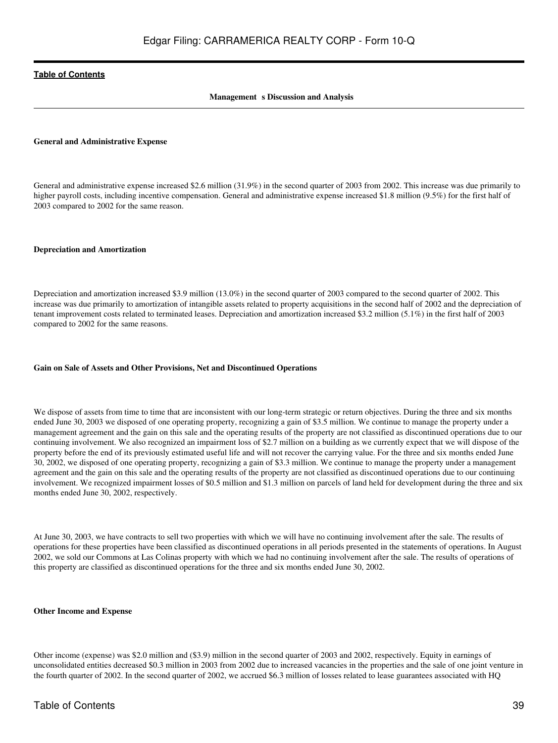**Management s Discussion and Analysis**

**General and Administrative Expense**

General and administrative expense increased $2.6 million (31.9%) in the second quarter of 2003 from 2002. This increase was due primarily to higher payroll costs, including incentive compensation. General and administrative expense increased $1.8 million (9.5%) for the first half of 2003 compared to 2002 for the same reason.

**Depreciation and Amortization**

Depreciation and amortization increased $3.9 million (13.0%) in the second quarter of 2003 compared to the second quarter of 2002. This increase was due primarily to amortization of intangible assets related to property acquisitions in the second half of 2002 and the depreciation of tenant improvement costs related to terminated leases. Depreciation and amortization increased $3.2 million (5.1%) in the first half of 2003 compared to 2002 for the same reasons.

**Gain on Sale of Assets and Other Provisions, Net and Discontinued Operations**

We dispose of assets from time to time that are inconsistent with our long-term strategic or return objectives. During the three and six months ended June 30, 2003 we disposed of one operating property, recognizing a gain of $3.5 million. We continue to manage the property under a management agreement and the gain on this sale and the operating results of the property are not classified as discontinued operations due to our continuing involvement. We also recognized an impairment loss of $2.7 million on a building as we currently expect that we will dispose of the property before the end of its previously estimated useful life and will not recover the carrying value. For the three and six months ended June 30, 2002, we disposed of one operating property, recognizing a gain of $3.3 million. We continue to manage the property under a management agreement and the gain on this sale and the operating results of the property are not classified as discontinued operations due to our continuing involvement. We recognized impairment losses of $0.5 million and $1.3 million on parcels of land held for development during the three and six months ended June 30, 2002, respectively.

At June 30, 2003, we have contracts to sell two properties with which we will have no continuing involvement after the sale. The results of operations for these properties have been classified as discontinued operations in all periods presented in the statements of operations. In August 2002, we sold our Commons at Las Colinas property with which we had no continuing involvement after the sale. The results of operations of this property are classified as discontinued operations for the three and six months ended June 30, 2002.

**Other Income and Expense**

Other income (expense) was $2.0 million and ($3.9) million in the second quarter of 2003 and 2002, respectively. Equity in earnings of unconsolidated entities decreased $0.3 million in 2003 from 2002 due to increased vacancies in the properties and the sale of one joint venture in the fourth quarter of 2002. In the second quarter of 2002, we accrued $6.3 million of losses related to lease guarantees associated with HQ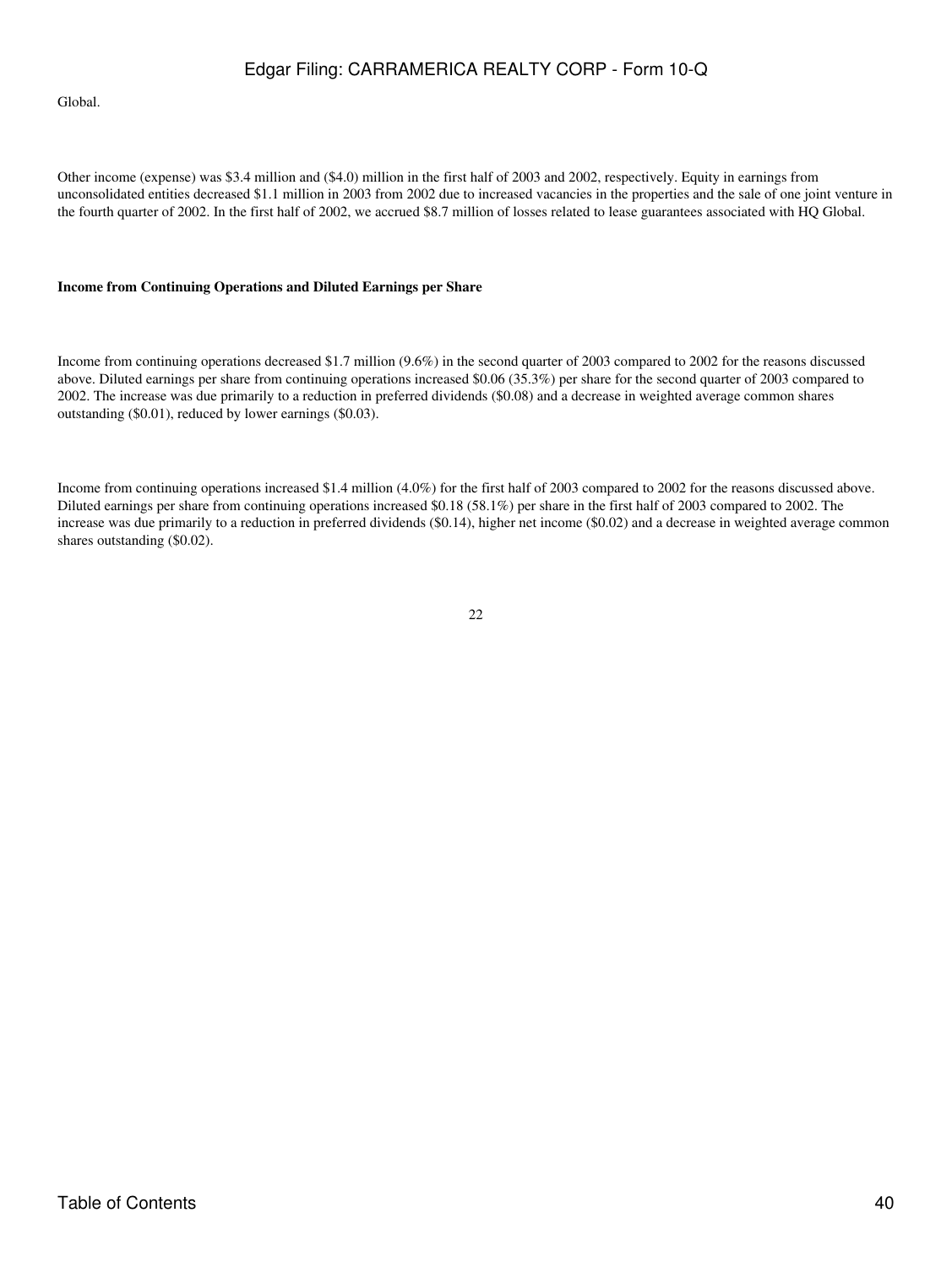Global.

Other income (expense) was $3.4 million and ($4.0) million in the first half of 2003 and 2002, respectively. Equity in earnings from unconsolidated entities decreased $1.1 million in 2003 from 2002 due to increased vacancies in the properties and the sale of one joint venture in the fourth quarter of 2002. In the first half of 2002, we accrued $8.7 million of losses related to lease guarantees associated with HQ Global.

**Income from Continuing Operations and Diluted Earnings per Share**

Income from continuing operations decreased $1.7 million (9.6%) in the second quarter of 2003 compared to 2002 for the reasons discussed above. Diluted earnings per share from continuing operations increased $0.06 (35.3%) per share for the second quarter of 2003 compared to 2002. The increase was due primarily to a reduction in preferred dividends ($0.08) and a decrease in weighted average common shares outstanding ($0.01), reduced by lower earnings ($0.03).

Income from continuing operations increased $1.4 million (4.0%) for the first half of 2003 compared to 2002 for the reasons discussed above. Diluted earnings per share from continuing operations increased $0.18 (58.1%) per share in the first half of 2003 compared to 2002. The increase was due primarily to a reduction in preferred dividends ($0.14), higher net income ($0.02) and a decrease in weighted average common shares outstanding ($0.02).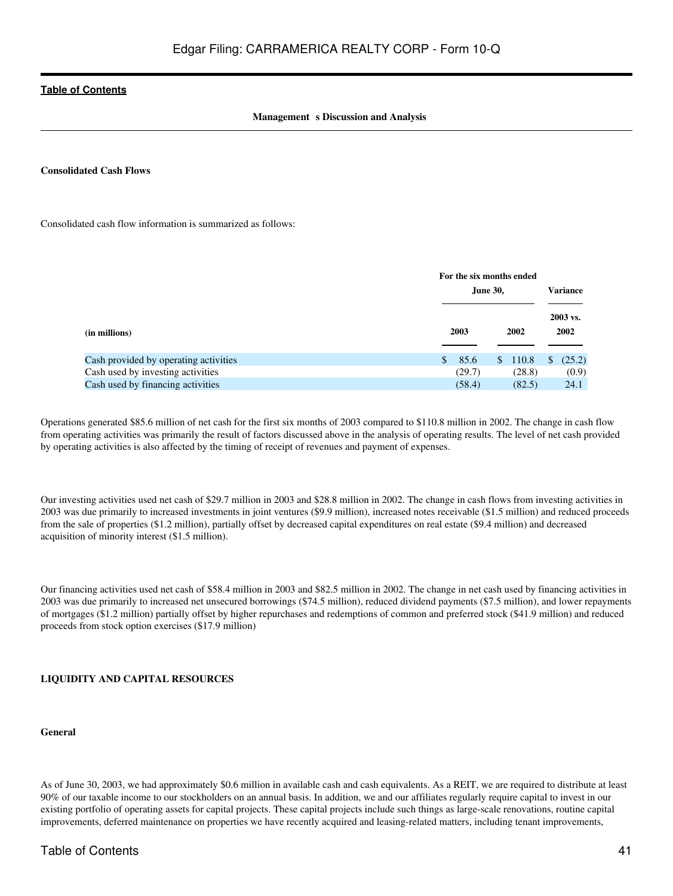**Management s Discussion and Analysis**

**Consolidated Cash Flows**

Consolidated cash flow information is summarized as follows:

| (in millions) | For the six months ended June 30, 2003 | 2002 | Variance 2003 vs. 2002 |
|---|---|---|---|
| Cash provided by operating activities | $ 85.6 | $ 110.8 | $ (25.2) |
| Cash used by investing activities | (29.7) | (28.8) | (0.9) |
| Cash used by financing activities | (58.4) | (82.5) | 24.1 |

Operations generated $85.6 million of net cash for the first six months of 2003 compared to $110.8 million in 2002. The change in cash flow from operating activities was primarily the result of factors discussed above in the analysis of operating results. The level of net cash provided by operating activities is also affected by the timing of receipt of revenues and payment of expenses.

Our investing activities used net cash of $29.7 million in 2003 and $28.8 million in 2002. The change in cash flows from investing activities in 2003 was due primarily to increased investments in joint ventures ($9.9 million), increased notes receivable ($1.5 million) and reduced proceeds from the sale of properties ($1.2 million), partially offset by decreased capital expenditures on real estate ($9.4 million) and decreased acquisition of minority interest ($1.5 million).

Our financing activities used net cash of $58.4 million in 2003 and $82.5 million in 2002. The change in net cash used by financing activities in 2003 was due primarily to increased net unsecured borrowings ($74.5 million), reduced dividend payments ($7.5 million), and lower repayments of mortgages ($1.2 million) partially offset by higher repurchases and redemptions of common and preferred stock ($41.9 million) and reduced proceeds from stock option exercises ($17.9 million)

**LIQUIDITY AND CAPITAL RESOURCES**

**General**

As of June 30, 2003, we had approximately $0.6 million in available cash and cash equivalents. As a REIT, we are required to distribute at least 90% of our taxable income to our stockholders on an annual basis. In addition, we and our affiliates regularly require capital to invest in our existing portfolio of operating assets for capital projects. These capital projects include such things as large-scale renovations, routine capital improvements, deferred maintenance on properties we have recently acquired and leasing-related matters, including tenant improvements,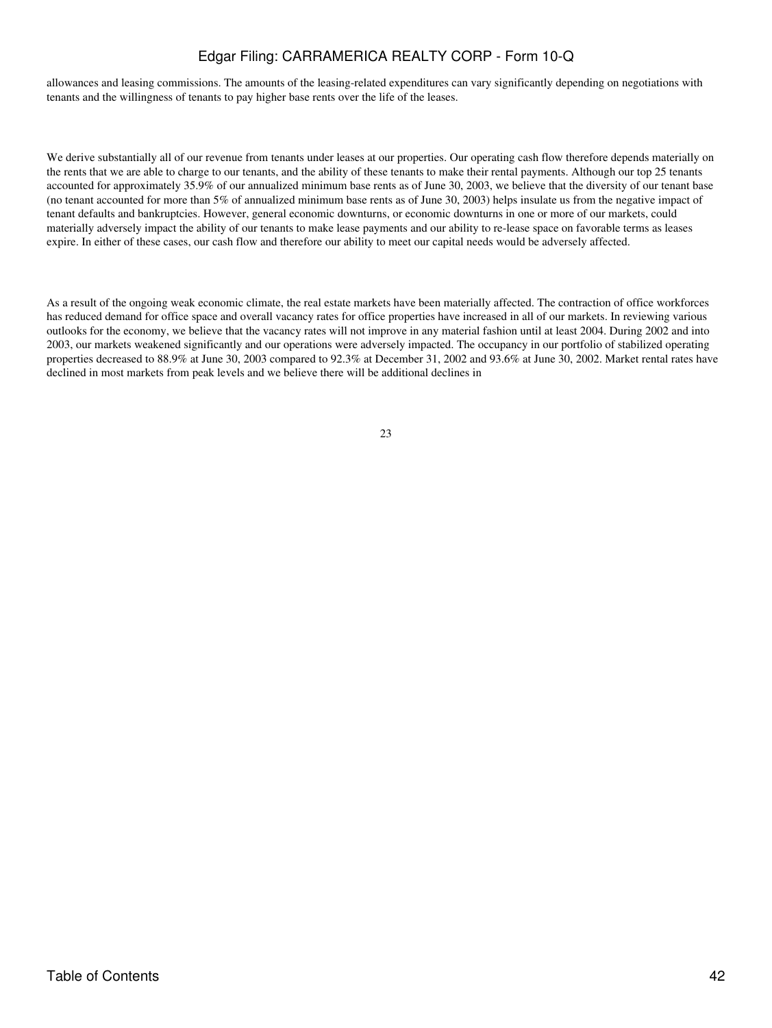allowances and leasing commissions. The amounts of the leasing-related expenditures can vary significantly depending on negotiations with tenants and the willingness of tenants to pay higher base rents over the life of the leases.

We derive substantially all of our revenue from tenants under leases at our properties. Our operating cash flow therefore depends materially on the rents that we are able to charge to our tenants, and the ability of these tenants to make their rental payments. Although our top 25 tenants accounted for approximately 35.9% of our annualized minimum base rents as of June 30, 2003, we believe that the diversity of our tenant base (no tenant accounted for more than 5% of annualized minimum base rents as of June 30, 2003) helps insulate us from the negative impact of tenant defaults and bankruptcies. However, general economic downturns, or economic downturns in one or more of our markets, could materially adversely impact the ability of our tenants to make lease payments and our ability to re-lease space on favorable terms as leases expire. In either of these cases, our cash flow and therefore our ability to meet our capital needs would be adversely affected.

As a result of the ongoing weak economic climate, the real estate markets have been materially affected. The contraction of office workforces has reduced demand for office space and overall vacancy rates for office properties have increased in all of our markets. In reviewing various outlooks for the economy, we believe that the vacancy rates will not improve in any material fashion until at least 2004. During 2002 and into 2003, our markets weakened significantly and our operations were adversely impacted. The occupancy in our portfolio of stabilized operating properties decreased to 88.9% at June 30, 2003 compared to 92.3% at December 31, 2002 and 93.6% at June 30, 2002. Market rental rates have declined in most markets from peak levels and we believe there will be additional declines in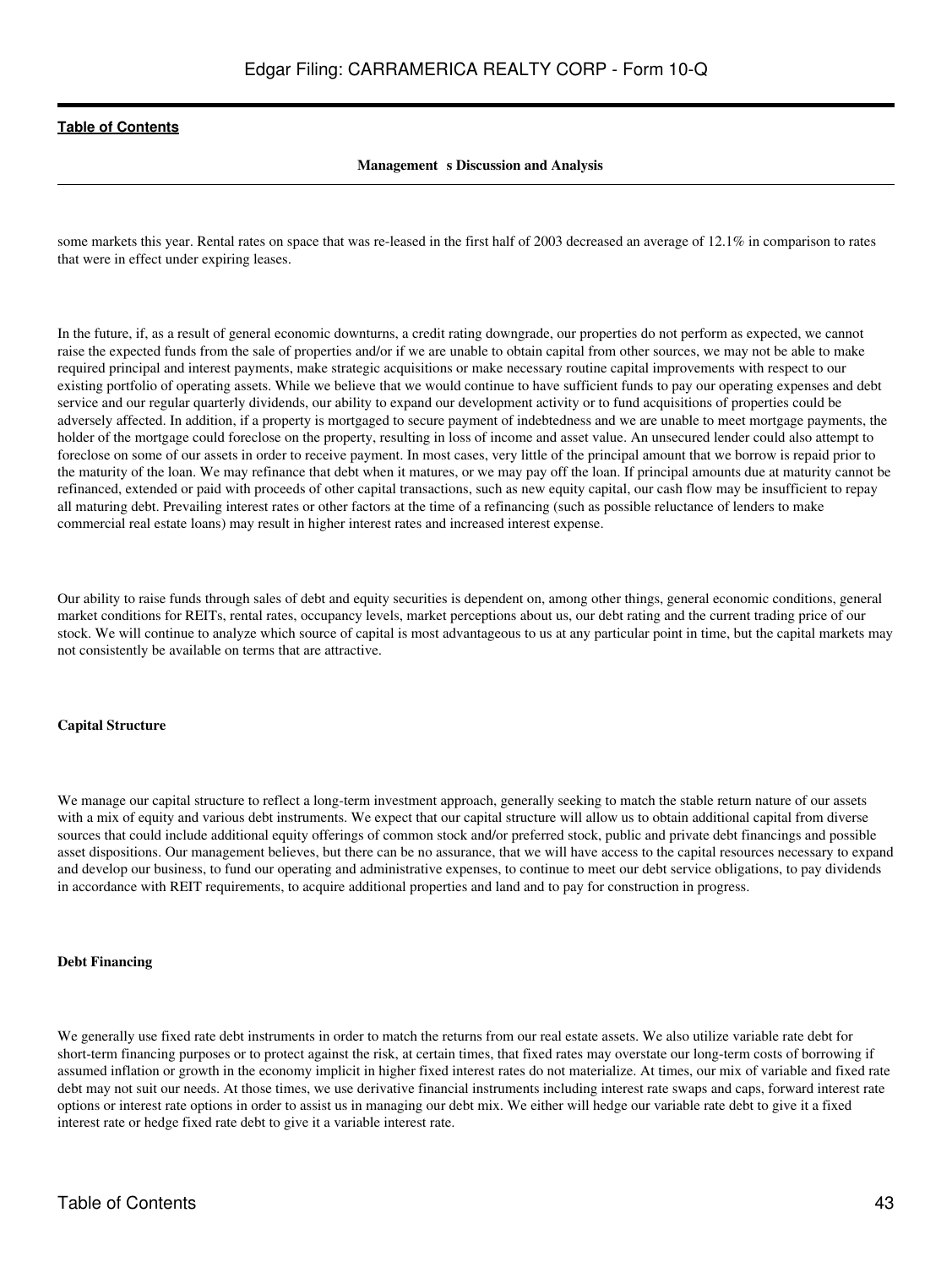some markets this year. Rental rates on space that was re-leased in the first half of 2003 decreased an average of 12.1% in comparison to rates that were in effect under expiring leases.

In the future, if, as a result of general economic downturns, a credit rating downgrade, our properties do not perform as expected, we cannot raise the expected funds from the sale of properties and/or if we are unable to obtain capital from other sources, we may not be able to make required principal and interest payments, make strategic acquisitions or make necessary routine capital improvements with respect to our existing portfolio of operating assets. While we believe that we would continue to have sufficient funds to pay our operating expenses and debt service and our regular quarterly dividends, our ability to expand our development activity or to fund acquisitions of properties could be adversely affected. In addition, if a property is mortgaged to secure payment of indebtedness and we are unable to meet mortgage payments, the holder of the mortgage could foreclose on the property, resulting in loss of income and asset value. An unsecured lender could also attempt to foreclose on some of our assets in order to receive payment. In most cases, very little of the principal amount that we borrow is repaid prior to the maturity of the loan. We may refinance that debt when it matures, or we may pay off the loan. If principal amounts due at maturity cannot be refinanced, extended or paid with proceeds of other capital transactions, such as new equity capital, our cash flow may be insufficient to repay all maturing debt. Prevailing interest rates or other factors at the time of a refinancing (such as possible reluctance of lenders to make commercial real estate loans) may result in higher interest rates and increased interest expense.

Our ability to raise funds through sales of debt and equity securities is dependent on, among other things, general economic conditions, general market conditions for REITs, rental rates, occupancy levels, market perceptions about us, our debt rating and the current trading price of our stock. We will continue to analyze which source of capital is most advantageous to us at any particular point in time, but the capital markets may not consistently be available on terms that are attractive.

**Capital Structure**

We manage our capital structure to reflect a long-term investment approach, generally seeking to match the stable return nature of our assets with a mix of equity and various debt instruments. We expect that our capital structure will allow us to obtain additional capital from diverse sources that could include additional equity offerings of common stock and/or preferred stock, public and private debt financings and possible asset dispositions. Our management believes, but there can be no assurance, that we will have access to the capital resources necessary to expand and develop our business, to fund our operating and administrative expenses, to continue to meet our debt service obligations, to pay dividends in accordance with REIT requirements, to acquire additional properties and land and to pay for construction in progress.

**Debt Financing**

We generally use fixed rate debt instruments in order to match the returns from our real estate assets. We also utilize variable rate debt for short-term financing purposes or to protect against the risk, at certain times, that fixed rates may overstate our long-term costs of borrowing if assumed inflation or growth in the economy implicit in higher fixed interest rates do not materialize. At times, our mix of variable and fixed rate debt may not suit our needs. At those times, we use derivative financial instruments including interest rate swaps and caps, forward interest rate options or interest rate options in order to assist us in managing our debt mix. We either will hedge our variable rate debt to give it a fixed interest rate or hedge fixed rate debt to give it a variable interest rate.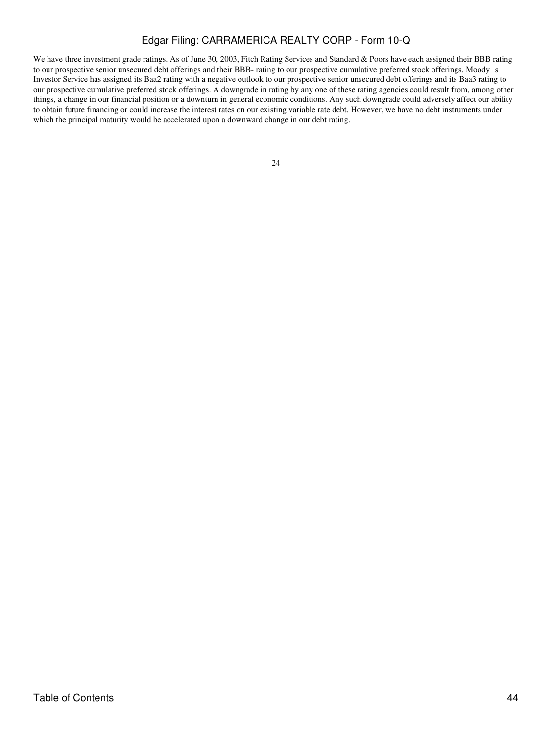We have three investment grade ratings. As of June 30, 2003, Fitch Rating Services and Standard & Poors have each assigned their BBB rating to our prospective senior unsecured debt offerings and their BBB- rating to our prospective cumulative preferred stock offerings. Moody s Investor Service has assigned its Baa2 rating with a negative outlook to our prospective senior unsecured debt offerings and its Baa3 rating to our prospective cumulative preferred stock offerings. A downgrade in rating by any one of these rating agencies could result from, among other things, a change in our financial position or a downturn in general economic conditions. Any such downgrade could adversely affect our ability to obtain future financing or could increase the interest rates on our existing variable rate debt. However, we have no debt instruments under which the principal maturity would be accelerated upon a downward change in our debt rating.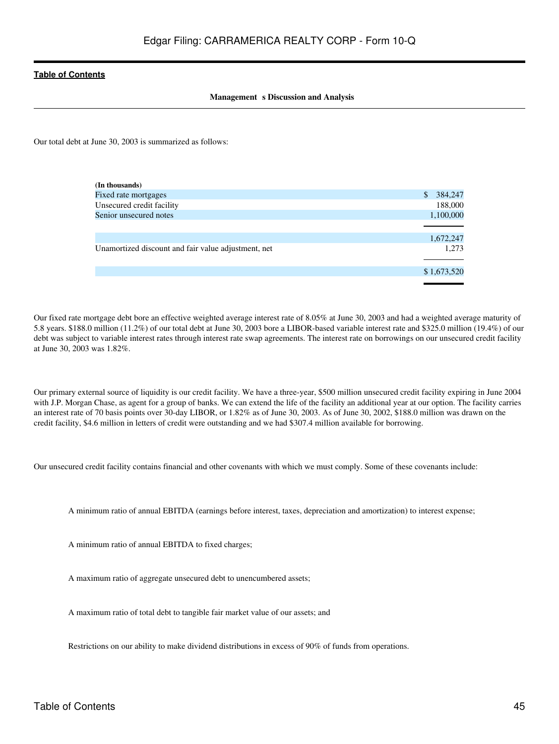**Management s Discussion and Analysis**

Our total debt at June 30, 2003 is summarized as follows:

| (In thousands) | |
|---|---|
| Fixed rate mortgages | $ 384,247 |
| Unsecured credit facility | 188,000 |
| Senior unsecured notes | 1,100,000 |
| | 1,672,247 |
| Unamortized discount and fair value adjustment, net | 1,273 |
| | $ 1,673,520 |

Our fixed rate mortgage debt bore an effective weighted average interest rate of 8.05% at June 30, 2003 and had a weighted average maturity of 5.8 years. $188.0 million (11.2%) of our total debt at June 30, 2003 bore a LIBOR-based variable interest rate and $325.0 million (19.4%) of our debt was subject to variable interest rates through interest rate swap agreements. The interest rate on borrowings on our unsecured credit facility at June 30, 2003 was 1.82%.

Our primary external source of liquidity is our credit facility. We have a three-year, $500 million unsecured credit facility expiring in June 2004 with J.P. Morgan Chase, as agent for a group of banks. We can extend the life of the facility an additional year at our option. The facility carries an interest rate of 70 basis points over 30-day LIBOR, or 1.82% as of June 30, 2003. As of June 30, 2002, $188.0 million was drawn on the credit facility, $4.6 million in letters of credit were outstanding and we had $307.4 million available for borrowing.

Our unsecured credit facility contains financial and other covenants with which we must comply. Some of these covenants include:

- A minimum ratio of annual EBITDA (earnings before interest, taxes, depreciation and amortization) to interest expense;
- A minimum ratio of annual EBITDA to fixed charges;
- A maximum ratio of aggregate unsecured debt to unencumbered assets;
- A maximum ratio of total debt to tangible fair market value of our assets; and
- Restrictions on our ability to make dividend distributions in excess of 90% of funds from operations.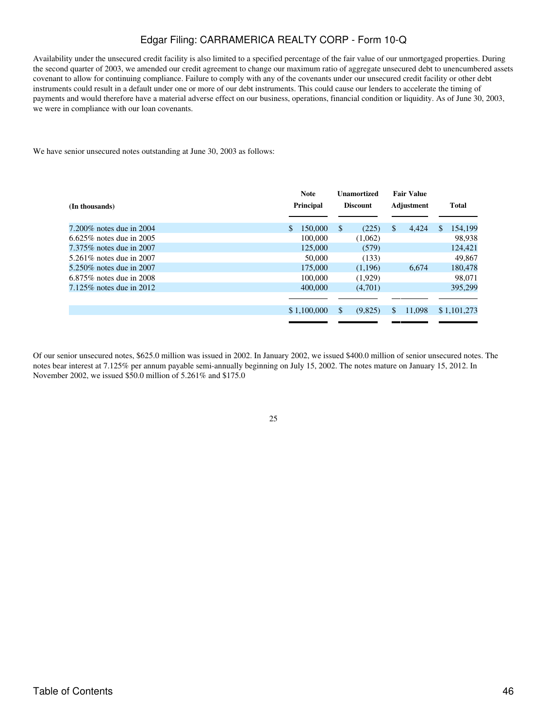Availability under the unsecured credit facility is also limited to a specified percentage of the fair value of our unmortgaged properties. During the second quarter of 2003, we amended our credit agreement to change our maximum ratio of aggregate unsecured debt to unencumbered assets covenant to allow for continuing compliance. Failure to comply with any of the covenants under our unsecured credit facility or other debt instruments could result in a default under one or more of our debt instruments. This could cause our lenders to accelerate the timing of payments and would therefore have a material adverse effect on our business, operations, financial condition or liquidity. As of June 30, 2003, we were in compliance with our loan covenants.

We have senior unsecured notes outstanding at June 30, 2003 as follows:

| (In thousands) | Note Principal | Unamortized Discount | Fair Value Adjustment | Total |
|---|---|---|---|---|
| 7.200% notes due in 2004 | $ 150,000 | $ (225) | $ 4,424 | $ 154,199 |
| 6.625% notes due in 2005 | 100,000 | (1,062) | | 98,938 |
| 7.375% notes due in 2007 | 125,000 | (579) | | 124,421 |
| 5.261% notes due in 2007 | 50,000 | (133) | | 49,867 |
| 5.250% notes due in 2007 | 175,000 | (1,196) | 6,674 | 180,478 |
| 6.875% notes due in 2008 | 100,000 | (1,929) | | 98,071 |
| 7.125% notes due in 2012 | 400,000 | (4,701) | | 395,299 |
| | $ 1,100,000 | $ (9,825) | $ 11,098 | $ 1,101,273 |

Of our senior unsecured notes, $625.0 million was issued in 2002. In January 2002, we issued $400.0 million of senior unsecured notes. The notes bear interest at 7.125% per annum payable semi-annually beginning on July 15, 2002. The notes mature on January 15, 2012. In November 2002, we issued $50.0 million of 5.261% and $175.0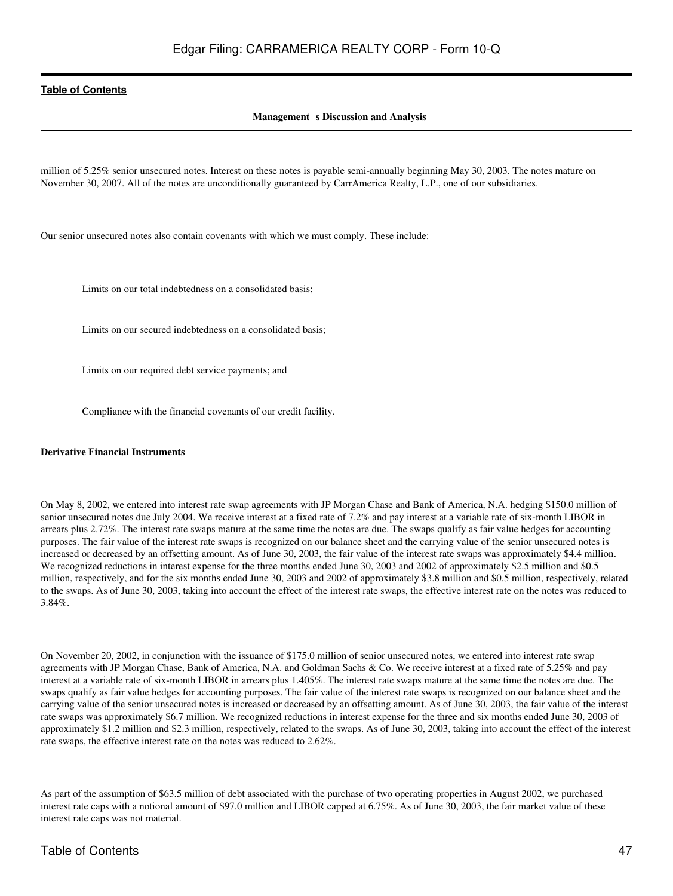million of 5.25% senior unsecured notes. Interest on these notes is payable semi-annually beginning May 30, 2003. The notes mature on November 30, 2007. All of the notes are unconditionally guaranteed by CarrAmerica Realty, L.P., one of our subsidiaries.

Our senior unsecured notes also contain covenants with which we must comply. These include:

- Limits on our total indebtedness on a consolidated basis;
- Limits on our secured indebtedness on a consolidated basis;
- Limits on our required debt service payments; and
- Compliance with the financial covenants of our credit facility.

**Derivative Financial Instruments**

On May 8, 2002, we entered into interest rate swap agreements with JP Morgan Chase and Bank of America, N.A. hedging $150.0 million of senior unsecured notes due July 2004. We receive interest at a fixed rate of 7.2% and pay interest at a variable rate of six-month LIBOR in arrears plus 2.72%. The interest rate swaps mature at the same time the notes are due. The swaps qualify as fair value hedges for accounting purposes. The fair value of the interest rate swaps is recognized on our balance sheet and the carrying value of the senior unsecured notes is increased or decreased by an offsetting amount. As of June 30, 2003, the fair value of the interest rate swaps was approximately $4.4 million. We recognized reductions in interest expense for the three months ended June 30, 2003 and 2002 of approximately $2.5 million and $0.5 million, respectively, and for the six months ended June 30, 2003 and 2002 of approximately $3.8 million and $0.5 million, respectively, related to the swaps. As of June 30, 2003, taking into account the effect of the interest rate swaps, the effective interest rate on the notes was reduced to 3.84%.

On November 20, 2002, in conjunction with the issuance of $175.0 million of senior unsecured notes, we entered into interest rate swap agreements with JP Morgan Chase, Bank of America, N.A. and Goldman Sachs & Co. We receive interest at a fixed rate of 5.25% and pay interest at a variable rate of six-month LIBOR in arrears plus 1.405%. The interest rate swaps mature at the same time the notes are due. The swaps qualify as fair value hedges for accounting purposes. The fair value of the interest rate swaps is recognized on our balance sheet and the carrying value of the senior unsecured notes is increased or decreased by an offsetting amount. As of June 30, 2003, the fair value of the interest rate swaps was approximately $6.7 million. We recognized reductions in interest expense for the three and six months ended June 30, 2003 of approximately $1.2 million and $2.3 million, respectively, related to the swaps. As of June 30, 2003, taking into account the effect of the interest rate swaps, the effective interest rate on the notes was reduced to 2.62%.

As part of the assumption of $63.5 million of debt associated with the purchase of two operating properties in August 2002, we purchased interest rate caps with a notional amount of $97.0 million and LIBOR capped at 6.75%. As of June 30, 2003, the fair market value of these interest rate caps was not material.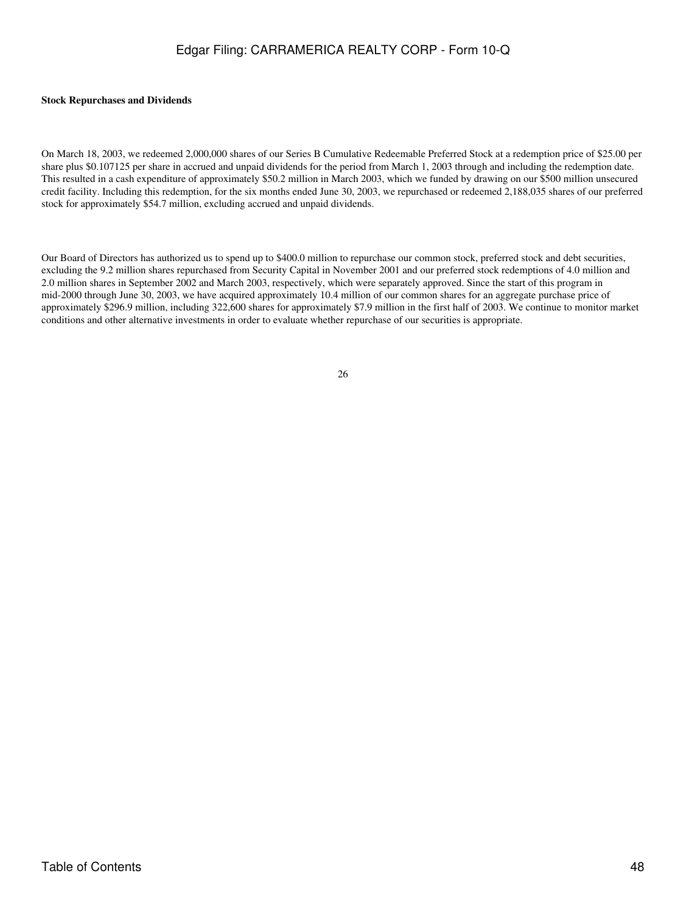**Stock Repurchases and Dividends**

On March 18, 2003, we redeemed 2,000,000 shares of our Series B Cumulative Redeemable Preferred Stock at a redemption price of $25.00 per share plus $0.107125 per share in accrued and unpaid dividends for the period from March 1, 2003 through and including the redemption date. This resulted in a cash expenditure of approximately $50.2 million in March 2003, which we funded by drawing on our $500 million unsecured credit facility. Including this redemption, for the six months ended June 30, 2003, we repurchased or redeemed 2,188,035 shares of our preferred stock for approximately $54.7 million, excluding accrued and unpaid dividends.

Our Board of Directors has authorized us to spend up to $400.0 million to repurchase our common stock, preferred stock and debt securities, excluding the 9.2 million shares repurchased from Security Capital in November 2001 and our preferred stock redemptions of 4.0 million and 2.0 million shares in September 2002 and March 2003, respectively, which were separately approved. Since the start of this program in mid-2000 through June 30, 2003, we have acquired approximately 10.4 million of our common shares for an aggregate purchase price of approximately $296.9 million, including 322,600 shares for approximately $7.9 million in the first half of 2003. We continue to monitor market conditions and other alternative investments in order to evaluate whether repurchase of our securities is appropriate.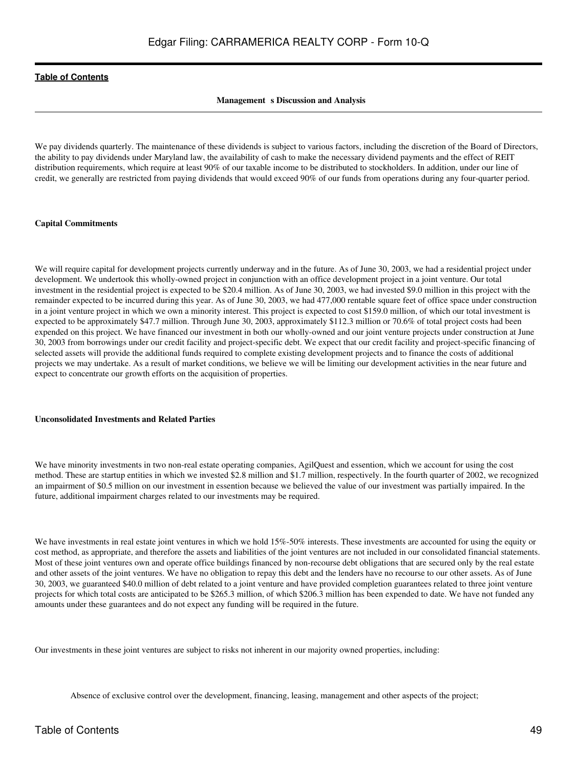**Management s Discussion and Analysis**

We pay dividends quarterly. The maintenance of these dividends is subject to various factors, including the discretion of the Board of Directors, the ability to pay dividends under Maryland law, the availability of cash to make the necessary dividend payments and the effect of REIT distribution requirements, which require at least 90% of our taxable income to be distributed to stockholders. In addition, under our line of credit, we generally are restricted from paying dividends that would exceed 90% of our funds from operations during any four-quarter period.

**Capital Commitments**

We will require capital for development projects currently underway and in the future. As of June 30, 2003, we had a residential project under development. We undertook this wholly-owned project in conjunction with an office development project in a joint venture. Our total investment in the residential project is expected to be $20.4 million. As of June 30, 2003, we had invested $9.0 million in this project with the remainder expected to be incurred during this year. As of June 30, 2003, we had 477,000 rentable square feet of office space under construction in a joint venture project in which we own a minority interest. This project is expected to cost $159.0 million, of which our total investment is expected to be approximately $47.7 million. Through June 30, 2003, approximately $112.3 million or 70.6% of total project costs had been expended on this project. We have financed our investment in both our wholly-owned and our joint venture projects under construction at June 30, 2003 from borrowings under our credit facility and project-specific debt. We expect that our credit facility and project-specific financing of selected assets will provide the additional funds required to complete existing development projects and to finance the costs of additional projects we may undertake. As a result of market conditions, we believe we will be limiting our development activities in the near future and expect to concentrate our growth efforts on the acquisition of properties.

**Unconsolidated Investments and Related Parties**

We have minority investments in two non-real estate operating companies, AgilQuest and essention, which we account for using the cost method. These are startup entities in which we invested $2.8 million and $1.7 million, respectively. In the fourth quarter of 2002, we recognized an impairment of $0.5 million on our investment in essention because we believed the value of our investment was partially impaired. In the future, additional impairment charges related to our investments may be required.

We have investments in real estate joint ventures in which we hold 15%-50% interests. These investments are accounted for using the equity or cost method, as appropriate, and therefore the assets and liabilities of the joint ventures are not included in our consolidated financial statements. Most of these joint ventures own and operate office buildings financed by non-recourse debt obligations that are secured only by the real estate and other assets of the joint ventures. We have no obligation to repay this debt and the lenders have no recourse to our other assets. As of June 30, 2003, we guaranteed $40.0 million of debt related to a joint venture and have provided completion guarantees related to three joint venture projects for which total costs are anticipated to be $265.3 million, of which $206.3 million has been expended to date. We have not funded any amounts under these guarantees and do not expect any funding will be required in the future.

Our investments in these joint ventures are subject to risks not inherent in our majority owned properties, including:

- Absence of exclusive control over the development, financing, leasing, management and other aspects of the project;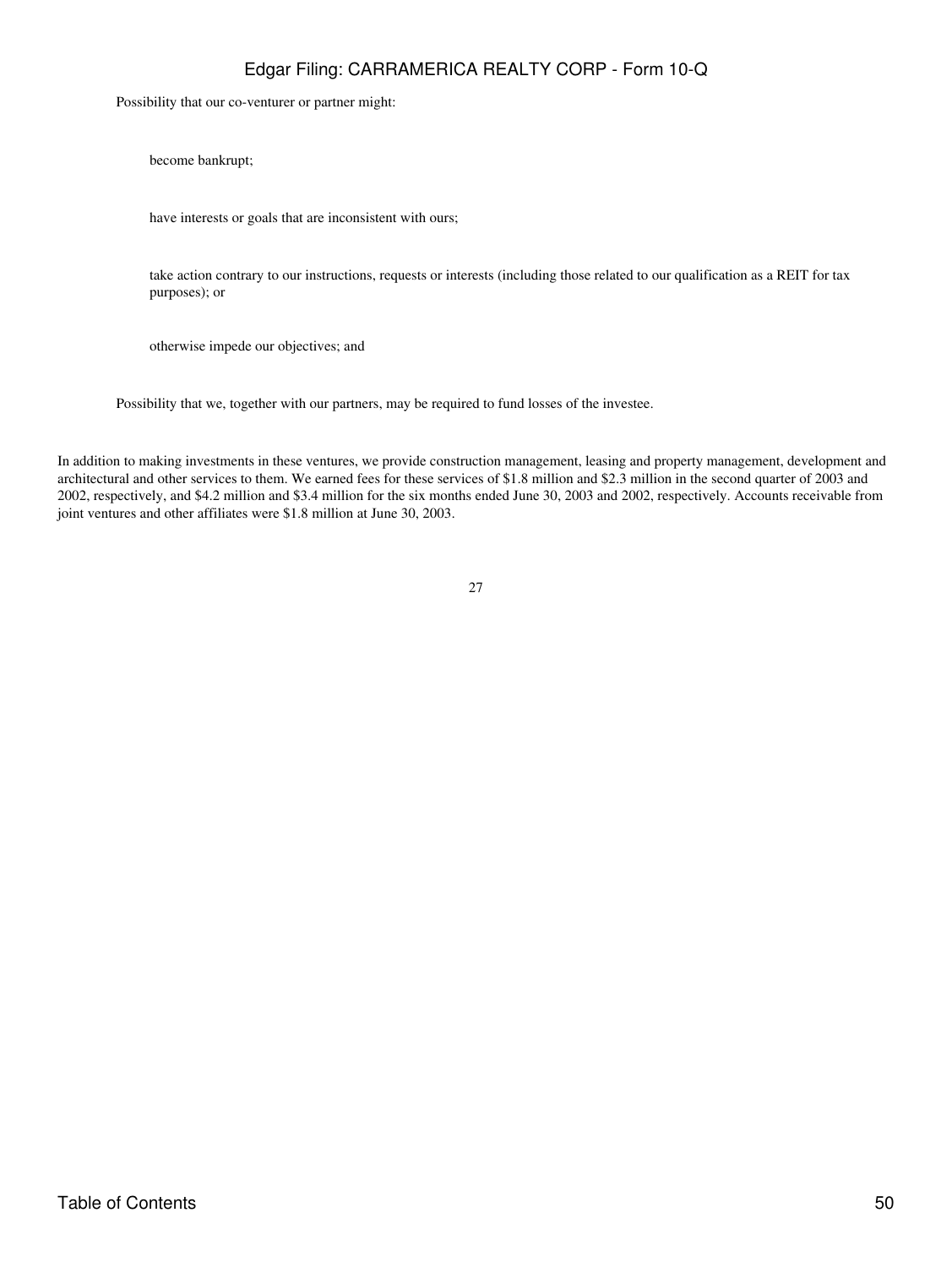- Possibility that our co-venturer or partner might:
  - become bankrupt;
  - have interests or goals that are inconsistent with ours;
  - take action contrary to our instructions, requests or interests (including those related to our qualification as a REIT for tax purposes); or
  - otherwise impede our objectives; and
- Possibility that we, together with our partners, may be required to fund losses of the investee.

In addition to making investments in these ventures, we provide construction management, leasing and property management, development and architectural and other services to them. We earned fees for these services of $1.8 million and $2.3 million in the second quarter of 2003 and 2002, respectively, and $4.2 million and $3.4 million for the six months ended June 30, 2003 and 2002, respectively. Accounts receivable from joint ventures and other affiliates were $1.8 million at June 30, 2003.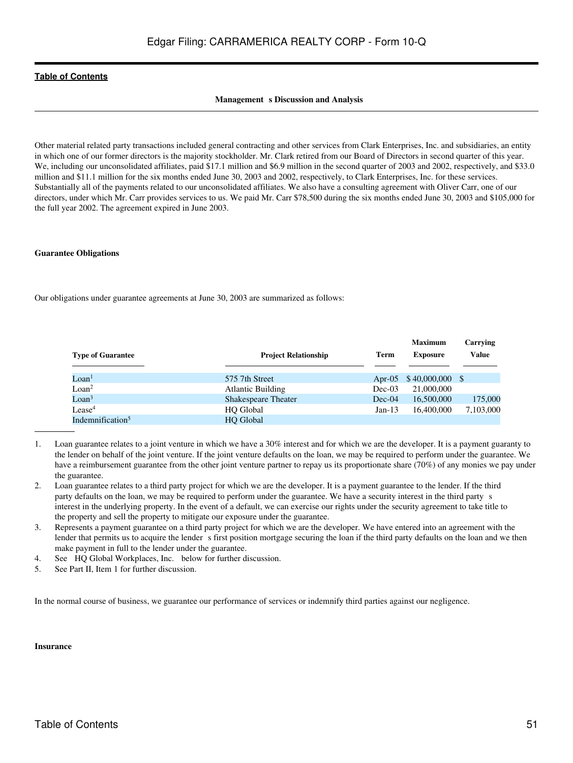**Management s Discussion and Analysis**

Other material related party transactions included general contracting and other services from Clark Enterprises, Inc. and subsidiaries, an entity in which one of our former directors is the majority stockholder. Mr. Clark retired from our Board of Directors in second quarter of this year. We, including our unconsolidated affiliates, paid $17.1 million and $6.9 million in the second quarter of 2003 and 2002, respectively, and $33.0 million and $11.1 million for the six months ended June 30, 2003 and 2002, respectively, to Clark Enterprises, Inc. for these services. Substantially all of the payments related to our unconsolidated affiliates. We also have a consulting agreement with Oliver Carr, one of our directors, under which Mr. Carr provides services to us. We paid Mr. Carr $78,500 during the six months ended June 30, 2003 and $105,000 for the full year 2002. The agreement expired in June 2003.

**Guarantee Obligations**

Our obligations under guarantee agreements at June 30, 2003 are summarized as follows:

| Type of Guarantee | Project Relationship | Term | Maximum Exposure | Carrying Value |
|---|---|---|---|---|
| Loan[1] | 575 7th Street | Apr-05 | $ 40,000,000 | $ |
| Loan[2] | Atlantic Building | Dec-03 | 21,000,000 | |
| Loan[3] | Shakespeare Theater | Dec-04 | 16,500,000 | 175,000 |
| Lease[4] | HQ Global | Jan-13 | 16,400,000 | 7,103,000 |
| Indemnification[5] | HQ Global | | | |

1. Loan guarantee relates to a joint venture in which we have a 30% interest and for which we are the developer. It is a payment guaranty to the lender on behalf of the joint venture. If the joint venture defaults on the loan, we may be required to perform under the guarantee. We have a reimbursement guarantee from the other joint venture partner to repay us its proportionate share (70%) of any monies we pay under the guarantee.
2. Loan guarantee relates to a third party project for which we are the developer. It is a payment guarantee to the lender. If the third party defaults on the loan, we may be required to perform under the guarantee. We have a security interest in the third party s interest in the underlying property. In the event of a default, we can exercise our rights under the security agreement to take title to the property and sell the property to mitigate our exposure under the guarantee.
3. Represents a payment guarantee on a third party project for which we are the developer. We have entered into an agreement with the lender that permits us to acquire the lender s first position mortgage securing the loan if the third party defaults on the loan and we then make payment in full to the lender under the guarantee.
4. See HQ Global Workplaces, Inc. below for further discussion.
5. See Part II, Item 1 for further discussion.

In the normal course of business, we guarantee our performance of services or indemnify third parties against our negligence.

**Insurance**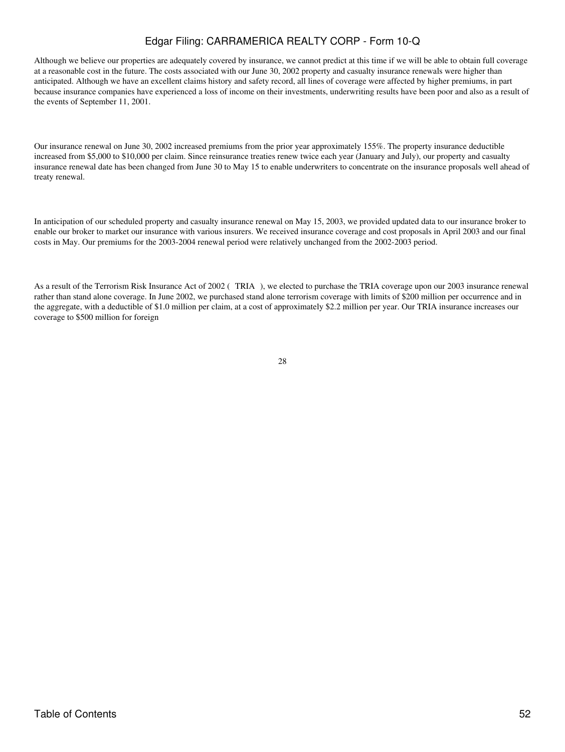Although we believe our properties are adequately covered by insurance, we cannot predict at this time if we will be able to obtain full coverage at a reasonable cost in the future. The costs associated with our June 30, 2002 property and casualty insurance renewals were higher than anticipated. Although we have an excellent claims history and safety record, all lines of coverage were affected by higher premiums, in part because insurance companies have experienced a loss of income on their investments, underwriting results have been poor and also as a result of the events of September 11, 2001.

Our insurance renewal on June 30, 2002 increased premiums from the prior year approximately 155%. The property insurance deductible increased from $5,000 to $10,000 per claim. Since reinsurance treaties renew twice each year (January and July), our property and casualty insurance renewal date has been changed from June 30 to May 15 to enable underwriters to concentrate on the insurance proposals well ahead of treaty renewal.

In anticipation of our scheduled property and casualty insurance renewal on May 15, 2003, we provided updated data to our insurance broker to enable our broker to market our insurance with various insurers. We received insurance coverage and cost proposals in April 2003 and our final costs in May. Our premiums for the 2003-2004 renewal period were relatively unchanged from the 2002-2003 period.

As a result of the Terrorism Risk Insurance Act of 2002 ( TRIA ), we elected to purchase the TRIA coverage upon our 2003 insurance renewal rather than stand alone coverage. In June 2002, we purchased stand alone terrorism coverage with limits of $200 million per occurrence and in the aggregate, with a deductible of $1.0 million per claim, at a cost of approximately $2.2 million per year. Our TRIA insurance increases our coverage to $500 million for foreign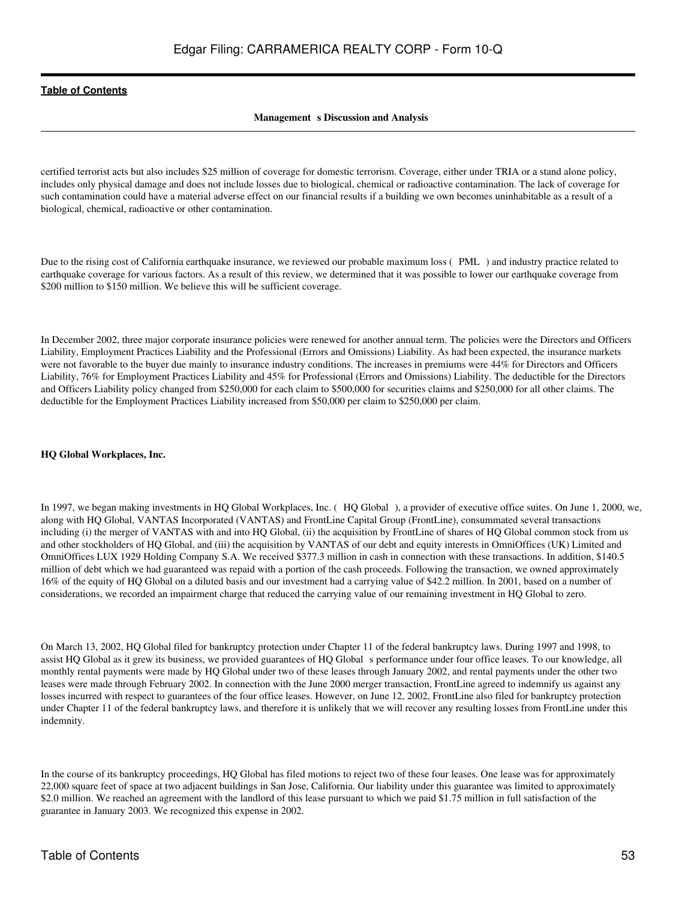certified terrorist acts but also includes $25 million of coverage for domestic terrorism. Coverage, either under TRIA or a stand alone policy, includes only physical damage and does not include losses due to biological, chemical or radioactive contamination. The lack of coverage for such contamination could have a material adverse effect on our financial results if a building we own becomes uninhabitable as a result of a biological, chemical, radioactive or other contamination.

Due to the rising cost of California earthquake insurance, we reviewed our probable maximum loss ( PML ) and industry practice related to earthquake coverage for various factors. As a result of this review, we determined that it was possible to lower our earthquake coverage from $200 million to $150 million. We believe this will be sufficient coverage.

In December 2002, three major corporate insurance policies were renewed for another annual term. The policies were the Directors and Officers Liability, Employment Practices Liability and the Professional (Errors and Omissions) Liability. As had been expected, the insurance markets were not favorable to the buyer due mainly to insurance industry conditions. The increases in premiums were 44% for Directors and Officers Liability, 76% for Employment Practices Liability and 45% for Professional (Errors and Omissions) Liability. The deductible for the Directors and Officers Liability policy changed from $250,000 for each claim to $500,000 for securities claims and $250,000 for all other claims. The deductible for the Employment Practices Liability increased from $50,000 per claim to $250,000 per claim.

**HQ Global Workplaces, Inc.**

In 1997, we began making investments in HQ Global Workplaces, Inc. ( HQ Global ), a provider of executive office suites. On June 1, 2000, we, along with HQ Global, VANTAS Incorporated (VANTAS) and FrontLine Capital Group (FrontLine), consummated several transactions including (i) the merger of VANTAS with and into HQ Global, (ii) the acquisition by FrontLine of shares of HQ Global common stock from us and other stockholders of HQ Global, and (iii) the acquisition by VANTAS of our debt and equity interests in OmniOffices (UK) Limited and OmniOffices LUX 1929 Holding Company S.A. We received $377.3 million in cash in connection with these transactions. In addition, $140.5 million of debt which we had guaranteed was repaid with a portion of the cash proceeds. Following the transaction, we owned approximately 16% of the equity of HQ Global on a diluted basis and our investment had a carrying value of $42.2 million. In 2001, based on a number of considerations, we recorded an impairment charge that reduced the carrying value of our remaining investment in HQ Global to zero.

On March 13, 2002, HQ Global filed for bankruptcy protection under Chapter 11 of the federal bankruptcy laws. During 1997 and 1998, to assist HQ Global as it grew its business, we provided guarantees of HQ Global s performance under four office leases. To our knowledge, all monthly rental payments were made by HQ Global under two of these leases through January 2002, and rental payments under the other two leases were made through February 2002. In connection with the June 2000 merger transaction, FrontLine agreed to indemnify us against any losses incurred with respect to guarantees of the four office leases. However, on June 12, 2002, FrontLine also filed for bankruptcy protection under Chapter 11 of the federal bankruptcy laws, and therefore it is unlikely that we will recover any resulting losses from FrontLine under this indemnity.

In the course of its bankruptcy proceedings, HQ Global has filed motions to reject two of these four leases. One lease was for approximately 22,000 square feet of space at two adjacent buildings in San Jose, California. Our liability under this guarantee was limited to approximately $2.0 million. We reached an agreement with the landlord of this lease pursuant to which we paid $1.75 million in full satisfaction of the guarantee in January 2003. We recognized this expense in 2002.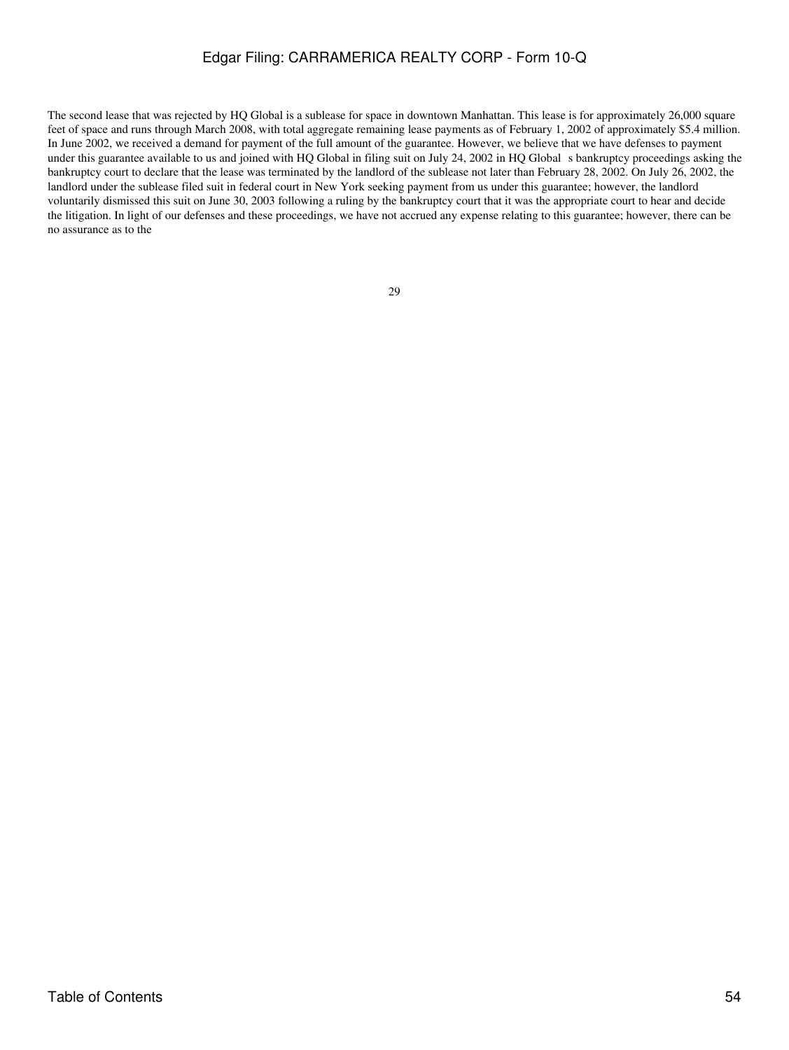The second lease that was rejected by HQ Global is a sublease for space in downtown Manhattan. This lease is for approximately 26,000 square feet of space and runs through March 2008, with total aggregate remaining lease payments as of February 1, 2002 of approximately $5.4 million. In June 2002, we received a demand for payment of the full amount of the guarantee. However, we believe that we have defenses to payment under this guarantee available to us and joined with HQ Global in filing suit on July 24, 2002 in HQ Global s bankruptcy proceedings asking the bankruptcy court to declare that the lease was terminated by the landlord of the sublease not later than February 28, 2002. On July 26, 2002, the landlord under the sublease filed suit in federal court in New York seeking payment from us under this guarantee; however, the landlord voluntarily dismissed this suit on June 30, 2003 following a ruling by the bankruptcy court that it was the appropriate court to hear and decide the litigation. In light of our defenses and these proceedings, we have not accrued any expense relating to this guarantee; however, there can be no assurance as to the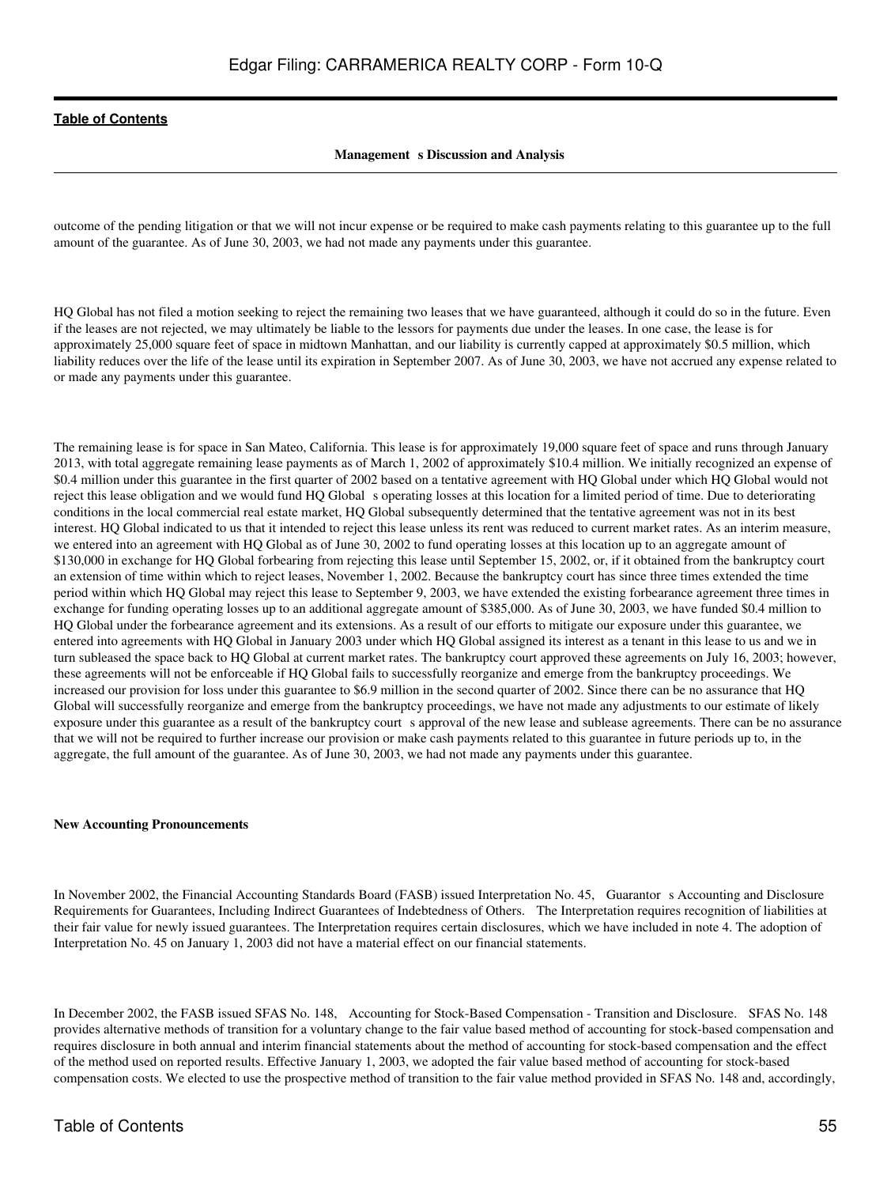outcome of the pending litigation or that we will not incur expense or be required to make cash payments relating to this guarantee up to the full amount of the guarantee. As of June 30, 2003, we had not made any payments under this guarantee.

HQ Global has not filed a motion seeking to reject the remaining two leases that we have guaranteed, although it could do so in the future. Even if the leases are not rejected, we may ultimately be liable to the lessors for payments due under the leases. In one case, the lease is for approximately 25,000 square feet of space in midtown Manhattan, and our liability is currently capped at approximately \$0.5 million, which liability reduces over the life of the lease until its expiration in September 2007. As of June 30, 2003, we have not accrued any expense related to or made any payments under this guarantee.

The remaining lease is for space in San Mateo, California. This lease is for approximately 19,000 square feet of space and runs through January 2013, with total aggregate remaining lease payments as of March 1, 2002 of approximately \$10.4 million. We initially recognized an expense of \$0.4 million under this guarantee in the first quarter of 2002 based on a tentative agreement with HQ Global under which HQ Global would not reject this lease obligation and we would fund HQ Global s operating losses at this location for a limited period of time. Due to deteriorating conditions in the local commercial real estate market, HQ Global subsequently determined that the tentative agreement was not in its best interest. HQ Global indicated to us that it intended to reject this lease unless its rent was reduced to current market rates. As an interim measure, we entered into an agreement with HQ Global as of June 30, 2002 to fund operating losses at this location up to an aggregate amount of \$130,000 in exchange for HQ Global forbearing from rejecting this lease until September 15, 2002, or, if it obtained from the bankruptcy court an extension of time within which to reject leases, November 1, 2002. Because the bankruptcy court has since three times extended the time period within which HQ Global may reject this lease to September 9, 2003, we have extended the existing forbearance agreement three times in exchange for funding operating losses up to an additional aggregate amount of \$385,000. As of June 30, 2003, we have funded \$0.4 million to HQ Global under the forbearance agreement and its extensions. As a result of our efforts to mitigate our exposure under this guarantee, we entered into agreements with HQ Global in January 2003 under which HQ Global assigned its interest as a tenant in this lease to us and we in turn subleased the space back to HQ Global at current market rates. The bankruptcy court approved these agreements on July 16, 2003; however, these agreements will not be enforceable if HQ Global fails to successfully reorganize and emerge from the bankruptcy proceedings. We increased our provision for loss under this guarantee to \$6.9 million in the second quarter of 2002. Since there can be no assurance that HQ Global will successfully reorganize and emerge from the bankruptcy proceedings, we have not made any adjustments to our estimate of likely exposure under this guarantee as a result of the bankruptcy court s approval of the new lease and sublease agreements. There can be no assurance that we will not be required to further increase our provision or make cash payments related to this guarantee in future periods up to, in the aggregate, the full amount of the guarantee. As of June 30, 2003, we had not made any payments under this guarantee.

**New Accounting Pronouncements**

In November 2002, the Financial Accounting Standards Board (FASB) issued Interpretation No. 45, Guarantor s Accounting and Disclosure Requirements for Guarantees, Including Indirect Guarantees of Indebtedness of Others. The Interpretation requires recognition of liabilities at their fair value for newly issued guarantees. The Interpretation requires certain disclosures, which we have included in note 4. The adoption of Interpretation No. 45 on January 1, 2003 did not have a material effect on our financial statements.

In December 2002, the FASB issued SFAS No. 148, Accounting for Stock-Based Compensation - Transition and Disclosure. SFAS No. 148 provides alternative methods of transition for a voluntary change to the fair value based method of accounting for stock-based compensation and requires disclosure in both annual and interim financial statements about the method of accounting for stock-based compensation and the effect of the method used on reported results. Effective January 1, 2003, we adopted the fair value based method of accounting for stock-based compensation costs. We elected to use the prospective method of transition to the fair value method provided in SFAS No. 148 and, accordingly,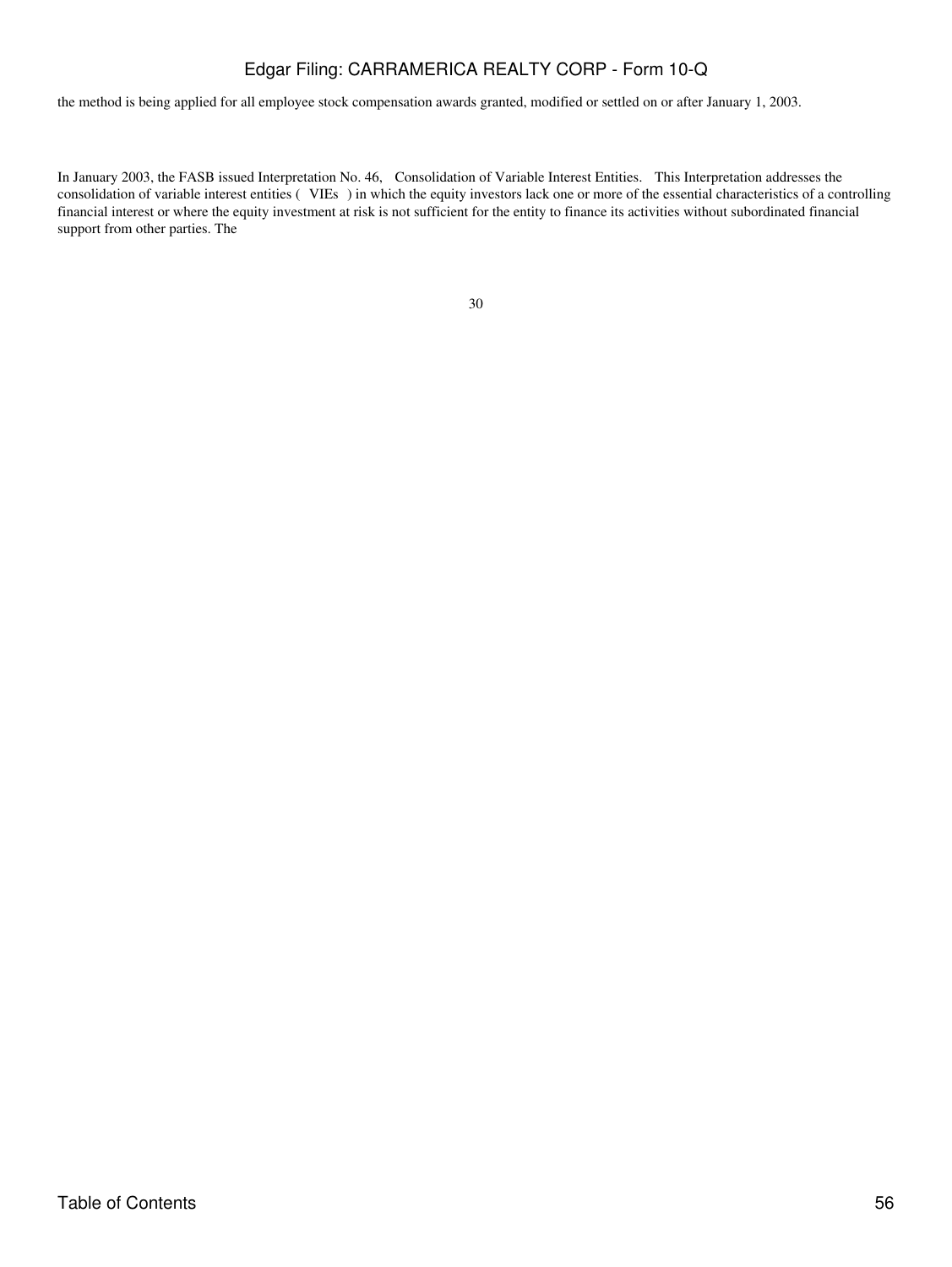the method is being applied for all employee stock compensation awards granted, modified or settled on or after January 1, 2003.

In January 2003, the FASB issued Interpretation No. 46, Consolidation of Variable Interest Entities. This Interpretation addresses the consolidation of variable interest entities ( VIEs ) in which the equity investors lack one or more of the essential characteristics of a controlling financial interest or where the equity investment at risk is not sufficient for the entity to finance its activities without subordinated financial support from other parties. The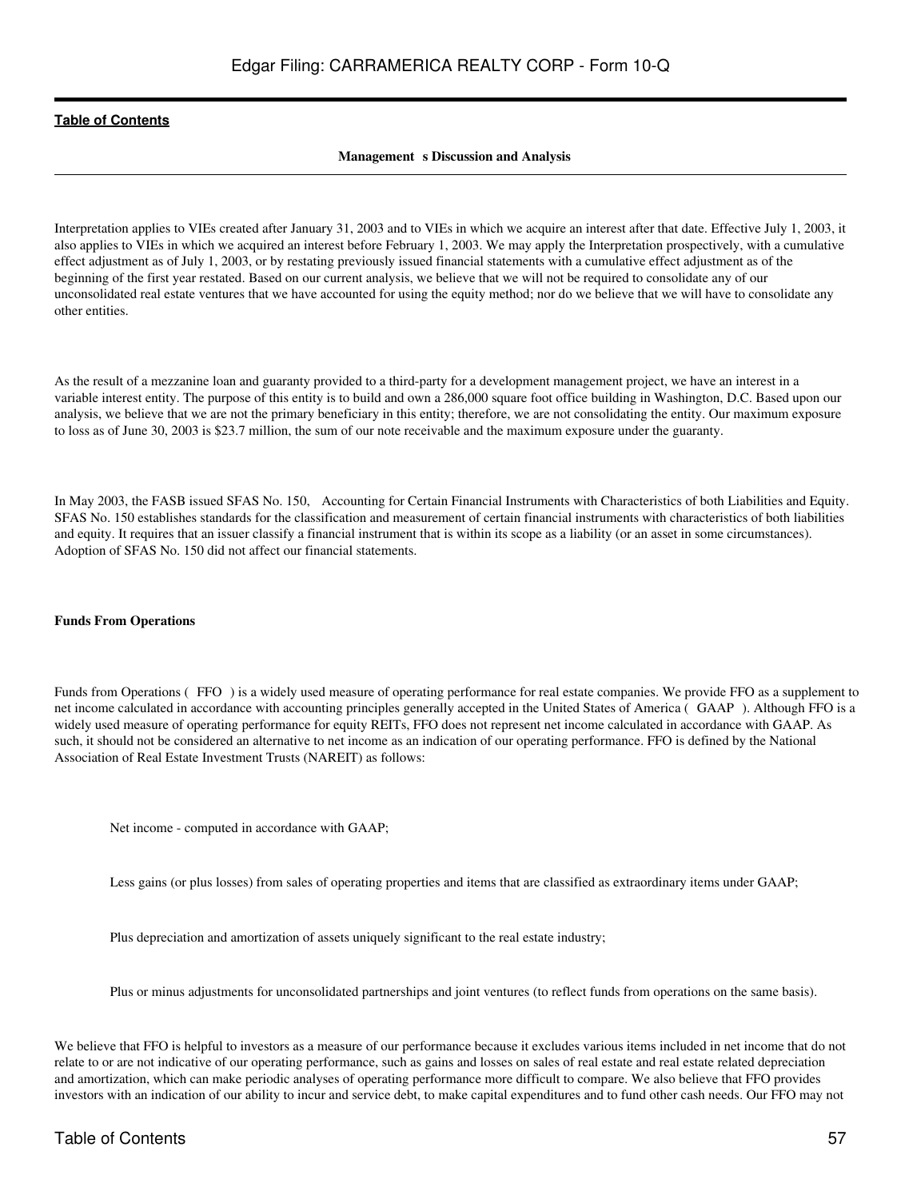Interpretation applies to VIEs created after January 31, 2003 and to VIEs in which we acquire an interest after that date. Effective July 1, 2003, it also applies to VIEs in which we acquired an interest before February 1, 2003. We may apply the Interpretation prospectively, with a cumulative effect adjustment as of July 1, 2003, or by restating previously issued financial statements with a cumulative effect adjustment as of the beginning of the first year restated. Based on our current analysis, we believe that we will not be required to consolidate any of our unconsolidated real estate ventures that we have accounted for using the equity method; nor do we believe that we will have to consolidate any other entities.

As the result of a mezzanine loan and guaranty provided to a third-party for a development management project, we have an interest in a variable interest entity. The purpose of this entity is to build and own a 286,000 square foot office building in Washington, D.C. Based upon our analysis, we believe that we are not the primary beneficiary in this entity; therefore, we are not consolidating the entity. Our maximum exposure to loss as of June 30, 2003 is $23.7 million, the sum of our note receivable and the maximum exposure under the guaranty.

In May 2003, the FASB issued SFAS No. 150, Accounting for Certain Financial Instruments with Characteristics of both Liabilities and Equity. SFAS No. 150 establishes standards for the classification and measurement of certain financial instruments with characteristics of both liabilities and equity. It requires that an issuer classify a financial instrument that is within its scope as a liability (or an asset in some circumstances). Adoption of SFAS No. 150 did not affect our financial statements.

**Funds From Operations**

Funds from Operations ( FFO ) is a widely used measure of operating performance for real estate companies. We provide FFO as a supplement to net income calculated in accordance with accounting principles generally accepted in the United States of America ( GAAP ). Although FFO is a widely used measure of operating performance for equity REITs, FFO does not represent net income calculated in accordance with GAAP. As such, it should not be considered an alternative to net income as an indication of our operating performance. FFO is defined by the National Association of Real Estate Investment Trusts (NAREIT) as follows:

- Net income - computed in accordance with GAAP;
- Less gains (or plus losses) from sales of operating properties and items that are classified as extraordinary items under GAAP;
- Plus depreciation and amortization of assets uniquely significant to the real estate industry;
- Plus or minus adjustments for unconsolidated partnerships and joint ventures (to reflect funds from operations on the same basis).

We believe that FFO is helpful to investors as a measure of our performance because it excludes various items included in net income that do not relate to or are not indicative of our operating performance, such as gains and losses on sales of real estate and real estate related depreciation and amortization, which can make periodic analyses of operating performance more difficult to compare. We also believe that FFO provides investors with an indication of our ability to incur and service debt, to make capital expenditures and to fund other cash needs. Our FFO may not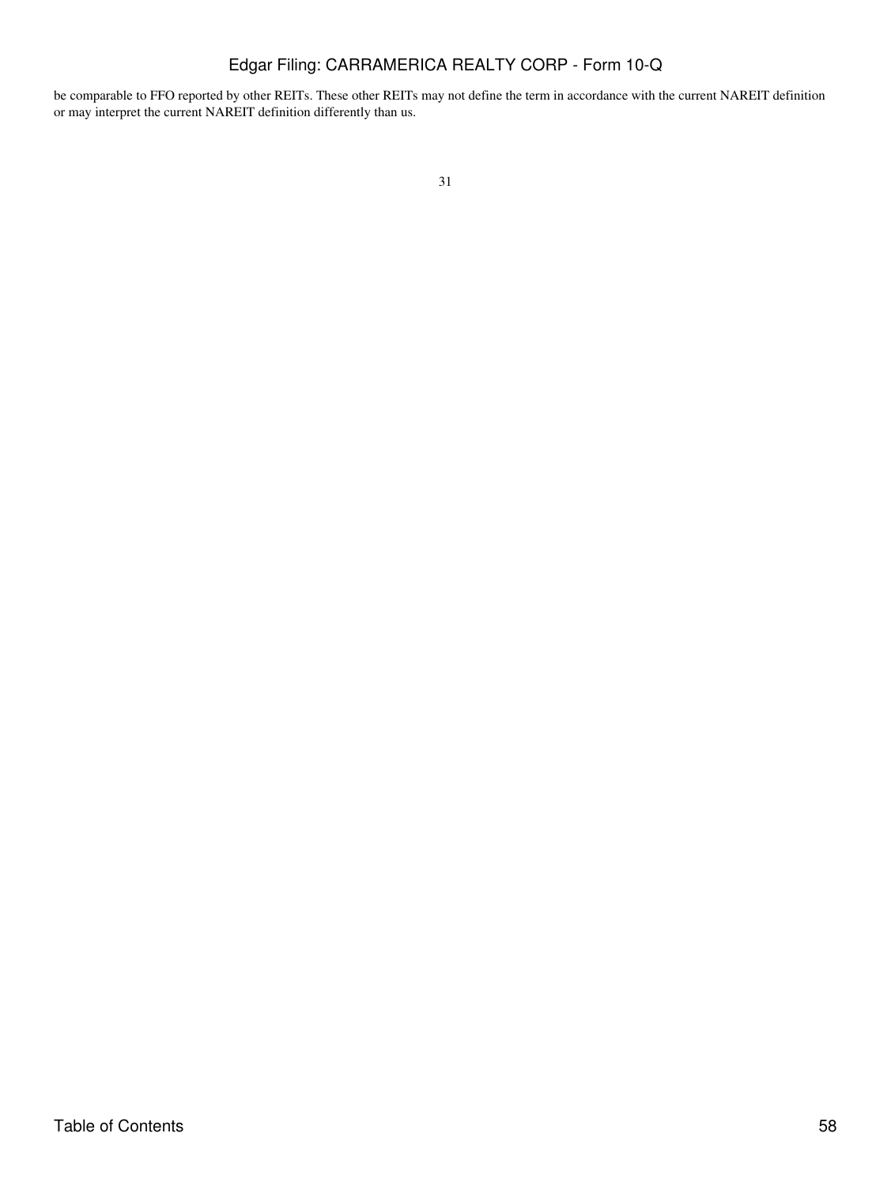be comparable to FFO reported by other REITs. These other REITs may not define the term in accordance with the current NAREIT definition or may interpret the current NAREIT definition differently than us.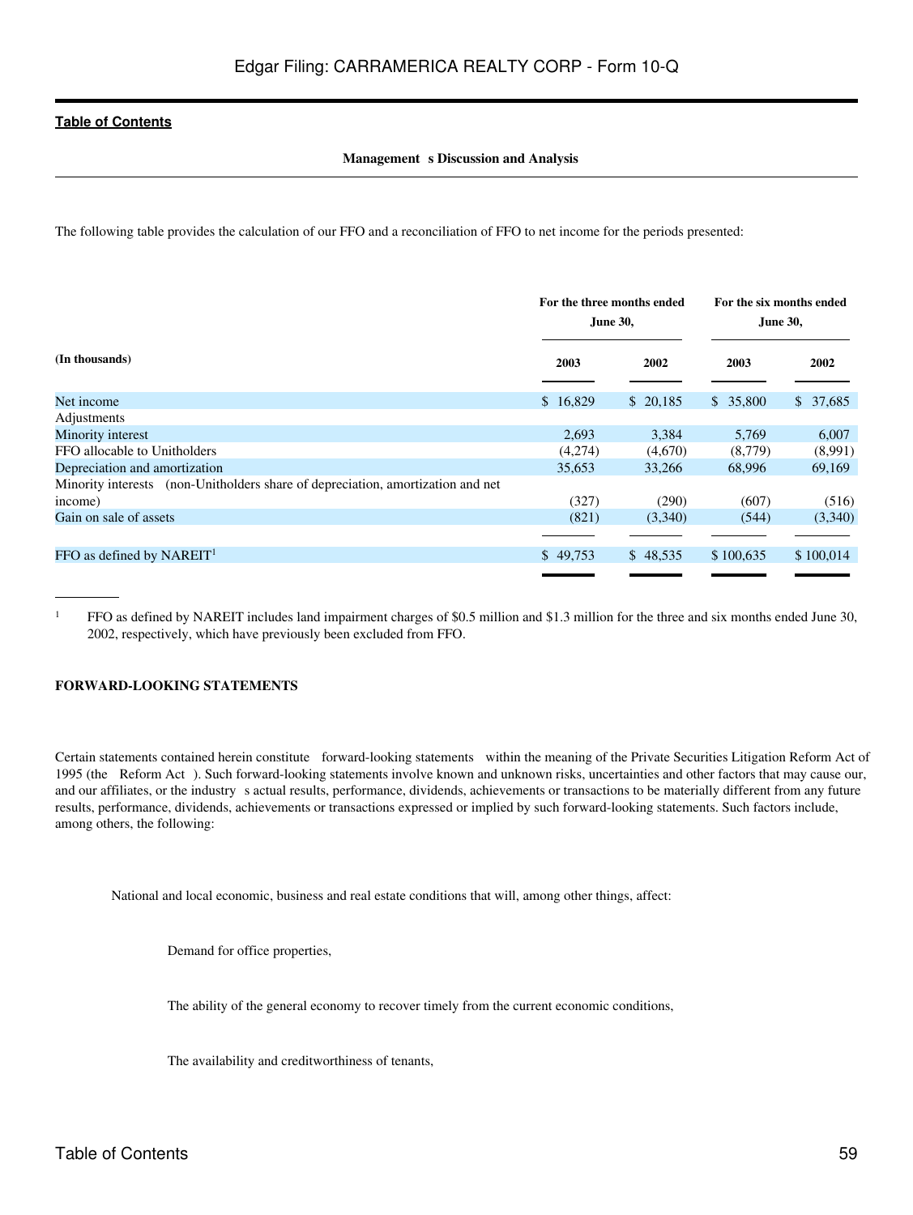**Management's Discussion and Analysis**

The following table provides the calculation of our FFO and a reconciliation of FFO to net income for the periods presented:

| (In thousands) | For the three months ended June 30, | | For the six months ended June 30, | |
|---|---|---|---|---|
| | 2003 | 2002 | 2003 | 2002 |
| Net income | $ 16,829 | $ 20,185 | $ 35,800 | $ 37,685 |
| Adjustments | | | | |
| Minority interest | 2,693 | 3,384 | 5,769 | 6,007 |
| FFO allocable to Unitholders | (4,274) | (4,670) | (8,779) | (8,991) |
| Depreciation and amortization | 35,653 | 33,266 | 68,996 | 69,169 |
| Minority interests (non-Unitholders share of depreciation, amortization and net income) | (327) | (290) | (607) | (516) |
| Gain on sale of assets | (821) | (3,340) | (544) | (3,340) |
| FFO as defined by NAREIT[1] | $ 49,753 | $ 48,535 | $ 100,635 | $ 100,014 |

[1] FFO as defined by NAREIT includes land impairment charges of $0.5 million and $1.3 million for the three and six months ended June 30, 2002, respectively, which have previously been excluded from FFO.

**FORWARD-LOOKING STATEMENTS**

Certain statements contained herein constitute "forward-looking statements" within the meaning of the Private Securities Litigation Reform Act of 1995 (the "Reform Act"). Such forward-looking statements involve known and unknown risks, uncertainties and other factors that may cause our, and our affiliates, or the industry's actual results, performance, dividends, achievements or transactions to be materially different from any future results, performance, dividends, achievements or transactions expressed or implied by such forward-looking statements. Such factors include, among others, the following:

- National and local economic, business and real estate conditions that will, among other things, affect:
  - Demand for office properties,
  - The ability of the general economy to recover timely from the current economic conditions,
  - The availability and creditworthiness of tenants,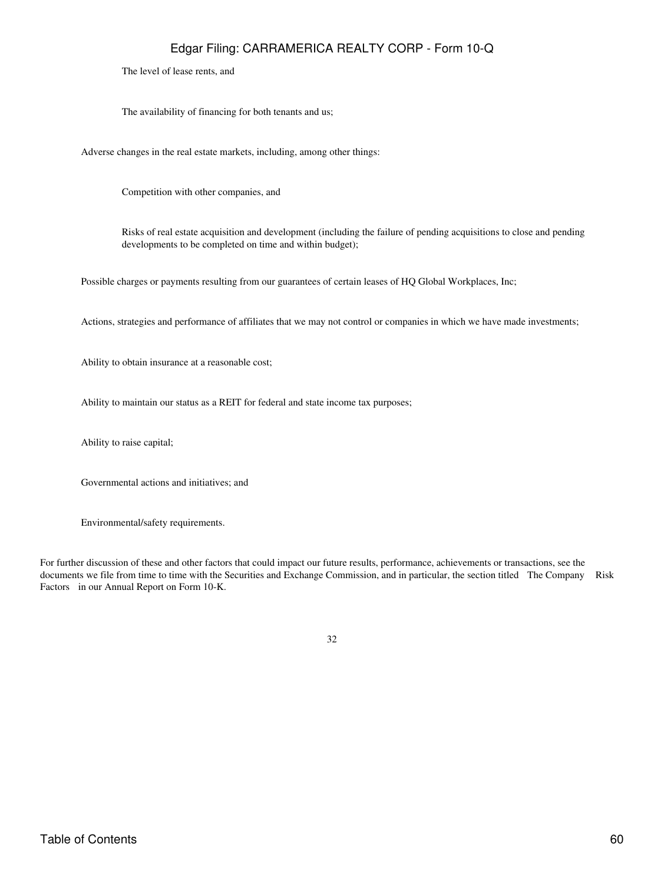- The level of lease rents, and
- The availability of financing for both tenants and us;

- Adverse changes in the real estate markets, including, among other things:
  - Competition with other companies, and
  - Risks of real estate acquisition and development (including the failure of pending acquisitions to close and pending developments to be completed on time and within budget);
- Possible charges or payments resulting from our guarantees of certain leases of HQ Global Workplaces, Inc;
- Actions, strategies and performance of affiliates that we may not control or companies in which we have made investments;
- Ability to obtain insurance at a reasonable cost;
- Ability to maintain our status as a REIT for federal and state income tax purposes;
- Ability to raise capital;
- Governmental actions and initiatives; and
- Environmental/safety requirements.

For further discussion of these and other factors that could impact our future results, performance, achievements or transactions, see the documents we file from time to time with the Securities and Exchange Commission, and in particular, the section titled The Company Risk Factors in our Annual Report on Form 10-K.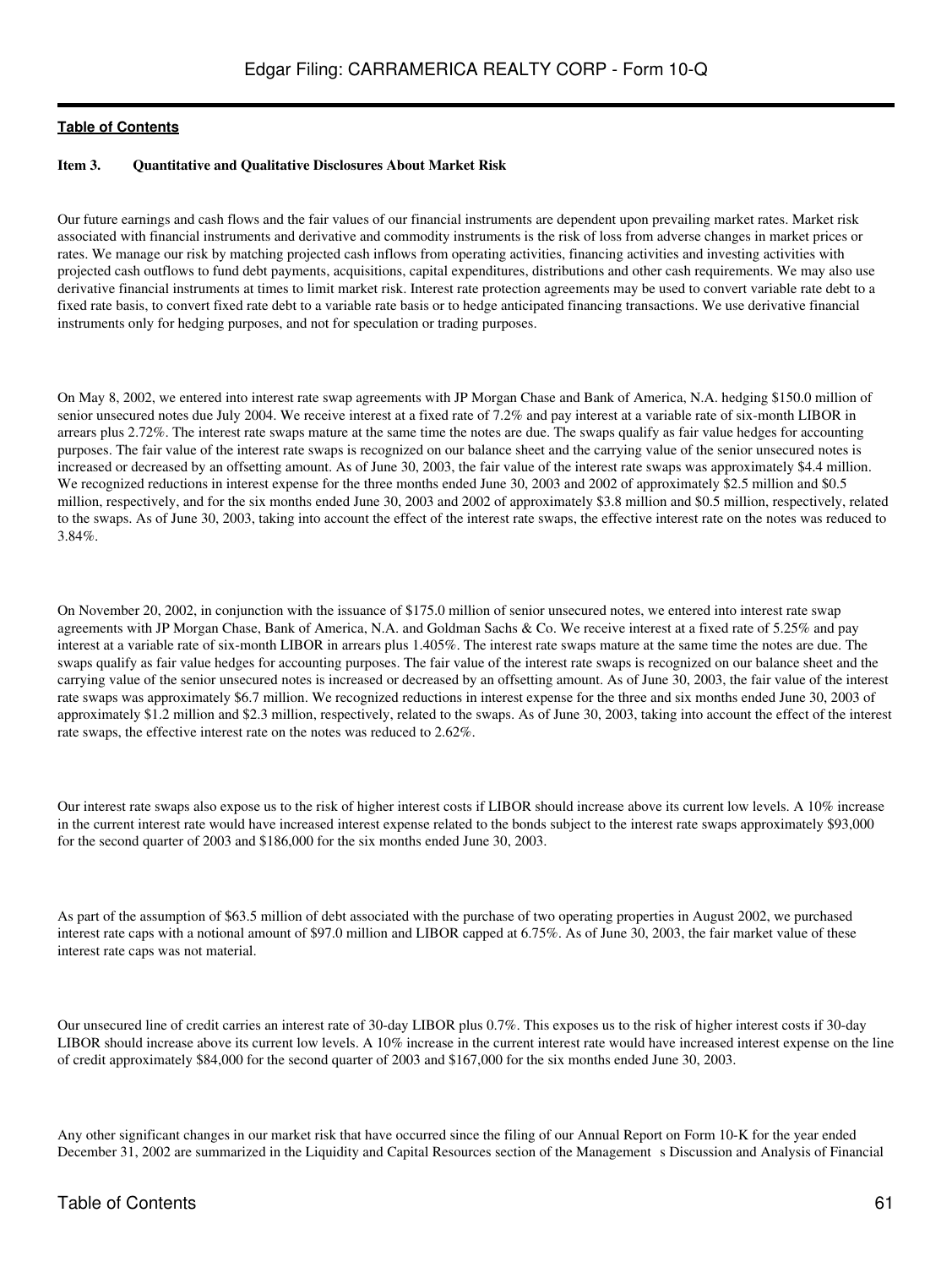**Table of Contents**

### Item 3. Quantitative and Qualitative Disclosures About Market Risk

Our future earnings and cash flows and the fair values of our financial instruments are dependent upon prevailing market rates. Market risk associated with financial instruments and derivative and commodity instruments is the risk of loss from adverse changes in market prices or rates. We manage our risk by matching projected cash inflows from operating activities, financing activities and investing activities with projected cash outflows to fund debt payments, acquisitions, capital expenditures, distributions and other cash requirements. We may also use derivative financial instruments at times to limit market risk. Interest rate protection agreements may be used to convert variable rate debt to a fixed rate basis, to convert fixed rate debt to a variable rate basis or to hedge anticipated financing transactions. We use derivative financial instruments only for hedging purposes, and not for speculation or trading purposes.

On May 8, 2002, we entered into interest rate swap agreements with JP Morgan Chase and Bank of America, N.A. hedging $150.0 million of senior unsecured notes due July 2004. We receive interest at a fixed rate of 7.2% and pay interest at a variable rate of six-month LIBOR in arrears plus 2.72%. The interest rate swaps mature at the same time the notes are due. The swaps qualify as fair value hedges for accounting purposes. The fair value of the interest rate swaps is recognized on our balance sheet and the carrying value of the senior unsecured notes is increased or decreased by an offsetting amount. As of June 30, 2003, the fair value of the interest rate swaps was approximately $4.4 million. We recognized reductions in interest expense for the three months ended June 30, 2003 and 2002 of approximately $2.5 million and $0.5 million, respectively, and for the six months ended June 30, 2003 and 2002 of approximately $3.8 million and $0.5 million, respectively, related to the swaps. As of June 30, 2003, taking into account the effect of the interest rate swaps, the effective interest rate on the notes was reduced to 3.84%.

On November 20, 2002, in conjunction with the issuance of $175.0 million of senior unsecured notes, we entered into interest rate swap agreements with JP Morgan Chase, Bank of America, N.A. and Goldman Sachs & Co. We receive interest at a fixed rate of 5.25% and pay interest at a variable rate of six-month LIBOR in arrears plus 1.405%. The interest rate swaps mature at the same time the notes are due. The swaps qualify as fair value hedges for accounting purposes. The fair value of the interest rate swaps is recognized on our balance sheet and the carrying value of the senior unsecured notes is increased or decreased by an offsetting amount. As of June 30, 2003, the fair value of the interest rate swaps was approximately $6.7 million. We recognized reductions in interest expense for the three and six months ended June 30, 2003 of approximately $1.2 million and $2.3 million, respectively, related to the swaps. As of June 30, 2003, taking into account the effect of the interest rate swaps, the effective interest rate on the notes was reduced to 2.62%.

Our interest rate swaps also expose us to the risk of higher interest costs if LIBOR should increase above its current low levels. A 10% increase in the current interest rate would have increased interest expense related to the bonds subject to the interest rate swaps approximately $93,000 for the second quarter of 2003 and $186,000 for the six months ended June 30, 2003.

As part of the assumption of $63.5 million of debt associated with the purchase of two operating properties in August 2002, we purchased interest rate caps with a notional amount of $97.0 million and LIBOR capped at 6.75%. As of June 30, 2003, the fair market value of these interest rate caps was not material.

Our unsecured line of credit carries an interest rate of 30-day LIBOR plus 0.7%. This exposes us to the risk of higher interest costs if 30-day LIBOR should increase above its current low levels. A 10% increase in the current interest rate would have increased interest expense on the line of credit approximately $84,000 for the second quarter of 2003 and $167,000 for the six months ended June 30, 2003.

Any other significant changes in our market risk that have occurred since the filing of our Annual Report on Form 10-K for the year ended December 31, 2002 are summarized in the Liquidity and Capital Resources section of the Management s Discussion and Analysis of Financial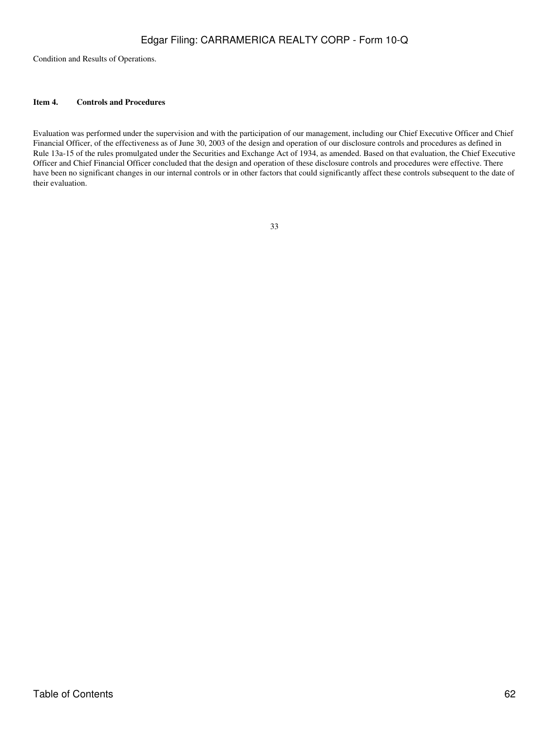Condition and Results of Operations.

**Item 4. Controls and Procedures**

Evaluation was performed under the supervision and with the participation of our management, including our Chief Executive Officer and Chief Financial Officer, of the effectiveness as of June 30, 2003 of the design and operation of our disclosure controls and procedures as defined in Rule 13a-15 of the rules promulgated under the Securities and Exchange Act of 1934, as amended. Based on that evaluation, the Chief Executive Officer and Chief Financial Officer concluded that the design and operation of these disclosure controls and procedures were effective. There have been no significant changes in our internal controls or in other factors that could significantly affect these controls subsequent to the date of their evaluation.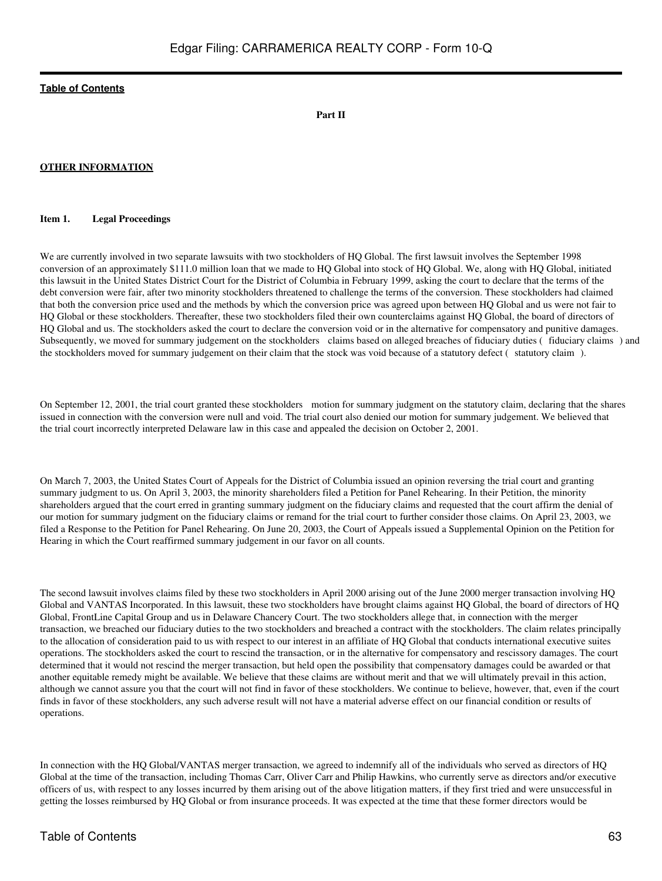**Part II**

**OTHER INFORMATION**

**Item 1. Legal Proceedings**

We are currently involved in two separate lawsuits with two stockholders of HQ Global. The first lawsuit involves the September 1998 conversion of an approximately $111.0 million loan that we made to HQ Global into stock of HQ Global. We, along with HQ Global, initiated this lawsuit in the United States District Court for the District of Columbia in February 1999, asking the court to declare that the terms of the debt conversion were fair, after two minority stockholders threatened to challenge the terms of the conversion. These stockholders had claimed that both the conversion price used and the methods by which the conversion price was agreed upon between HQ Global and us were not fair to HQ Global or these stockholders. Thereafter, these two stockholders filed their own counterclaims against HQ Global, the board of directors of HQ Global and us. The stockholders asked the court to declare the conversion void or in the alternative for compensatory and punitive damages. Subsequently, we moved for summary judgement on the stockholders claims based on alleged breaches of fiduciary duties ( fiduciary claims ) and the stockholders moved for summary judgement on their claim that the stock was void because of a statutory defect ( statutory claim ).

On September 12, 2001, the trial court granted these stockholders motion for summary judgment on the statutory claim, declaring that the shares issued in connection with the conversion were null and void. The trial court also denied our motion for summary judgement. We believed that the trial court incorrectly interpreted Delaware law in this case and appealed the decision on October 2, 2001.

On March 7, 2003, the United States Court of Appeals for the District of Columbia issued an opinion reversing the trial court and granting summary judgment to us. On April 3, 2003, the minority shareholders filed a Petition for Panel Rehearing. In their Petition, the minority shareholders argued that the court erred in granting summary judgment on the fiduciary claims and requested that the court affirm the denial of our motion for summary judgment on the fiduciary claims or remand for the trial court to further consider those claims. On April 23, 2003, we filed a Response to the Petition for Panel Rehearing. On June 20, 2003, the Court of Appeals issued a Supplemental Opinion on the Petition for Hearing in which the Court reaffirmed summary judgement in our favor on all counts.

The second lawsuit involves claims filed by these two stockholders in April 2000 arising out of the June 2000 merger transaction involving HQ Global and VANTAS Incorporated. In this lawsuit, these two stockholders have brought claims against HQ Global, the board of directors of HQ Global, FrontLine Capital Group and us in Delaware Chancery Court. The two stockholders allege that, in connection with the merger transaction, we breached our fiduciary duties to the two stockholders and breached a contract with the stockholders. The claim relates principally to the allocation of consideration paid to us with respect to our interest in an affiliate of HQ Global that conducts international executive suites operations. The stockholders asked the court to rescind the transaction, or in the alternative for compensatory and rescissory damages. The court determined that it would not rescind the merger transaction, but held open the possibility that compensatory damages could be awarded or that another equitable remedy might be available. We believe that these claims are without merit and that we will ultimately prevail in this action, although we cannot assure you that the court will not find in favor of these stockholders. We continue to believe, however, that, even if the court finds in favor of these stockholders, any such adverse result will not have a material adverse effect on our financial condition or results of operations.

In connection with the HQ Global/VANTAS merger transaction, we agreed to indemnify all of the individuals who served as directors of HQ Global at the time of the transaction, including Thomas Carr, Oliver Carr and Philip Hawkins, who currently serve as directors and/or executive officers of us, with respect to any losses incurred by them arising out of the above litigation matters, if they first tried and were unsuccessful in getting the losses reimbursed by HQ Global or from insurance proceeds. It was expected at the time that these former directors would be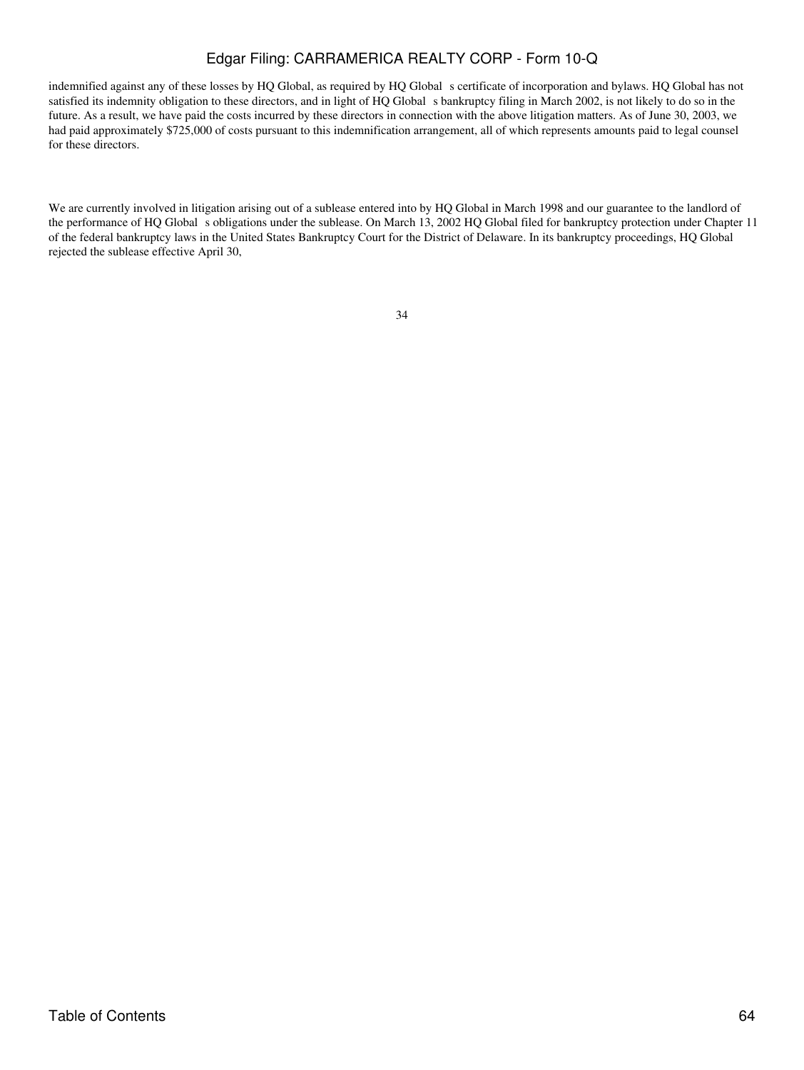indemnified against any of these losses by HQ Global, as required by HQ Global s certificate of incorporation and bylaws. HQ Global has not satisfied its indemnity obligation to these directors, and in light of HQ Global s bankruptcy filing in March 2002, is not likely to do so in the future. As a result, we have paid the costs incurred by these directors in connection with the above litigation matters. As of June 30, 2003, we had paid approximately $725,000 of costs pursuant to this indemnification arrangement, all of which represents amounts paid to legal counsel for these directors.

We are currently involved in litigation arising out of a sublease entered into by HQ Global in March 1998 and our guarantee to the landlord of the performance of HQ Global s obligations under the sublease. On March 13, 2002 HQ Global filed for bankruptcy protection under Chapter 11 of the federal bankruptcy laws in the United States Bankruptcy Court for the District of Delaware. In its bankruptcy proceedings, HQ Global rejected the sublease effective April 30,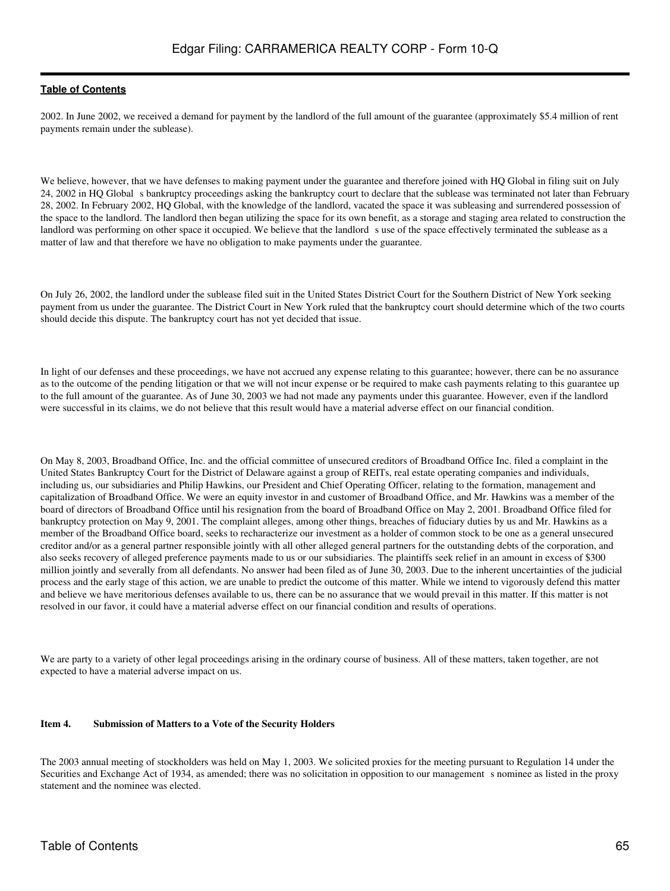2002. In June 2002, we received a demand for payment by the landlord of the full amount of the guarantee (approximately $5.4 million of rent payments remain under the sublease).

We believe, however, that we have defenses to making payment under the guarantee and therefore joined with HQ Global in filing suit on July 24, 2002 in HQ Global s bankruptcy proceedings asking the bankruptcy court to declare that the sublease was terminated not later than February 28, 2002. In February 2002, HQ Global, with the knowledge of the landlord, vacated the space it was subleasing and surrendered possession of the space to the landlord. The landlord then began utilizing the space for its own benefit, as a storage and staging area related to construction the landlord was performing on other space it occupied. We believe that the landlord s use of the space effectively terminated the sublease as a matter of law and that therefore we have no obligation to make payments under the guarantee.

On July 26, 2002, the landlord under the sublease filed suit in the United States District Court for the Southern District of New York seeking payment from us under the guarantee. The District Court in New York ruled that the bankruptcy court should determine which of the two courts should decide this dispute. The bankruptcy court has not yet decided that issue.

In light of our defenses and these proceedings, we have not accrued any expense relating to this guarantee; however, there can be no assurance as to the outcome of the pending litigation or that we will not incur expense or be required to make cash payments relating to this guarantee up to the full amount of the guarantee. As of June 30, 2003 we had not made any payments under this guarantee. However, even if the landlord were successful in its claims, we do not believe that this result would have a material adverse effect on our financial condition.

On May 8, 2003, Broadband Office, Inc. and the official committee of unsecured creditors of Broadband Office Inc. filed a complaint in the United States Bankruptcy Court for the District of Delaware against a group of REITs, real estate operating companies and individuals, including us, our subsidiaries and Philip Hawkins, our President and Chief Operating Officer, relating to the formation, management and capitalization of Broadband Office. We were an equity investor in and customer of Broadband Office, and Mr. Hawkins was a member of the board of directors of Broadband Office until his resignation from the board of Broadband Office on May 2, 2001. Broadband Office filed for bankruptcy protection on May 9, 2001. The complaint alleges, among other things, breaches of fiduciary duties by us and Mr. Hawkins as a member of the Broadband Office board, seeks to recharacterize our investment as a holder of common stock to be one as a general unsecured creditor and/or as a general partner responsible jointly with all other alleged general partners for the outstanding debts of the corporation, and also seeks recovery of alleged preference payments made to us or our subsidiaries. The plaintiffs seek relief in an amount in excess of $300 million jointly and severally from all defendants. No answer had been filed as of June 30, 2003. Due to the inherent uncertainties of the judicial process and the early stage of this action, we are unable to predict the outcome of this matter. While we intend to vigorously defend this matter and believe we have meritorious defenses available to us, there can be no assurance that we would prevail in this matter. If this matter is not resolved in our favor, it could have a material adverse effect on our financial condition and results of operations.

We are party to a variety of other legal proceedings arising in the ordinary course of business. All of these matters, taken together, are not expected to have a material adverse impact on us.

**Item 4. Submission of Matters to a Vote of the Security Holders**

The 2003 annual meeting of stockholders was held on May 1, 2003. We solicited proxies for the meeting pursuant to Regulation 14 under the Securities and Exchange Act of 1934, as amended; there was no solicitation in opposition to our management s nominee as listed in the proxy statement and the nominee was elected.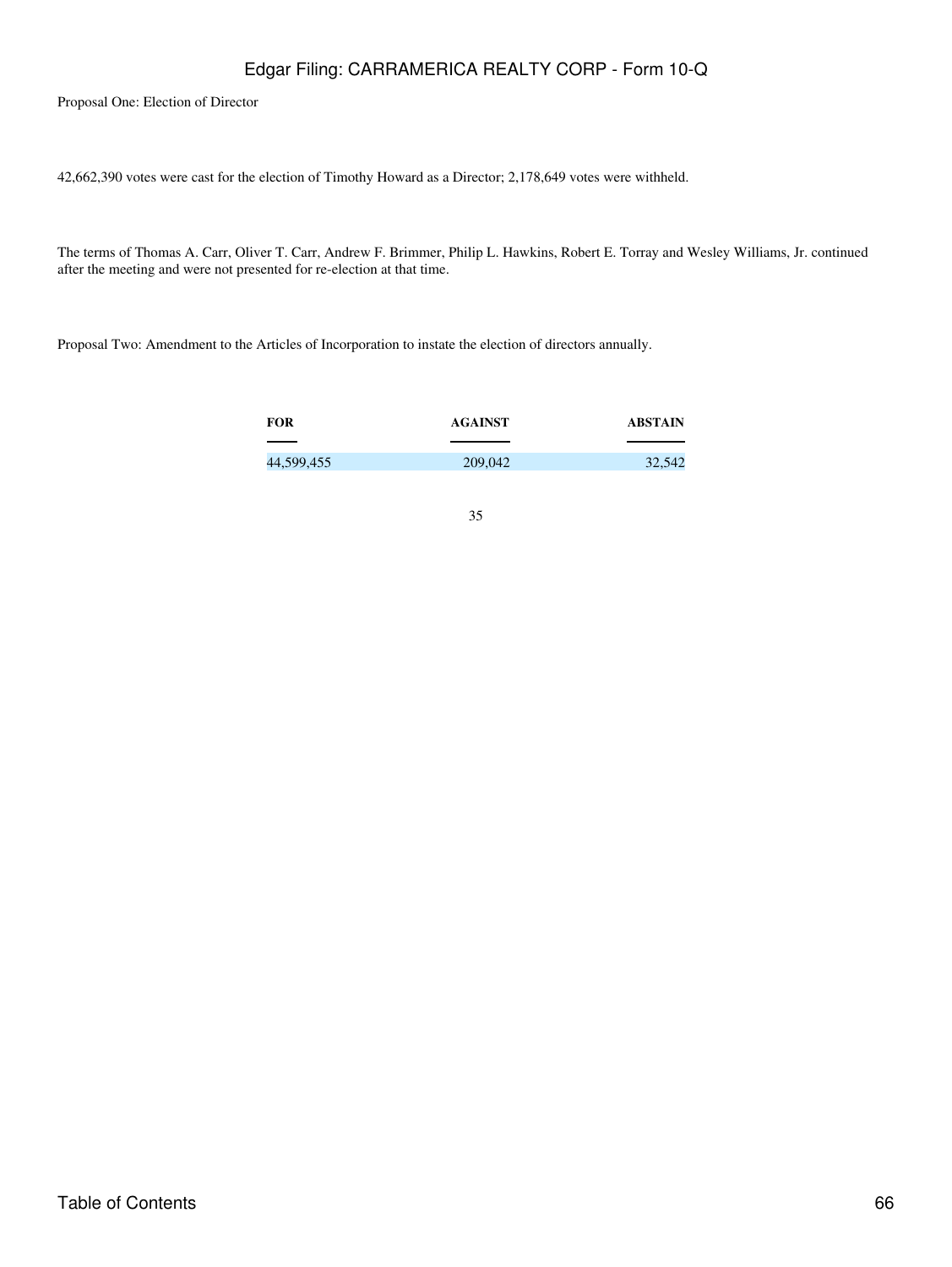Proposal One: Election of Director

42,662,390 votes were cast for the election of Timothy Howard as a Director; 2,178,649 votes were withheld.

The terms of Thomas A. Carr, Oliver T. Carr, Andrew F. Brimmer, Philip L. Hawkins, Robert E. Torray and Wesley Williams, Jr. continued after the meeting and were not presented for re-election at that time.

Proposal Two: Amendment to the Articles of Incorporation to instate the election of directors annually.

| FOR | AGAINST | ABSTAIN |
| --- | --- | --- |
| 44,599,455 | 209,042 | 32,542 |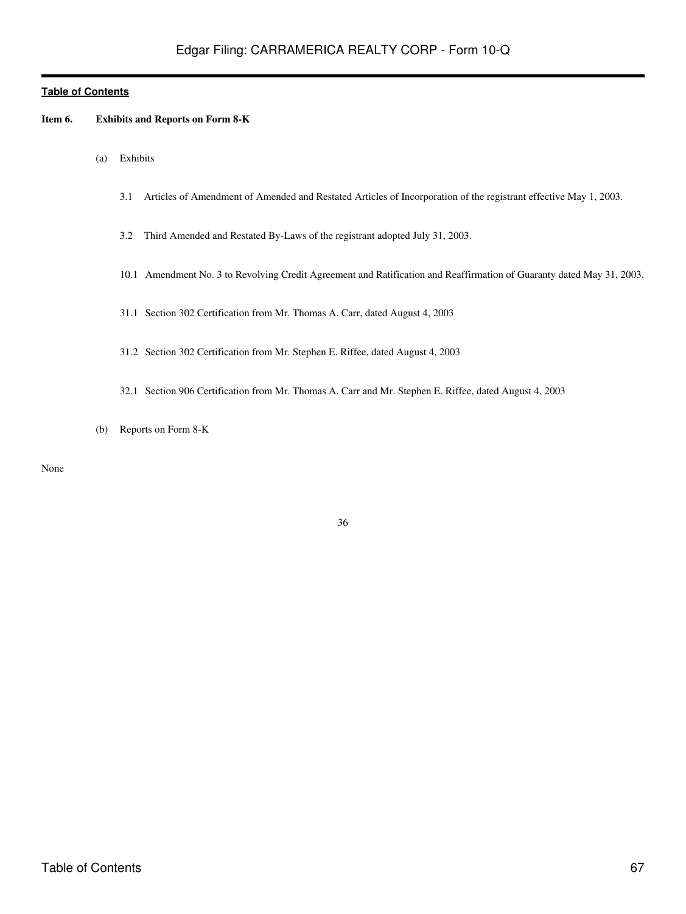**Item 6. Exhibits and Reports on Form 8-K**

(a) Exhibits

3.1 Articles of Amendment of Amended and Restated Articles of Incorporation of the registrant effective May 1, 2003.

3.2 Third Amended and Restated By-Laws of the registrant adopted July 31, 2003.

10.1 Amendment No. 3 to Revolving Credit Agreement and Ratification and Reaffirmation of Guaranty dated May 31, 2003.

31.1 Section 302 Certification from Mr. Thomas A. Carr, dated August 4, 2003

31.2 Section 302 Certification from Mr. Stephen E. Riffee, dated August 4, 2003

32.1 Section 906 Certification from Mr. Thomas A. Carr and Mr. Stephen E. Riffee, dated August 4, 2003

(b) Reports on Form 8-K

None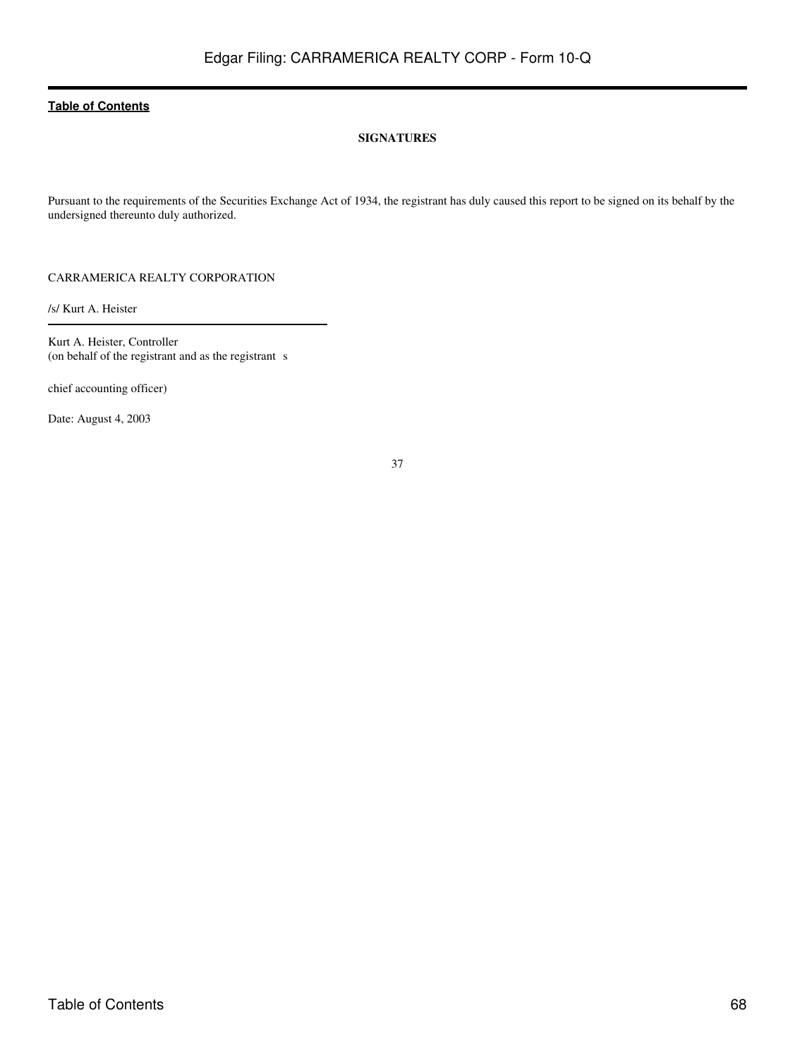**SIGNATURES**

Pursuant to the requirements of the Securities Exchange Act of 1934, the registrant has duly caused this report to be signed on its behalf by the undersigned thereunto duly authorized.

CARRAMERICA REALTY CORPORATION

/s/ Kurt A. Heister

Kurt A. Heister, Controller
(on behalf of the registrant and as the registrant s

chief accounting officer)

Date: August 4, 2003